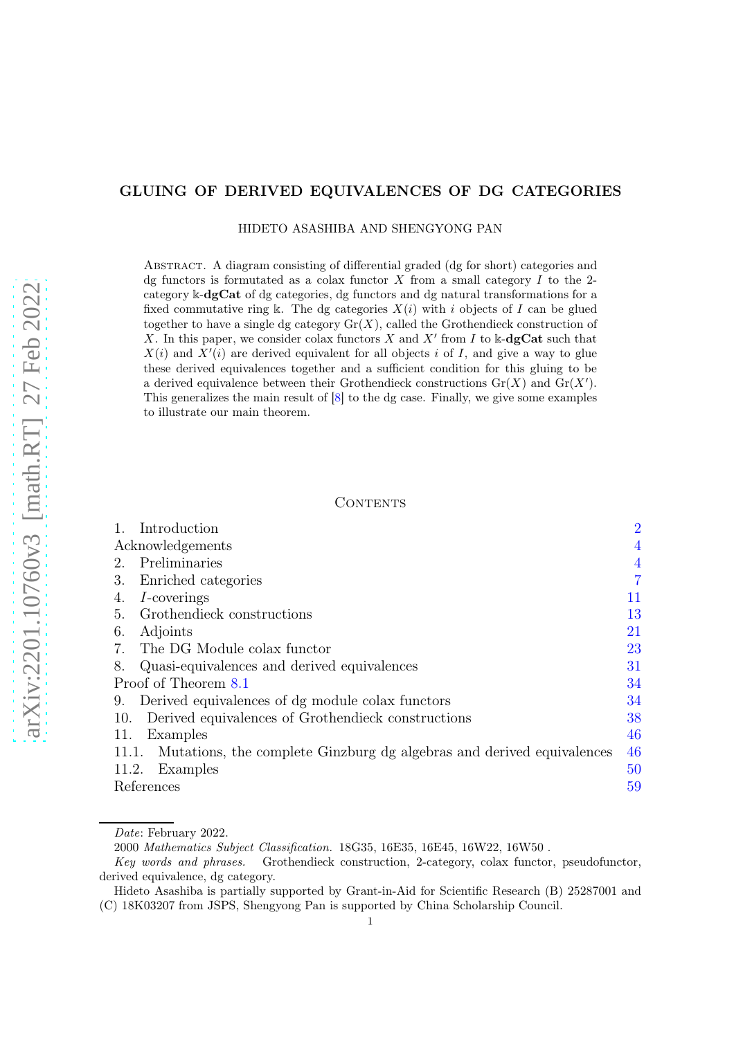# GLUING OF DERIVED EQUIVALENCES OF DG CATEGORIES

HIDETO ASASHIBA AND SHENGYONG PAN

Abstract. A diagram consisting of differential graded (dg for short) categories and dg functors is formutated as a colax functor $X$ from a small category $I$ to the 2-category $\Bbbk$-**dgCat** of dg categories, dg functors and dg natural transformations for a fixed commutative ring $\Bbbk$. The dg categories $X(i)$ with $i$ objects of $I$ can be glued together to have a single dg category $\mathrm{Gr}(X)$, called the Grothendieck construction of $X$. In this paper, we consider colax functors $X$ and $X'$ from $I$ to $\Bbbk$-**dgCat** such that $X(i)$ and $X'(i)$ are derived equivalent for all objects $i$ of $I$, and give a way to glue these derived equivalences together and a sufficient condition for this gluing to be a derived equivalence between their Grothendieck constructions $\mathrm{Gr}(X)$ and $\mathrm{Gr}(X')$. This generalizes the main result of [8] to the dg case. Finally, we give some examples to illustrate our main theorem.

## Contents

1. Introduction 2
Acknowledgements 4
2. Preliminaries 4
3. Enriched categories 7
4. $I$-coverings 11
5. Grothendieck constructions 13
6. Adjoints 21
7. The DG Module colax functor 23
8. Quasi-equivalences and derived equivalences 31
Proof of Theorem 8.1 34
9. Derived equivalences of dg module colax functors 34
10. Derived equivalences of Grothendieck constructions 38
11. Examples 46
11.1. Mutations, the complete Ginzburg dg algebras and derived equivalences 46
11.2. Examples 50
References 59

---

*Date*: February 2022.

2000 *Mathematics Subject Classification.* 18G35, 16E35, 16E45, 16W22, 16W50 .

*Key words and phrases.* Grothendieck construction, 2-category, colax functor, pseudofunctor, derived equivalence, dg category.

Hideto Asashiba is partially supported by Grant-in-Aid for Scientific Research (B) 25287001 and (C) 18K03207 from JSPS, Shengyong Pan is supported by China Scholarship Council.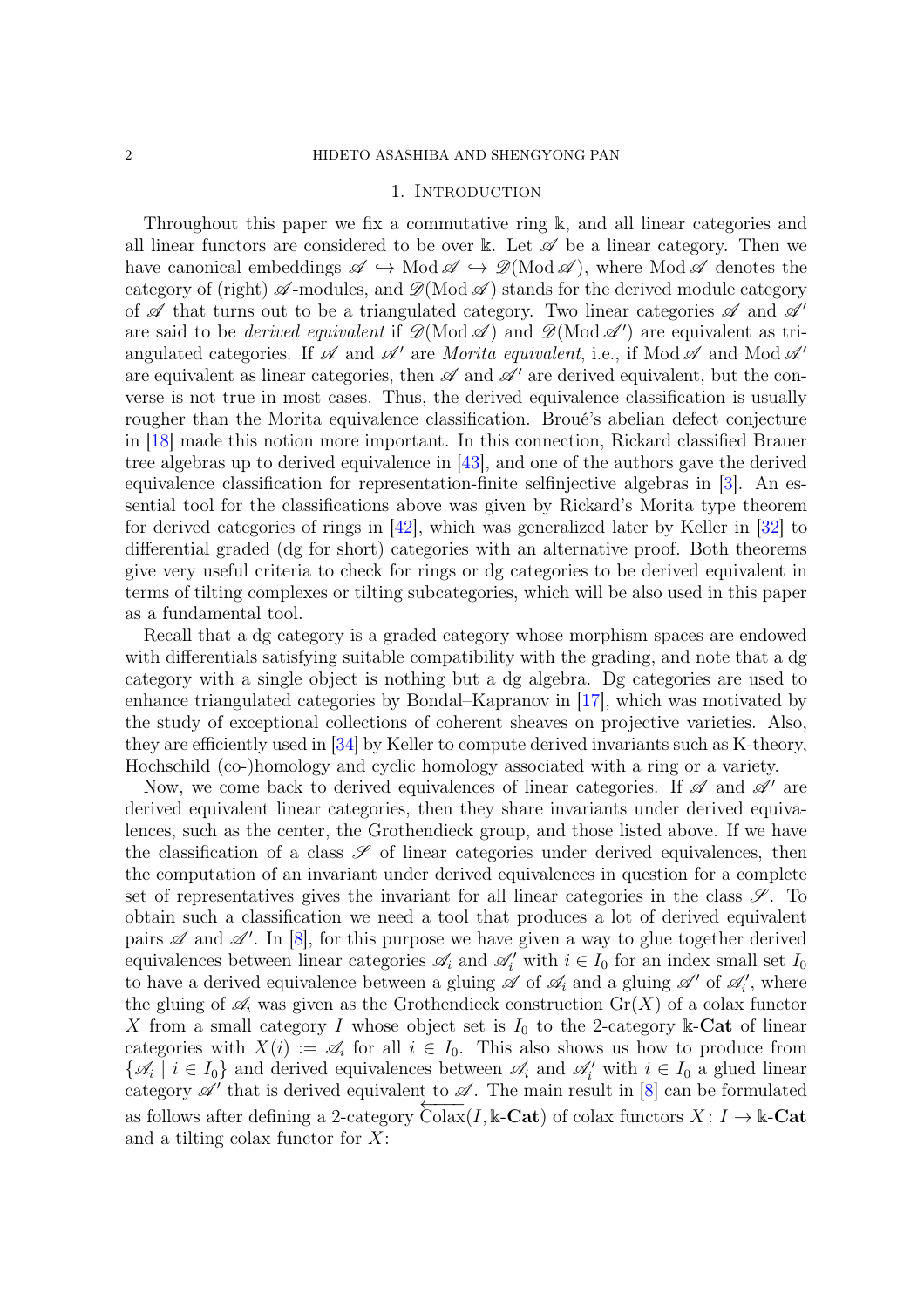## 1. Introduction

Throughout this paper we fix a commutative ring $\Bbbk$, and all linear categories and all linear functors are considered to be over $\Bbbk$. Let $\mathscr{A}$ be a linear category. Then we have canonical embeddings $\mathscr{A} \hookrightarrow \operatorname{Mod}\mathscr{A} \hookrightarrow \mathscr{D}(\operatorname{Mod}\mathscr{A})$, where $\operatorname{Mod}\mathscr{A}$ denotes the category of (right) $\mathscr{A}$-modules, and $\mathscr{D}(\operatorname{Mod}\mathscr{A})$ stands for the derived module category of $\mathscr{A}$ that turns out to be a triangulated category. Two linear categories $\mathscr{A}$ and $\mathscr{A}'$ are said to be *derived equivalent* if $\mathscr{D}(\operatorname{Mod}\mathscr{A})$ and $\mathscr{D}(\operatorname{Mod}\mathscr{A}')$ are equivalent as triangulated categories. If $\mathscr{A}$ and $\mathscr{A}'$ are *Morita equivalent*, i.e., if $\operatorname{Mod}\mathscr{A}$ and $\operatorname{Mod}\mathscr{A}'$ are equivalent as linear categories, then $\mathscr{A}$ and $\mathscr{A}'$ are derived equivalent, but the converse is not true in most cases. Thus, the derived equivalence classification is usually rougher than the Morita equivalence classification. Broué's abelian defect conjecture in [18] made this notion more important. In this connection, Rickard classified Brauer tree algebras up to derived equivalence in [43], and one of the authors gave the derived equivalence classification for representation-finite selfinjective algebras in [3]. An essential tool for the classifications above was given by Rickard's Morita type theorem for derived categories of rings in [42], which was generalized later by Keller in [32] to differential graded (dg for short) categories with an alternative proof. Both theorems give very useful criteria to check for rings or dg categories to be derived equivalent in terms of tilting complexes or tilting subcategories, which will be also used in this paper as a fundamental tool.

Recall that a dg category is a graded category whose morphism spaces are endowed with differentials satisfying suitable compatibility with the grading, and note that a dg category with a single object is nothing but a dg algebra. Dg categories are used to enhance triangulated categories by Bondal–Kapranov in [17], which was motivated by the study of exceptional collections of coherent sheaves on projective varieties. Also, they are efficiently used in [34] by Keller to compute derived invariants such as K-theory, Hochschild (co-)homology and cyclic homology associated with a ring or a variety.

Now, we come back to derived equivalences of linear categories. If $\mathscr{A}$ and $\mathscr{A}'$ are derived equivalent linear categories, then they share invariants under derived equivalences, such as the center, the Grothendieck group, and those listed above. If we have the classification of a class $\mathscr{S}$ of linear categories under derived equivalences, then the computation of an invariant under derived equivalences in question for a complete set of representatives gives the invariant for all linear categories in the class $\mathscr{S}$. To obtain such a classification we need a tool that produces a lot of derived equivalent pairs $\mathscr{A}$ and $\mathscr{A}'$. In [8], for this purpose we have given a way to glue together derived equivalences between linear categories $\mathscr{A}_i$ and $\mathscr{A}'_i$ with $i \in I_0$ for an index small set $I_0$ to have a derived equivalence between a gluing $\mathscr{A}$ of $\mathscr{A}_i$ and a gluing $\mathscr{A}'$ of $\mathscr{A}'_i$, where the gluing of $\mathscr{A}_i$ was given as the Grothendieck construction $\operatorname{Gr}(X)$ of a colax functor $X$ from a small category $I$ whose object set is $I_0$ to the 2-category $\Bbbk$-$\mathbf{Cat}$ of linear categories with $X(i) := \mathscr{A}_i$ for all $i \in I_0$. This also shows us how to produce from $\{\mathscr{A}_i \mid i \in I_0\}$ and derived equivalences between $\mathscr{A}_i$ and $\mathscr{A}'_i$ with $i \in I_0$ a glued linear category $\mathscr{A}'$ that is derived equivalent to $\mathscr{A}$. The main result in [8] can be formulated as follows after defining a 2-category $\overleftarrow{\operatorname{Colax}}(I, \Bbbk\text{-}\mathbf{Cat})$ of colax functors $X \colon I \to \Bbbk$-$\mathbf{Cat}$ and a tilting colax functor for $X$: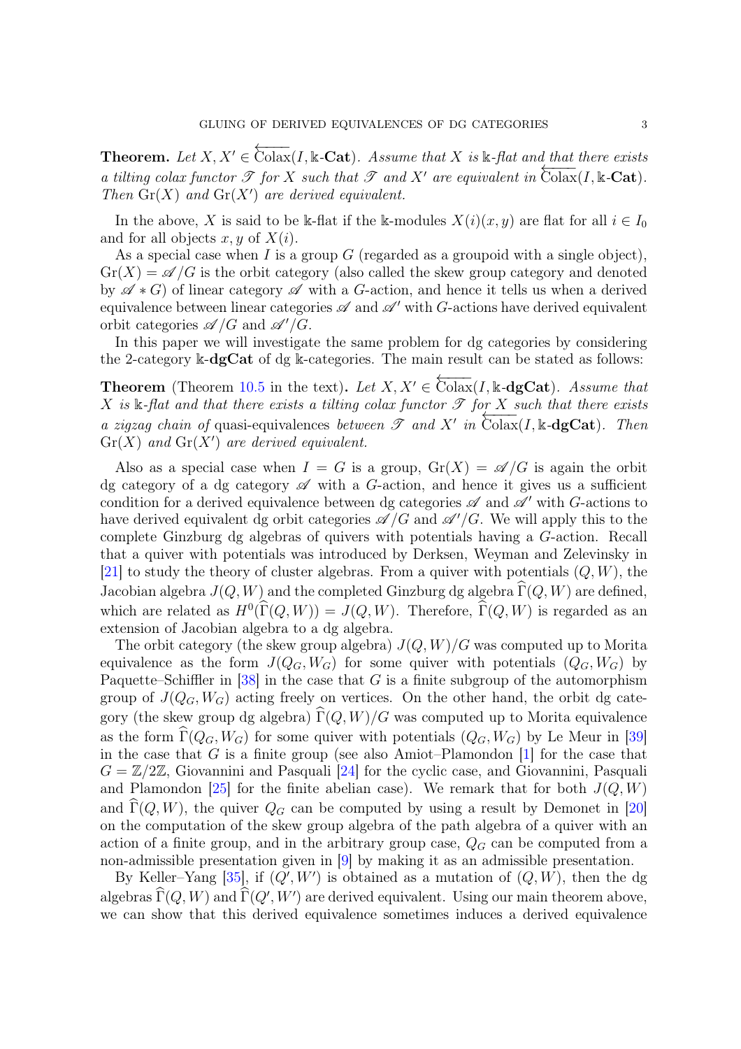**Theorem.** *Let $X, X' \in \overleftarrow{\mathrm{Colax}}(I, \Bbbk\text{-}\mathbf{Cat})$. Assume that $X$ is $\Bbbk$-flat and that there exists a tilting colax functor $\mathscr{T}$ for $X$ such that $\mathscr{T}$ and $X'$ are equivalent in $\overleftarrow{\mathrm{Colax}}(I, \Bbbk\text{-}\mathbf{Cat})$. Then $\mathrm{Gr}(X)$ and $\mathrm{Gr}(X')$ are derived equivalent.*

In the above, $X$ is said to be $\Bbbk$-flat if the $\Bbbk$-modules $X(i)(x, y)$ are flat for all $i \in I_0$ and for all objects $x, y$ of $X(i)$.

As a special case when $I$ is a group $G$ (regarded as a groupoid with a single object), $\mathrm{Gr}(X) = \mathscr{A}/G$ is the orbit category (also called the skew group category and denoted by $\mathscr{A} * G$) of linear category $\mathscr{A}$ with a $G$-action, and hence it tells us when a derived equivalence between linear categories $\mathscr{A}$ and $\mathscr{A}'$ with $G$-actions have derived equivalent orbit categories $\mathscr{A}/G$ and $\mathscr{A}'/G$.

In this paper we will investigate the same problem for dg categories by considering the 2-category $\Bbbk$-$\mathbf{dgCat}$ of dg $\Bbbk$-categories. The main result can be stated as follows:

**Theorem** (Theorem 10.5 in the text)**.** *Let $X, X' \in \overleftarrow{\mathrm{Colax}}(I, \Bbbk\text{-}\mathbf{dgCat})$. Assume that $X$ is $\Bbbk$-flat and that there exists a tilting colax functor $\mathscr{T}$ for $X$ such that there exists a zigzag chain of* quasi-equivalences *between $\mathscr{T}$ and $X'$ in $\overleftarrow{\mathrm{Colax}}(I, \Bbbk\text{-}\mathbf{dgCat})$. Then $\mathrm{Gr}(X)$ and $\mathrm{Gr}(X')$ are derived equivalent.*

Also as a special case when $I = G$ is a group, $\mathrm{Gr}(X) = \mathscr{A}/G$ is again the orbit dg category of a dg category $\mathscr{A}$ with a $G$-action, and hence it gives us a sufficient condition for a derived equivalence between dg categories $\mathscr{A}$ and $\mathscr{A}'$ with $G$-actions to have derived equivalent dg orbit categories $\mathscr{A}/G$ and $\mathscr{A}'/G$. We will apply this to the complete Ginzburg dg algebras of quivers with potentials having a $G$-action. Recall that a quiver with potentials was introduced by Derksen, Weyman and Zelevinsky in [21] to study the theory of cluster algebras. From a quiver with potentials $(Q, W)$, the Jacobian algebra $J(Q, W)$ and the completed Ginzburg dg algebra $\widehat{\Gamma}(Q, W)$ are defined, which are related as $H^0(\widehat{\Gamma}(Q, W)) = J(Q, W)$. Therefore, $\widehat{\Gamma}(Q, W)$ is regarded as an extension of Jacobian algebra to a dg algebra.

The orbit category (the skew group algebra) $J(Q, W)/G$ was computed up to Morita equivalence as the form $J(Q_G, W_G)$ for some quiver with potentials $(Q_G, W_G)$ by Paquette–Schiffler in [38] in the case that $G$ is a finite subgroup of the automorphism group of $J(Q_G, W_G)$ acting freely on vertices. On the other hand, the orbit dg category (the skew group dg algebra) $\widehat{\Gamma}(Q, W)/G$ was computed up to Morita equivalence as the form $\widehat{\Gamma}(Q_G, W_G)$ for some quiver with potentials $(Q_G, W_G)$ by Le Meur in [39] in the case that $G$ is a finite group (see also Amiot–Plamondon [1] for the case that $G = \mathbb{Z}/2\mathbb{Z}$, Giovannini and Pasquali [24] for the cyclic case, and Giovannini, Pasquali and Plamondon [25] for the finite abelian case). We remark that for both $J(Q, W)$ and $\widehat{\Gamma}(Q, W)$, the quiver $Q_G$ can be computed by using a result by Demonet in [20] on the computation of the skew group algebra of the path algebra of a quiver with an action of a finite group, and in the arbitrary group case, $Q_G$ can be computed from a non-admissible presentation given in [9] by making it as an admissible presentation.

By Keller–Yang [35], if $(Q', W')$ is obtained as a mutation of $(Q, W)$, then the dg algebras $\widehat{\Gamma}(Q, W)$ and $\widehat{\Gamma}(Q', W')$ are derived equivalent. Using our main theorem above, we can show that this derived equivalence sometimes induces a derived equivalence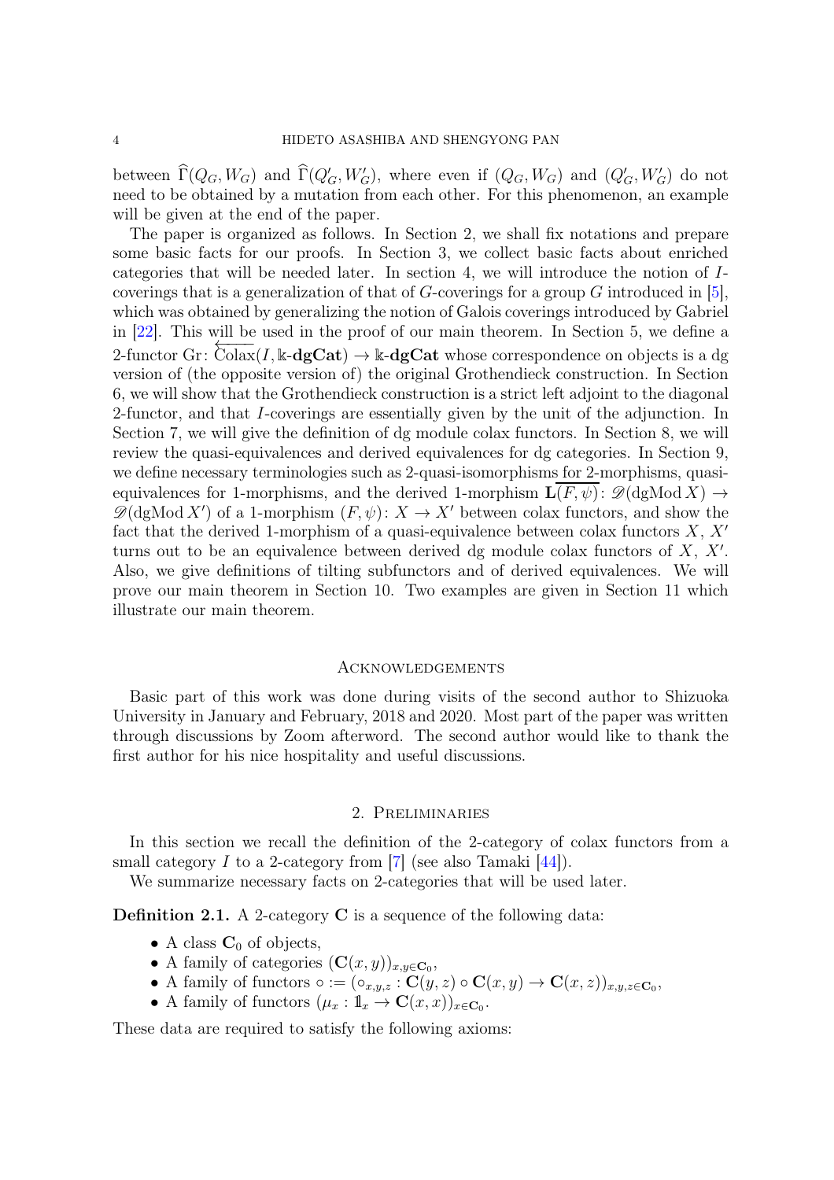between $\widehat{\Gamma}(Q_G, W_G)$ and $\widehat{\Gamma}(Q'_G, W'_G)$, where even if $(Q_G, W_G)$ and $(Q'_G, W'_G)$ do not need to be obtained by a mutation from each other. For this phenomenon, an example will be given at the end of the paper.

The paper is organized as follows. In Section 2, we shall fix notations and prepare some basic facts for our proofs. In Section 3, we collect basic facts about enriched categories that will be needed later. In section 4, we will introduce the notion of $I$-coverings that is a generalization of that of $G$-coverings for a group $G$ introduced in [5], which was obtained by generalizing the notion of Galois coverings introduced by Gabriel in [22]. This will be used in the proof of our main theorem. In Section 5, we define a 2-functor $\mathrm{Gr}\colon \overleftarrow{\mathrm{Colax}}(I, \Bbbk\text{-}\mathbf{dgCat}) \to \Bbbk\text{-}\mathbf{dgCat}$ whose correspondence on objects is a dg version of (the opposite version of) the original Grothendieck construction. In Section 6, we will show that the Grothendieck construction is a strict left adjoint to the diagonal 2-functor, and that $I$-coverings are essentially given by the unit of the adjunction. In Section 7, we will give the definition of dg module colax functors. In Section 8, we will review the quasi-equivalences and derived equivalences for dg categories. In Section 9, we define necessary terminologies such as 2-quasi-isomorphisms for 2-morphisms, quasi-equivalences for 1-morphisms, and the derived 1-morphism $\mathbf{L}\overline{(F,\psi)}\colon \mathscr{D}(\mathrm{dgMod}\, X) \to \mathscr{D}(\mathrm{dgMod}\, X')$ of a 1-morphism $(F,\psi)\colon X \to X'$ between colax functors, and show the fact that the derived 1-morphism of a quasi-equivalence between colax functors $X$, $X'$ turns out to be an equivalence between derived dg module colax functors of $X$, $X'$. Also, we give definitions of tilting subfunctors and of derived equivalences. We will prove our main theorem in Section 10. Two examples are given in Section 11 which illustrate our main theorem.

## Acknowledgements

Basic part of this work was done during visits of the second author to Shizuoka University in January and February, 2018 and 2020. Most part of the paper was written through discussions by Zoom afterword. The second author would like to thank the first author for his nice hospitality and useful discussions.

## 2. Preliminaries

In this section we recall the definition of the 2-category of colax functors from a small category $I$ to a 2-category from [7] (see also Tamaki [44]).

We summarize necessary facts on 2-categories that will be used later.

**Definition 2.1.** A 2-category $\mathbf{C}$ is a sequence of the following data:

- A class $\mathbf{C}_0$ of objects,
- A family of categories $(\mathbf{C}(x,y))_{x,y\in\mathbf{C}_0}$,
- A family of functors $\circ := (\circ_{x,y,z} : \mathbf{C}(y,z) \circ \mathbf{C}(x,y) \to \mathbf{C}(x,z))_{x,y,z\in\mathbf{C}_0}$,
- A family of functors $(\mu_x : \mathbb{1}_x \to \mathbf{C}(x,x))_{x\in\mathbf{C}_0}$.

These data are required to satisfy the following axioms: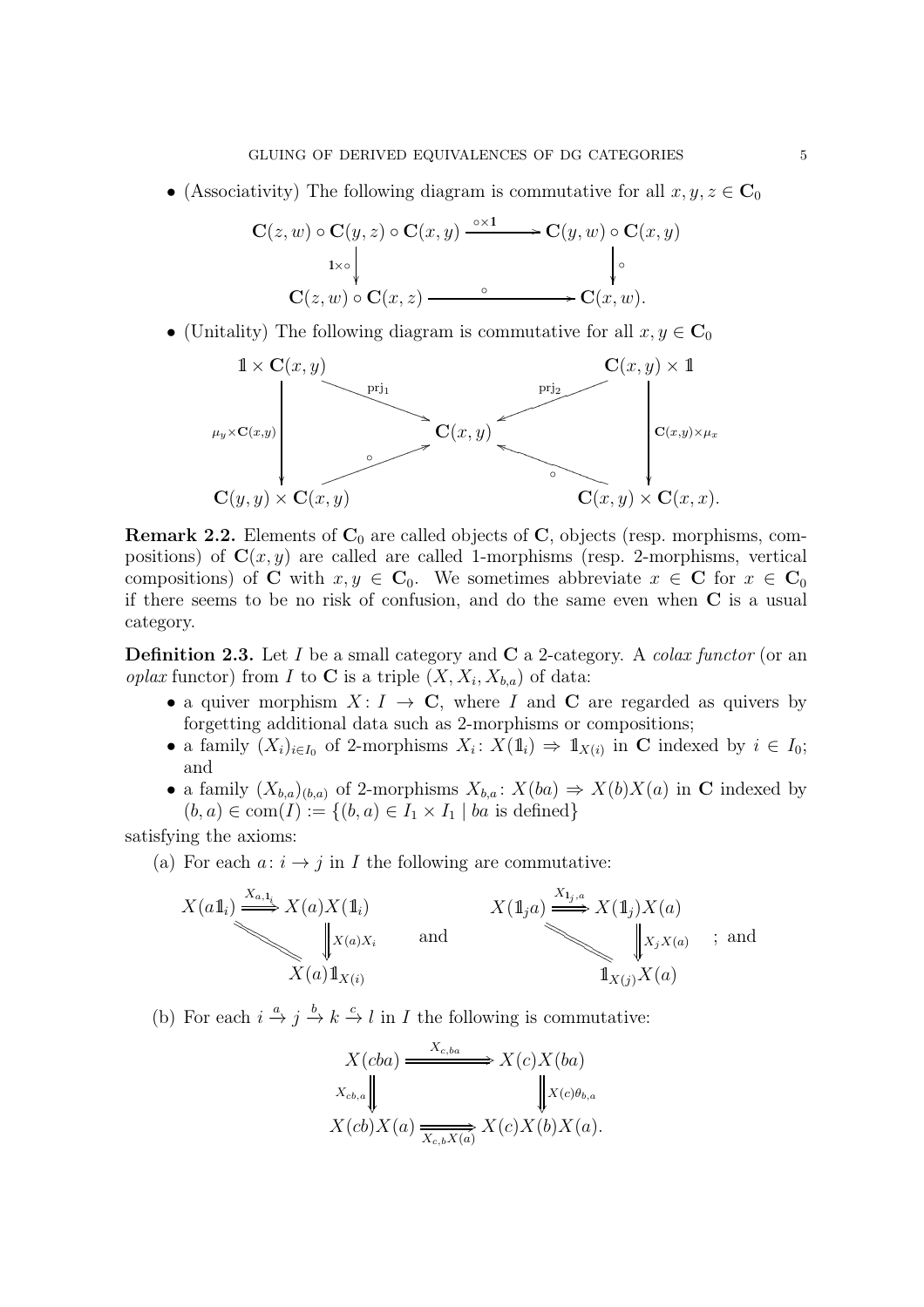- (Associativity) The following diagram is commutative for all $x, y, z \in \mathbf{C}_0$

$$
\begin{array}{ccc}
\mathbf{C}(z,w) \circ \mathbf{C}(y,z) \circ \mathbf{C}(x,y) & \xrightarrow{\circ \times \mathbf{1}} & \mathbf{C}(y,w) \circ \mathbf{C}(x,y) \\
{\scriptstyle \mathbf{1}\times\circ}\downarrow & & \downarrow{\scriptstyle \circ} \\
\mathbf{C}(z,w) \circ \mathbf{C}(x,z) & \xrightarrow{\quad\circ\quad} & \mathbf{C}(x,w).
\end{array}
$$

- (Unitality) The following diagram is commutative for all $x, y \in \mathbf{C}_0$

$$
\begin{array}{ccccc}
\mathbb{1} \times \mathbf{C}(x,y) & & & & \mathbf{C}(x,y) \times \mathbb{1} \\
& \searrow^{\mathrm{prj}_1} & & {}^{\mathrm{prj}_2}\swarrow & \\
{\scriptstyle \mu_y \times \mathbf{C}(x,y)}\downarrow & & \mathbf{C}(x,y) & & \downarrow{\scriptstyle \mathbf{C}(x,y)\times\mu_x} \\
& \nearrow_{\circ} & & {}_{\circ}\nwarrow & \\
\mathbf{C}(y,y) \times \mathbf{C}(x,y) & & & & \mathbf{C}(x,y) \times \mathbf{C}(x,x).
\end{array}
$$

**Remark 2.2.** Elements of $\mathbf{C}_0$ are called objects of $\mathbf{C}$, objects (resp. morphisms, compositions) of $\mathbf{C}(x, y)$ are called are called 1-morphisms (resp. 2-morphisms, vertical compositions) of $\mathbf{C}$ with $x, y \in \mathbf{C}_0$. We sometimes abbreviate $x \in \mathbf{C}$ for $x \in \mathbf{C}_0$ if there seems to be no risk of confusion, and do the same even when $\mathbf{C}$ is a usual category.

**Definition 2.3.** Let $I$ be a small category and $\mathbf{C}$ a 2-category. A *colax functor* (or an *oplax* functor) from $I$ to $\mathbf{C}$ is a triple $(X, X_i, X_{b,a})$ of data:

- a quiver morphism $X: I \to \mathbf{C}$, where $I$ and $\mathbf{C}$ are regarded as quivers by forgetting additional data such as 2-morphisms or compositions;
- a family $(X_i)_{i \in I_0}$ of 2-morphisms $X_i: X(\mathbb{1}_i) \Rightarrow \mathbb{1}_{X(i)}$ in $\mathbf{C}$ indexed by $i \in I_0$; and
- a family $(X_{b,a})_{(b,a)}$ of 2-morphisms $X_{b,a}: X(ba) \Rightarrow X(b)X(a)$ in $\mathbf{C}$ indexed by $(b, a) \in \mathrm{com}(I) := \{(b, a) \in I_1 \times I_1 \mid ba \text{ is defined}\}$

satisfying the axioms:

(a) For each $a: i \to j$ in $I$ the following are commutative:

$$
\begin{array}{ccc}
X(a\mathbb{1}_i) & \xRightarrow{X_{a,\mathbb{1}_i}} & X(a)X(\mathbb{1}_i) \\
& \diagdown\!\!\diagdown & \Downarrow{\scriptstyle X(a)X_i} \\
& & X(a)\mathbb{1}_{X(i)}
\end{array}
\quad \text{and} \quad
\begin{array}{ccc}
X(\mathbb{1}_j a) & \xRightarrow{X_{\mathbb{1}_j,a}} & X(\mathbb{1}_j)X(a) \\
& \diagdown\!\!\diagdown & \Downarrow{\scriptstyle X_jX(a)} \\
& & \mathbb{1}_{X(j)}X(a)
\end{array}
\quad ; \text{ and}
$$

(b) For each $i \xrightarrow{a} j \xrightarrow{b} k \xrightarrow{c} l$ in $I$ the following is commutative:

$$
\begin{array}{ccc}
X(cba) & \xRightarrow{X_{c,ba}} & X(c)X(ba) \\
{\scriptstyle X_{cb,a}}\Downarrow & & \Downarrow{\scriptstyle X(c)\theta_{b,a}} \\
X(cb)X(a) & \xRightarrow[X_{c,b}X(a)]{} & X(c)X(b)X(a).
\end{array}
$$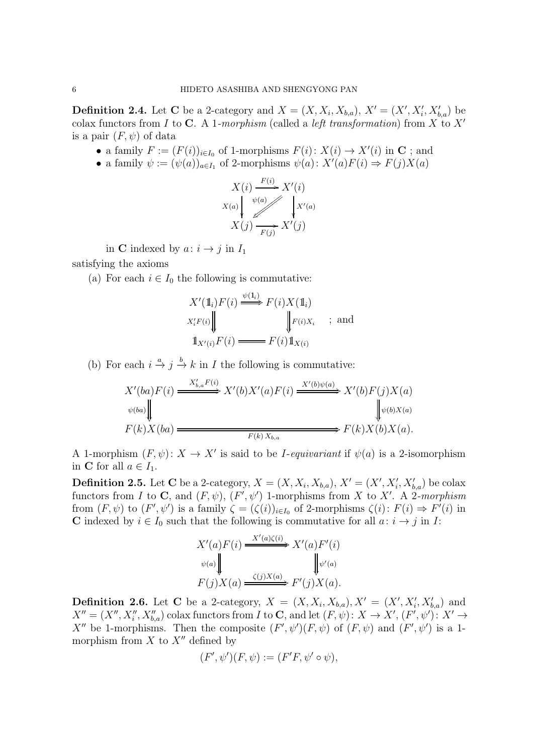**Definition 2.4.** Let $\mathbf{C}$ be a 2-category and $X = (X, X_i, X_{b,a})$, $X' = (X', X'_i, X'_{b,a})$ be colax functors from $I$ to $\mathbf{C}$. A *1-morphism* (called a *left transformation*) from $X$ to $X'$ is a pair $(F, \psi)$ of data

- a family $F := (F(i))_{i \in I_0}$ of 1-morphisms $F(i)\colon X(i) \to X'(i)$ in $\mathbf{C}$ ; and
- a family $\psi := (\psi(a))_{a \in I_1}$ of 2-morphisms $\psi(a)\colon X'(a)F(i) \Rightarrow F(j)X(a)$

$$\begin{array}{ccc} X(i) & \xrightarrow{F(i)} & X'(i) \\ {\scriptstyle X(a)}\downarrow & \overset{\psi(a)}{\swarrow} & \downarrow{\scriptstyle X'(a)} \\ X(j) & \xrightarrow[F(j)]{} & X'(j) \end{array}$$

in $\mathbf{C}$ indexed by $a\colon i \to j$ in $I_1$

satisfying the axioms

(a) For each $i \in I_0$ the following is commutative:

$$\begin{array}{ccc} X'(\mathbb{1}_i)F(i) & \xRightarrow{\psi(\mathbb{1}_i)} & F(i)X(\mathbb{1}_i) \\ {\scriptstyle X'_iF(i)}\Downarrow & & \Downarrow{\scriptstyle F(i)X_i} \\ \mathbb{1}_{X'(i)}F(i) & = & F(i)\mathbb{1}_{X(i)} \end{array} \quad ; \text{ and}$$

(b) For each $i \xrightarrow{a} j \xrightarrow{b} k$ in $I$ the following is commutative:

$$\begin{array}{ccccc} X'(ba)F(i) & \xRightarrow{X'_{b,a}F(i)} & X'(b)X'(a)F(i) & \xRightarrow{X'(b)\psi(a)} & X'(b)F(j)X(a) \\ {\scriptstyle \psi(ba)}\Downarrow & & & & \Downarrow{\scriptstyle \psi(b)X(a)} \\ F(k)X(ba) & & \xRightarrow[F(k)\,X_{b,a}]{} & & F(k)X(b)X(a). \end{array}$$

A 1-morphism $(F, \psi)\colon X \to X'$ is said to be *$I$-equivariant* if $\psi(a)$ is a 2-isomorphism in $\mathbf{C}$ for all $a \in I_1$.

**Definition 2.5.** Let $\mathbf{C}$ be a 2-category, $X = (X, X_i, X_{b,a})$, $X' = (X', X'_i, X'_{b,a})$ be colax functors from $I$ to $\mathbf{C}$, and $(F, \psi)$, $(F', \psi')$ 1-morphisms from $X$ to $X'$. A *2-morphism* from $(F, \psi)$ to $(F', \psi')$ is a family $\zeta = (\zeta(i))_{i \in I_0}$ of 2-morphisms $\zeta(i)\colon F(i) \Rightarrow F'(i)$ in $\mathbf{C}$ indexed by $i \in I_0$ such that the following is commutative for all $a\colon i \to j$ in $I$:

$$\begin{array}{ccc} X'(a)F(i) & \xRightarrow{X'(a)\zeta(i)} & X'(a)F'(i) \\ {\scriptstyle \psi(a)}\Downarrow & & \Downarrow{\scriptstyle \psi'(a)} \\ F(j)X(a) & \xRightarrow{\zeta(j)X(a)} & F'(j)X(a). \end{array}$$

**Definition 2.6.** Let $\mathbf{C}$ be a 2-category, $X = (X, X_i, X_{b,a})$, $X' = (X', X'_i, X'_{b,a})$ and $X'' = (X'', X''_i, X''_{b,a})$ colax functors from $I$ to $\mathbf{C}$, and let $(F, \psi)\colon X \to X'$, $(F', \psi')\colon X' \to X''$ be 1-morphisms. Then the composite $(F', \psi')(F, \psi)$ of $(F, \psi)$ and $(F', \psi')$ is a 1-morphism from $X$ to $X''$ defined by

$$(F', \psi')(F, \psi) := (F'F, \psi' \circ \psi),$$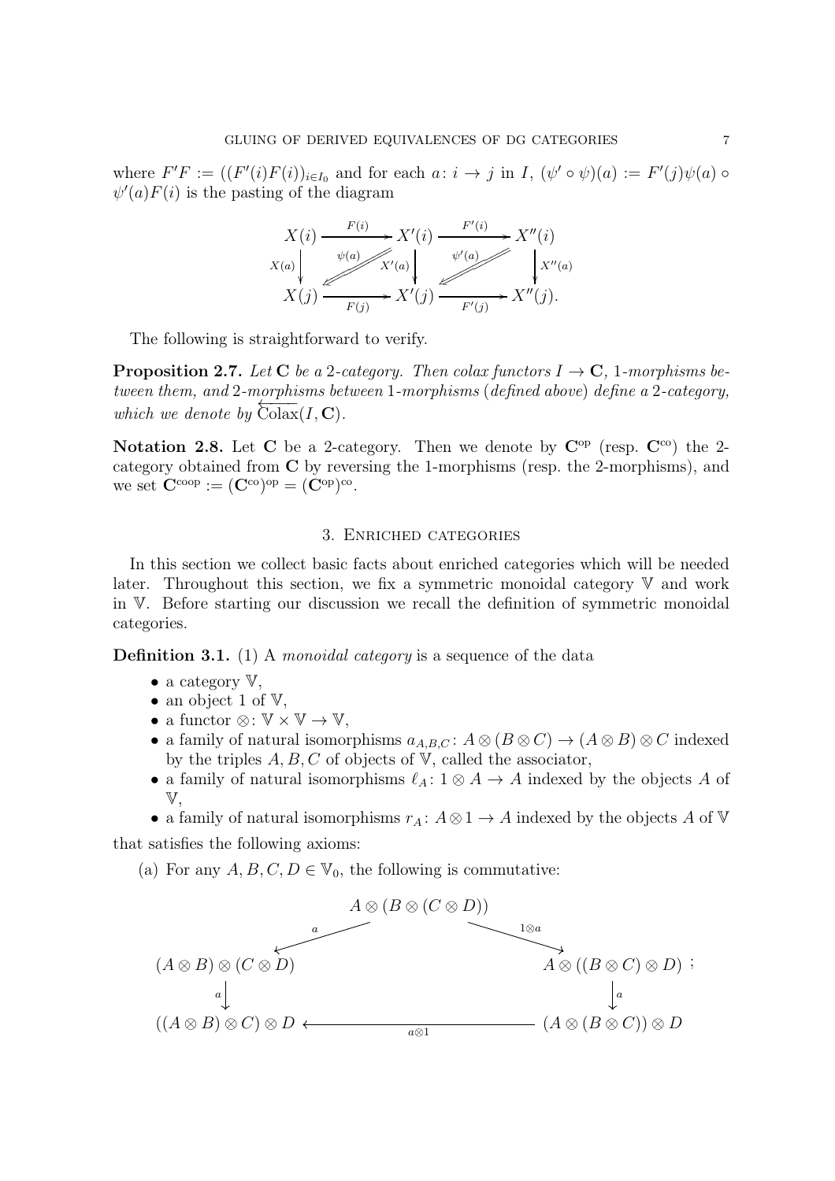where $F'F := ((F'(i)F(i))_{i \in I_0}$ and for each $a\colon i \to j$ in $I$, $(\psi' \circ \psi)(a) := F'(j)\psi(a) \circ \psi'(a)F(i)$ is the pasting of the diagram

$$
\begin{array}{ccccc}
X(i) & \xrightarrow{F(i)} & X'(i) & \xrightarrow{F'(i)} & X''(i) \\
{\scriptstyle X(a)}\downarrow & \overset{\psi(a)}{\swArrow} & \downarrow{\scriptstyle X'(a)} & \overset{\psi'(a)}{\swArrow} & \downarrow{\scriptstyle X''(a)} \\
X(j) & \xrightarrow[F(j)]{} & X'(j) & \xrightarrow[F'(j)]{} & X''(j).
\end{array}
$$

The following is straightforward to verify.

**Proposition 2.7.** *Let $\mathbf{C}$ be a 2-category. Then colax functors $I \to \mathbf{C}$, 1-morphisms between them, and 2-morphisms between 1-morphisms (defined above) define a 2-category, which we denote by $\overleftarrow{\mathrm{Colax}}(I, \mathbf{C})$.*

**Notation 2.8.** Let $\mathbf{C}$ be a 2-category. Then we denote by $\mathbf{C}^{\mathrm{op}}$ (resp. $\mathbf{C}^{\mathrm{co}}$) the 2-category obtained from $\mathbf{C}$ by reversing the 1-morphisms (resp. the 2-morphisms), and we set $\mathbf{C}^{\mathrm{coop}} := (\mathbf{C}^{\mathrm{co}})^{\mathrm{op}} = (\mathbf{C}^{\mathrm{op}})^{\mathrm{co}}$.

## 3. Enriched categories

In this section we collect basic facts about enriched categories which will be needed later. Throughout this section, we fix a symmetric monoidal category $\mathbb{V}$ and work in $\mathbb{V}$. Before starting our discussion we recall the definition of symmetric monoidal categories.

**Definition 3.1.** (1) A *monoidal category* is a sequence of the data

- a category $\mathbb{V}$,
- an object $1$ of $\mathbb{V}$,
- a functor $\otimes\colon \mathbb{V} \times \mathbb{V} \to \mathbb{V}$,
- a family of natural isomorphisms $a_{A,B,C}\colon A \otimes (B \otimes C) \to (A \otimes B) \otimes C$ indexed by the triples $A, B, C$ of objects of $\mathbb{V}$, called the associator,
- a family of natural isomorphisms $\ell_A\colon 1 \otimes A \to A$ indexed by the objects $A$ of $\mathbb{V}$,
- a family of natural isomorphisms $r_A\colon A \otimes 1 \to A$ indexed by the objects $A$ of $\mathbb{V}$

that satisfies the following axioms:

(a) For any $A, B, C, D \in \mathbb{V}_0$, the following is commutative:

$$
\begin{array}{ccc}
 & A \otimes (B \otimes (C \otimes D)) & \\
 \swarrow^{a} & & \searrow^{1 \otimes a} \\
(A \otimes B) \otimes (C \otimes D) & & A \otimes ((B \otimes C) \otimes D) \\
{\scriptstyle a}\downarrow & & \downarrow{\scriptstyle a} \\
((A \otimes B) \otimes C) \otimes D & \xleftarrow[a \otimes 1]{} & (A \otimes (B \otimes C)) \otimes D
\end{array}
;
$$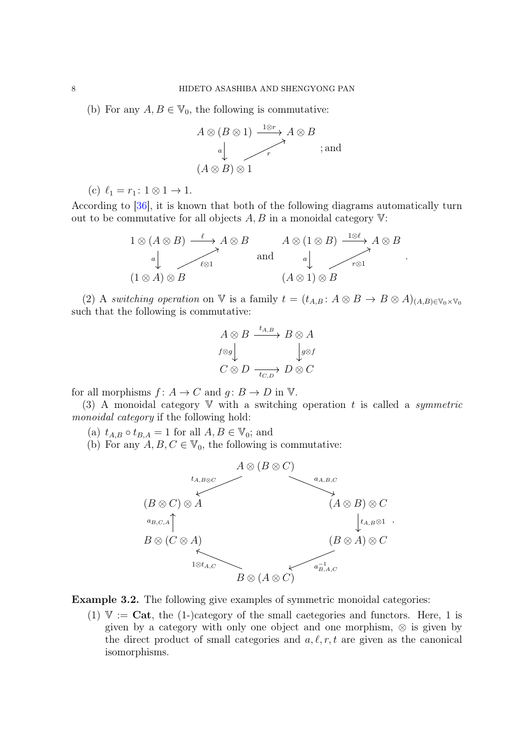(b) For any $A, B \in \mathbb{V}_0$, the following is commutative:

$$
\begin{array}{ccc}
A \otimes (B \otimes 1) & \xrightarrow{1 \otimes r} & A \otimes B \\
{\scriptstyle a} \downarrow & \nearrow_{r} & \\
(A \otimes B) \otimes 1 & &
\end{array}
\quad ; \text{and}
$$

(c) $\ell_1 = r_1 \colon 1 \otimes 1 \to 1$.

According to [36], it is known that both of the following diagrams automatically turn out to be commutative for all objects $A, B$ in a monoidal category $\mathbb{V}$:

$$
\begin{array}{ccc}
1 \otimes (A \otimes B) & \xrightarrow{\ell} & A \otimes B \\
{\scriptstyle a} \downarrow & \nearrow_{\ell \otimes 1} & \\
(1 \otimes A) \otimes B & &
\end{array}
\quad \text{and} \quad
\begin{array}{ccc}
A \otimes (1 \otimes B) & \xrightarrow{1 \otimes \ell} & A \otimes B \\
{\scriptstyle a} \downarrow & \nearrow_{r \otimes 1} & \\
(A \otimes 1) \otimes B & &
\end{array}
.
$$

(2) A *switching operation* on $\mathbb{V}$ is a family $t = (t_{A,B} \colon A \otimes B \to B \otimes A)_{(A,B) \in \mathbb{V}_0 \times \mathbb{V}_0}$ such that the following is commutative:

$$
\begin{array}{ccc}
A \otimes B & \xrightarrow{t_{A,B}} & B \otimes A \\
{\scriptstyle f \otimes g} \downarrow & & \downarrow {\scriptstyle g \otimes f} \\
C \otimes D & \xrightarrow[t_{C,D}]{} & D \otimes C
\end{array}
$$

for all morphisms $f \colon A \to C$ and $g \colon B \to D$ in $\mathbb{V}$.

(3) A monoidal category $\mathbb{V}$ with a switching operation $t$ is called a *symmetric monoidal category* if the following hold:

(a) $t_{A,B} \circ t_{B,A} = 1$ for all $A, B \in \mathbb{V}_0$; and

(b) For any $A, B, C \in \mathbb{V}_0$, the following is commutative:

$$
\begin{array}{ccccc}
 & & A \otimes (B \otimes C) & & \\
 & \swarrow^{t_{A, B \otimes C}} & & \searrow^{a_{A,B,C}} & \\
(B \otimes C) \otimes A & & & & (A \otimes B) \otimes C \\
{\scriptstyle a_{B,C,A}} \uparrow & & & & \downarrow {\scriptstyle t_{A,B} \otimes 1} \\
B \otimes (C \otimes A) & & & & (B \otimes A) \otimes C \\
 & \nwarrow_{1 \otimes t_{A,C}} & & \swarrow_{a^{-1}_{B,A,C}} & \\
 & & B \otimes (A \otimes C) & &
\end{array}
.
$$

**Example 3.2.** The following give examples of symmetric monoidal categories:

(1) $\mathbb{V} := \mathbf{Cat}$, the (1-)category of the small caetegories and functors. Here, 1 is given by a category with only one object and one morphism, $\otimes$ is given by the direct product of small categories and $a, \ell, r, t$ are given as the canonical isomorphisms.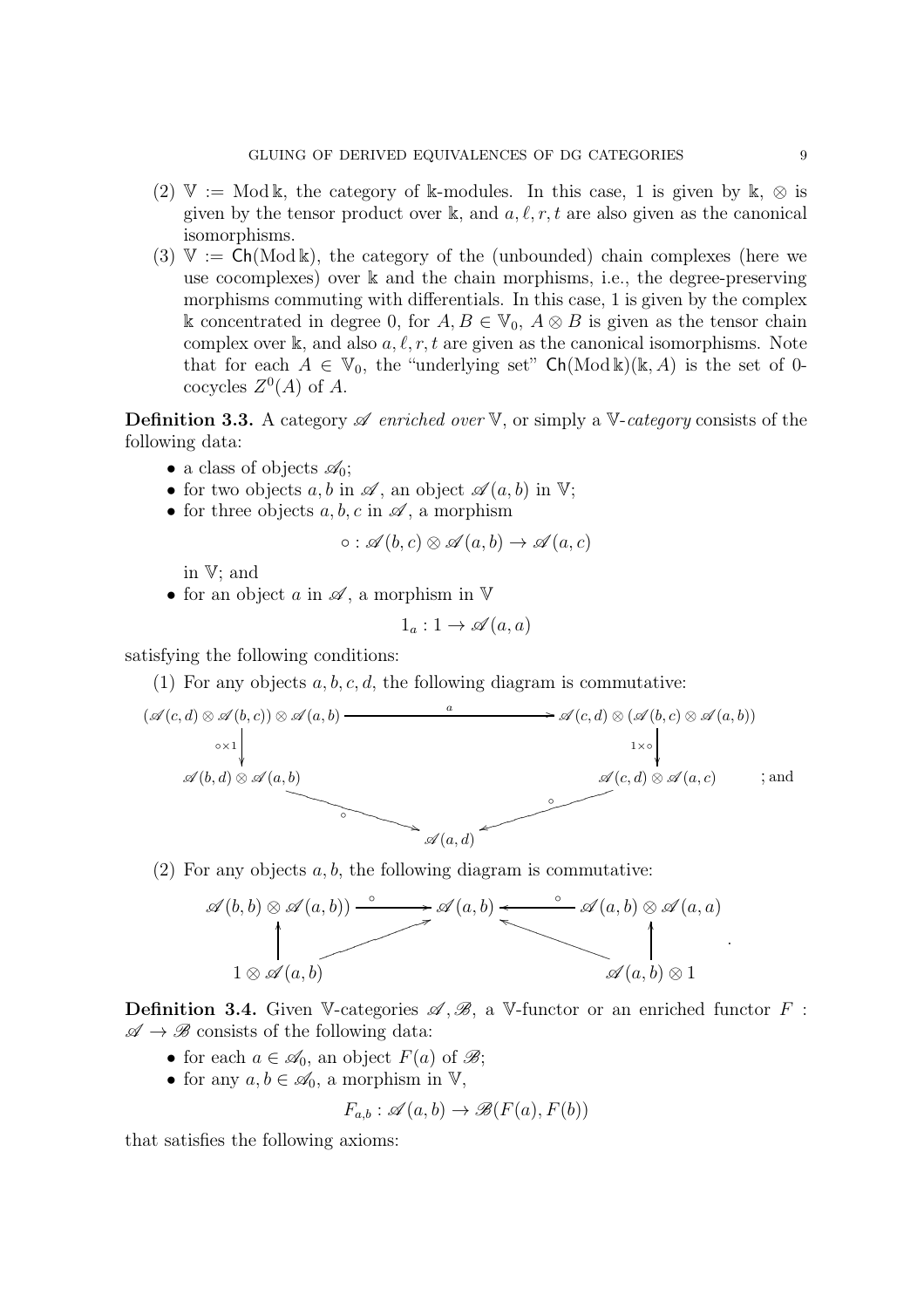(2) $\mathbb{V} := \operatorname{Mod} \Bbbk$, the category of $\Bbbk$-modules. In this case, 1 is given by $\Bbbk$, $\otimes$ is given by the tensor product over $\Bbbk$, and $a, \ell, r, t$ are also given as the canonical isomorphisms.

(3) $\mathbb{V} := \mathsf{Ch}(\operatorname{Mod} \Bbbk)$, the category of the (unbounded) chain complexes (here we use cocomplexes) over $\Bbbk$ and the chain morphisms, i.e., the degree-preserving morphisms commuting with differentials. In this case, 1 is given by the complex $\Bbbk$ concentrated in degree 0, for $A, B \in \mathbb{V}_0$, $A \otimes B$ is given as the tensor chain complex over $\Bbbk$, and also $a, \ell, r, t$ are given as the canonical isomorphisms. Note that for each $A \in \mathbb{V}_0$, the "underlying set" $\mathsf{Ch}(\operatorname{Mod} \Bbbk)(\Bbbk, A)$ is the set of 0-cocycles $Z^0(A)$ of $A$.

**Definition 3.3.** A category $\mathscr{A}$ *enriched over* $\mathbb{V}$, or simply a $\mathbb{V}$-*category* consists of the following data:

- a class of objects $\mathscr{A}_0$;
- for two objects $a, b$ in $\mathscr{A}$, an object $\mathscr{A}(a, b)$ in $\mathbb{V}$;
- for three objects $a, b, c$ in $\mathscr{A}$, a morphism

$$\circ : \mathscr{A}(b, c) \otimes \mathscr{A}(a, b) \to \mathscr{A}(a, c)$$

in $\mathbb{V}$; and
- for an object $a$ in $\mathscr{A}$, a morphism in $\mathbb{V}$

$$1_a : 1 \to \mathscr{A}(a, a)$$

satisfying the following conditions:

(1) For any objects $a, b, c, d$, the following diagram is commutative:

$$\begin{array}{ccc}
(\mathscr{A}(c,d) \otimes \mathscr{A}(b,c)) \otimes \mathscr{A}(a,b) & \xrightarrow{\ a\ } & \mathscr{A}(c,d) \otimes (\mathscr{A}(b,c) \otimes \mathscr{A}(a,b)) \\
\downarrow{\scriptstyle \circ \times 1} & & \downarrow{\scriptstyle 1 \times \circ} \\
\mathscr{A}(b,d) \otimes \mathscr{A}(a,b) & & \mathscr{A}(c,d) \otimes \mathscr{A}(a,c) \\
& \searrow{\scriptstyle \circ} \quad \mathscr{A}(a,d) \quad {\scriptstyle \circ}\swarrow &
\end{array}$$

; and

(2) For any objects $a, b$, the following diagram is commutative:

$$\begin{array}{ccccc}
\mathscr{A}(b,b) \otimes \mathscr{A}(a,b)) & \xrightarrow{\ \circ\ } & \mathscr{A}(a,b) & \xleftarrow{\ \circ\ } & \mathscr{A}(a,b) \otimes \mathscr{A}(a,a) \\
\uparrow & \nearrow & & \nwarrow & \uparrow \\
1 \otimes \mathscr{A}(a,b) & & & & \mathscr{A}(a,b) \otimes 1
\end{array}$$

.

**Definition 3.4.** Given $\mathbb{V}$-categories $\mathscr{A}, \mathscr{B}$, a $\mathbb{V}$-functor or an enriched functor $F : \mathscr{A} \to \mathscr{B}$ consists of the following data:

- for each $a \in \mathscr{A}_0$, an object $F(a)$ of $\mathscr{B}$;
- for any $a, b \in \mathscr{A}_0$, a morphism in $\mathbb{V}$,

$$F_{a,b} : \mathscr{A}(a, b) \to \mathscr{B}(F(a), F(b))$$

that satisfies the following axioms: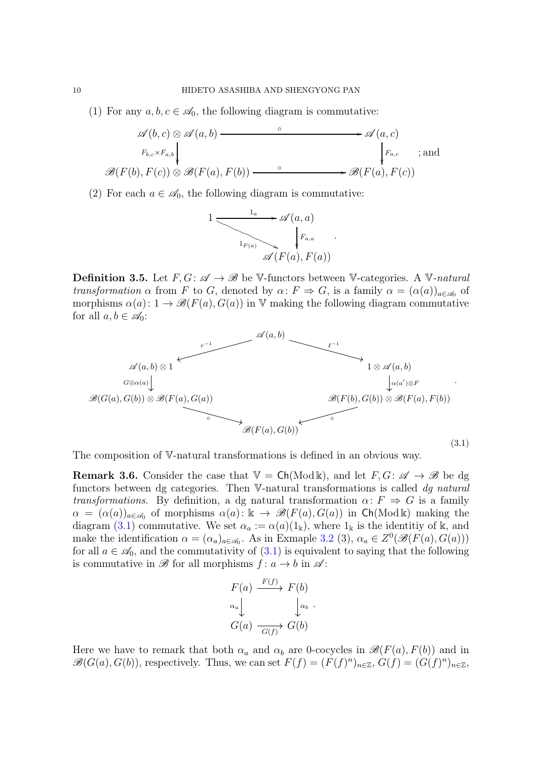(1) For any $a, b, c \in \mathscr{A}_0$, the following diagram is commutative:

$$\begin{array}{ccc}
\mathscr{A}(b,c) \otimes \mathscr{A}(a,b) & \xrightarrow{\quad\circ\quad} & \mathscr{A}(a,c) \\
{\scriptstyle F_{b,c} \times F_{a,b}} \downarrow & & \downarrow {\scriptstyle F_{a,c}} \\
\mathscr{B}(F(b),F(c)) \otimes \mathscr{B}(F(a),F(b)) & \xrightarrow{\quad\circ\quad} & \mathscr{B}(F(a),F(c))
\end{array} \quad ; \text{and}$$

(2) For each $a \in \mathscr{A}_0$, the following diagram is commutative:

$$\begin{array}{ccc}
1 & \xrightarrow{1_a} & \mathscr{A}(a,a) \\
& {\scriptstyle 1_{F(a)}} \searrow & \downarrow {\scriptstyle F_{a,a}} \\
& & \mathscr{A}(F(a),F(a))
\end{array} .$$

**Definition 3.5.** Let $F, G \colon \mathscr{A} \to \mathscr{B}$ be $\mathbb{V}$-functors between $\mathbb{V}$-categories. A *$\mathbb{V}$-natural transformation* $\alpha$ from $F$ to $G$, denoted by $\alpha \colon F \Rightarrow G$, is a family $\alpha = (\alpha(a))_{a \in \mathscr{A}_0}$ of morphisms $\alpha(a) \colon 1 \to \mathscr{B}(F(a), G(a))$ in $\mathbb{V}$ making the following diagram commutative for all $a, b \in \mathscr{A}_0$:

$$\begin{array}{ccccc}
& & \mathscr{A}(a,b) & & \\
& {\scriptstyle r^{-1}} \swarrow & & \searrow {\scriptstyle \ell^{-1}} & \\
\mathscr{A}(a,b) \otimes 1 & & & & 1 \otimes \mathscr{A}(a,b) \\
{\scriptstyle G \otimes \alpha(a)} \downarrow & & & & \downarrow {\scriptstyle \alpha(a') \otimes F} \\
\mathscr{B}(G(a),G(b)) \otimes \mathscr{B}(F(a),G(a)) & & & & \mathscr{B}(F(b),G(b)) \otimes \mathscr{B}(F(a),F(b)) \\
& {\scriptstyle \circ} \searrow & & \swarrow {\scriptstyle \circ} & \\
& & \mathscr{B}(F(a),G(b)) & &
\end{array} . \tag{3.1}$$

The composition of $\mathbb{V}$-natural transformations is defined in an obvious way.

**Remark 3.6.** Consider the case that $\mathbb{V} = \mathsf{Ch}(\mathrm{Mod}\, \Bbbk)$, and let $F, G \colon \mathscr{A} \to \mathscr{B}$ be dg functors between dg categories. Then $\mathbb{V}$-natural transformations is called *dg natural transformations*. By definition, a dg natural transformation $\alpha \colon F \Rightarrow G$ is a family $\alpha = (\alpha(a))_{a \in \mathscr{A}_0}$ of morphisms $\alpha(a) \colon \Bbbk \to \mathscr{B}(F(a), G(a))$ in $\mathsf{Ch}(\mathrm{Mod}\, \Bbbk)$ making the diagram (3.1) commutative. We set $\alpha_a := \alpha(a)(1_\Bbbk)$, where $1_\Bbbk$ is the identitiy of $\Bbbk$, and make the identification $\alpha = (\alpha_a)_{a \in \mathscr{A}_0}$. As in Exmaple 3.2 (3), $\alpha_a \in Z^0(\mathscr{B}(F(a), G(a)))$ for all $a \in \mathscr{A}_0$, and the commutativity of (3.1) is equivalent to saying that the following is commutative in $\mathscr{B}$ for all morphisms $f \colon a \to b$ in $\mathscr{A}$:

$$\begin{array}{ccc}
F(a) & \xrightarrow{F(f)} & F(b) \\
{\scriptstyle \alpha_a} \downarrow & & \downarrow {\scriptstyle \alpha_b} \\
G(a) & \xrightarrow[G(f)]{} & G(b)
\end{array} .$$

Here we have to remark that both $\alpha_a$ and $\alpha_b$ are 0-cocycles in $\mathscr{B}(F(a), F(b))$ and in $\mathscr{B}(G(a), G(b))$, respectively. Thus, we can set $F(f) = (F(f)^n)_{n \in \mathbb{Z}}$, $G(f) = (G(f)^n)_{n \in \mathbb{Z}}$,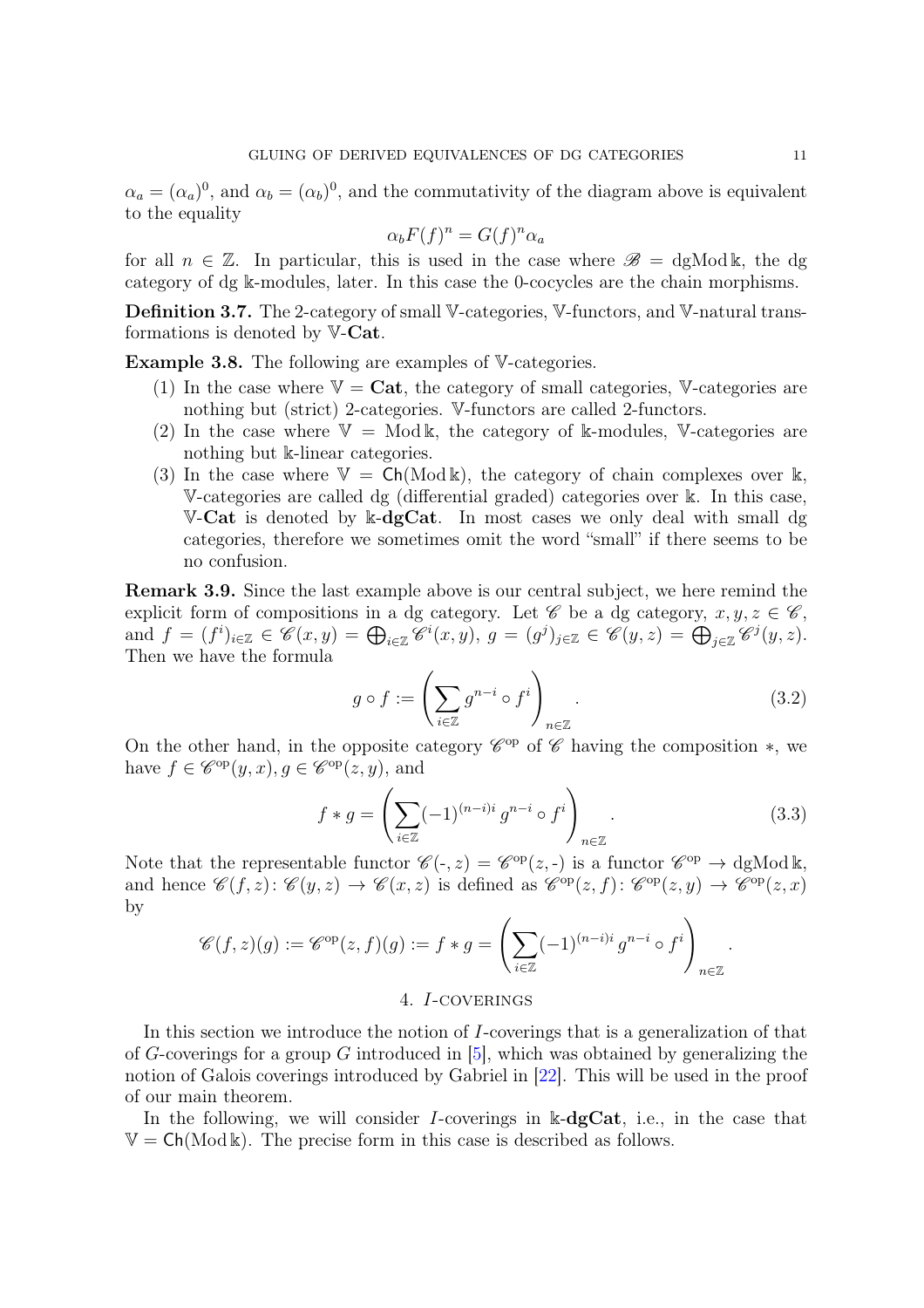$\alpha_a = (\alpha_a)^0$, and $\alpha_b = (\alpha_b)^0$, and the commutativity of the diagram above is equivalent to the equality

$$\alpha_b F(f)^n = G(f)^n \alpha_a$$

for all $n \in \mathbb{Z}$. In particular, this is used in the case where $\mathscr{B} = \mathrm{dgMod}\, \Bbbk$, the dg category of dg $\Bbbk$-modules, later. In this case the 0-cocycles are the chain morphisms.

**Definition 3.7.** The 2-category of small $\mathbb{V}$-categories, $\mathbb{V}$-functors, and $\mathbb{V}$-natural transformations is denoted by $\mathbb{V}$-**Cat**.

**Example 3.8.** The following are examples of $\mathbb{V}$-categories.

1. In the case where $\mathbb{V} = \mathbf{Cat}$, the category of small categories, $\mathbb{V}$-categories are nothing but (strict) 2-categories. $\mathbb{V}$-functors are called 2-functors.
2. In the case where $\mathbb{V} = \mathrm{Mod}\, \Bbbk$, the category of $\Bbbk$-modules, $\mathbb{V}$-categories are nothing but $\Bbbk$-linear categories.
3. In the case where $\mathbb{V} = \mathsf{Ch}(\mathrm{Mod}\, \Bbbk)$, the category of chain complexes over $\Bbbk$, $\mathbb{V}$-categories are called dg (differential graded) categories over $\Bbbk$. In this case, $\mathbb{V}$-**Cat** is denoted by $\Bbbk$-**dgCat**. In most cases we only deal with small dg categories, therefore we sometimes omit the word "small" if there seems to be no confusion.

**Remark 3.9.** Since the last example above is our central subject, we here remind the explicit form of compositions in a dg category. Let $\mathscr{C}$ be a dg category, $x, y, z \in \mathscr{C}$, and $f = (f^i)_{i\in\mathbb{Z}} \in \mathscr{C}(x, y) = \bigoplus_{i\in\mathbb{Z}} \mathscr{C}^i(x, y)$, $g = (g^j)_{j\in\mathbb{Z}} \in \mathscr{C}(y, z) = \bigoplus_{j\in\mathbb{Z}} \mathscr{C}^j(y, z)$. Then we have the formula

$$g \circ f := \left( \sum_{i\in\mathbb{Z}} g^{n-i} \circ f^i \right)_{n\in\mathbb{Z}}. \tag{3.2}$$

On the other hand, in the opposite category $\mathscr{C}^{\mathrm{op}}$ of $\mathscr{C}$ having the composition $*$, we have $f \in \mathscr{C}^{\mathrm{op}}(y, x), g \in \mathscr{C}^{\mathrm{op}}(z, y)$, and

$$f * g = \left( \sum_{i\in\mathbb{Z}} (-1)^{(n-i)i}\, g^{n-i} \circ f^i \right)_{n\in\mathbb{Z}}. \tag{3.3}$$

Note that the representable functor $\mathscr{C}(\text{-}, z) = \mathscr{C}^{\mathrm{op}}(z, \text{-})$ is a functor $\mathscr{C}^{\mathrm{op}} \to \mathrm{dgMod}\, \Bbbk$, and hence $\mathscr{C}(f, z)\colon \mathscr{C}(y, z) \to \mathscr{C}(x, z)$ is defined as $\mathscr{C}^{\mathrm{op}}(z, f)\colon \mathscr{C}^{\mathrm{op}}(z, y) \to \mathscr{C}^{\mathrm{op}}(z, x)$ by

$$\mathscr{C}(f, z)(g) := \mathscr{C}^{\mathrm{op}}(z, f)(g) := f * g = \left( \sum_{i\in\mathbb{Z}} (-1)^{(n-i)i}\, g^{n-i} \circ f^i \right)_{n\in\mathbb{Z}}.$$

## 4. $I$-coverings

In this section we introduce the notion of $I$-coverings that is a generalization of that of $G$-coverings for a group $G$ introduced in [5], which was obtained by generalizing the notion of Galois coverings introduced by Gabriel in [22]. This will be used in the proof of our main theorem.

In the following, we will consider $I$-coverings in $\Bbbk$-**dgCat**, i.e., in the case that $\mathbb{V} = \mathsf{Ch}(\mathrm{Mod}\, \Bbbk)$. The precise form in this case is described as follows.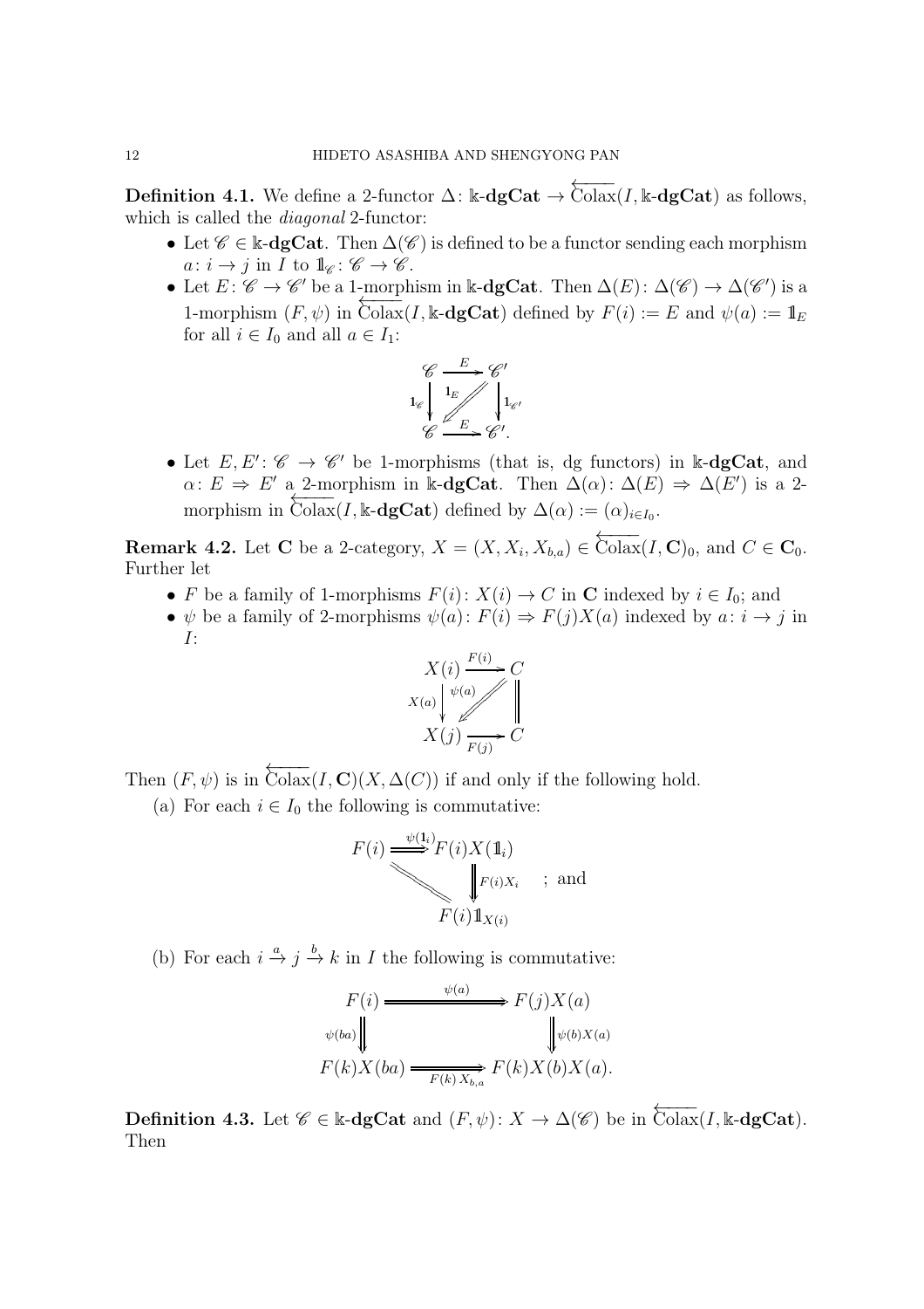**Definition 4.1.** We define a 2-functor $\Delta\colon \Bbbk\text{-}\mathbf{dgCat} \to \overleftarrow{\mathrm{Colax}}(I, \Bbbk\text{-}\mathbf{dgCat})$ as follows, which is called the *diagonal* 2-functor:

- Let $\mathscr{C} \in \Bbbk\text{-}\mathbf{dgCat}$. Then $\Delta(\mathscr{C})$ is defined to be a functor sending each morphism $a\colon i \to j$ in $I$ to $\mathbb{1}_{\mathscr{C}}\colon \mathscr{C} \to \mathscr{C}$.
- Let $E\colon \mathscr{C} \to \mathscr{C}'$ be a 1-morphism in $\Bbbk\text{-}\mathbf{dgCat}$. Then $\Delta(E)\colon \Delta(\mathscr{C}) \to \Delta(\mathscr{C}')$ is a 1-morphism $(F, \psi)$ in $\overleftarrow{\mathrm{Colax}}(I, \Bbbk\text{-}\mathbf{dgCat})$ defined by $F(i) := E$ and $\psi(a) := \mathbb{1}_E$ for all $i \in I_0$ and all $a \in I_1$:

$$\begin{array}{ccc} \mathscr{C} & \xrightarrow{E} & \mathscr{C}' \\ {\scriptstyle \mathbf{1}_{\mathscr{C}}}\downarrow & \swarrow\!\!\!\swarrow {\scriptstyle \mathbf{1}_E} & \downarrow{\scriptstyle \mathbf{1}_{\mathscr{C}'}} \\ \mathscr{C} & \xrightarrow{E} & \mathscr{C}'. \end{array}$$

- Let $E, E'\colon \mathscr{C} \to \mathscr{C}'$ be 1-morphisms (that is, dg functors) in $\Bbbk\text{-}\mathbf{dgCat}$, and $\alpha\colon E \Rightarrow E'$ a 2-morphism in $\Bbbk\text{-}\mathbf{dgCat}$. Then $\Delta(\alpha)\colon \Delta(E) \Rightarrow \Delta(E')$ is a 2-morphism in $\overleftarrow{\mathrm{Colax}}(I, \Bbbk\text{-}\mathbf{dgCat})$ defined by $\Delta(\alpha) := (\alpha)_{i \in I_0}$.

**Remark 4.2.** Let $\mathbf{C}$ be a 2-category, $X = (X, X_i, X_{b,a}) \in \overleftarrow{\mathrm{Colax}}(I, \mathbf{C})_0$, and $C \in \mathbf{C}_0$. Further let

- $F$ be a family of 1-morphisms $F(i)\colon X(i) \to C$ in $\mathbf{C}$ indexed by $i \in I_0$; and
- $\psi$ be a family of 2-morphisms $\psi(a)\colon F(i) \Rightarrow F(j)X(a)$ indexed by $a\colon i \to j$ in $I$:

$$\begin{array}{ccc} X(i) & \xrightarrow{F(i)} & C \\ {\scriptstyle X(a)}\downarrow & \swarrow\!\!\!\swarrow {\scriptstyle \psi(a)} & \| \\ X(j) & \xrightarrow[F(j)]{} & C \end{array}$$

Then $(F, \psi)$ is in $\overleftarrow{\mathrm{Colax}}(I, \mathbf{C})(X, \Delta(C))$ if and only if the following hold.

(a) For each $i \in I_0$ the following is commutative:

$$\begin{array}{ccc} F(i) & \xRightarrow{\psi(\mathbb{1}_i)} & F(i)X(\mathbb{1}_i) \\ & \searrow\!\!\!\!\!= & \Downarrow{\scriptstyle F(i)X_i} \\ & & F(i)\mathbb{1}_{X(i)} \end{array} \quad ; \text{ and}$$

(b) For each $i \xrightarrow{a} j \xrightarrow{b} k$ in $I$ the following is commutative:

$$\begin{array}{ccc} F(i) & \xRightarrow{\psi(a)} & F(j)X(a) \\ {\scriptstyle \psi(ba)}\Downarrow & & \Downarrow{\scriptstyle \psi(b)X(a)} \\ F(k)X(ba) & \xRightarrow[F(k)\,X_{b,a}]{} & F(k)X(b)X(a). \end{array}$$

**Definition 4.3.** Let $\mathscr{C} \in \Bbbk\text{-}\mathbf{dgCat}$ and $(F, \psi)\colon X \to \Delta(\mathscr{C})$ be in $\overleftarrow{\mathrm{Colax}}(I, \Bbbk\text{-}\mathbf{dgCat})$. Then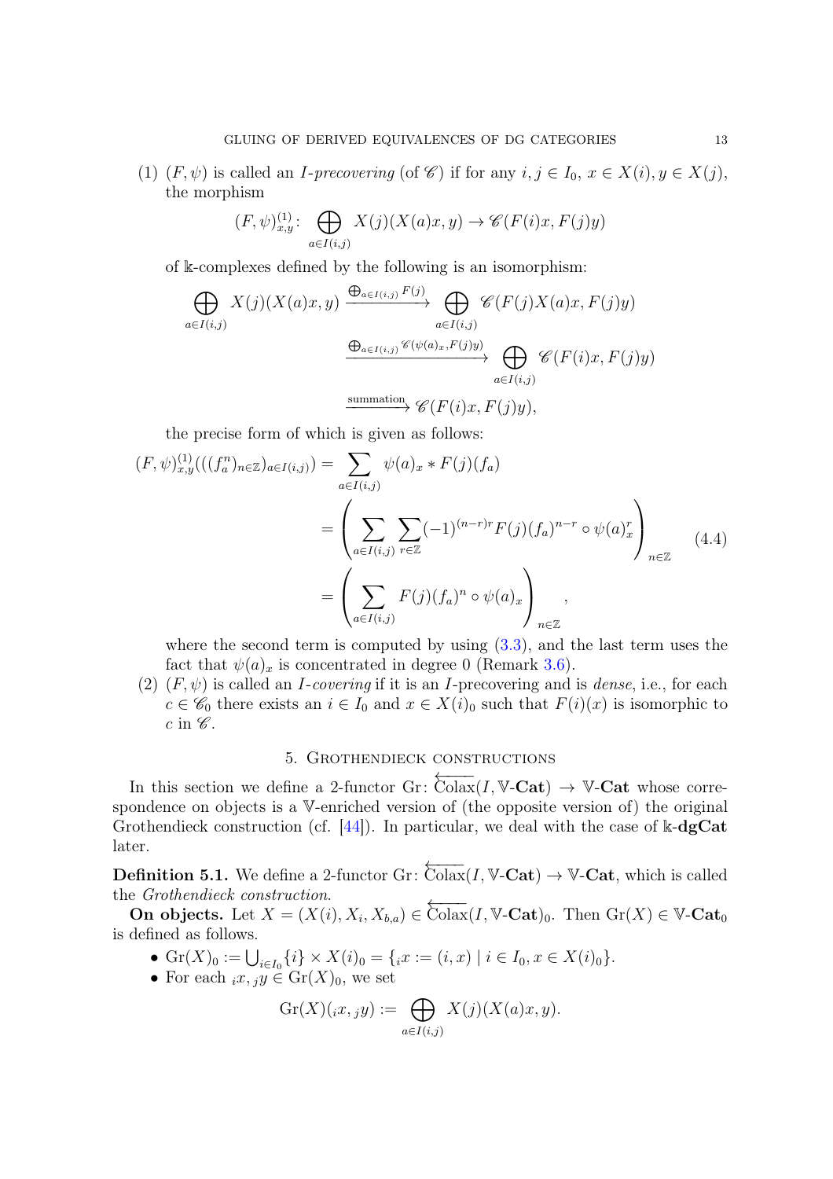(1) $(F, \psi)$ is called an *$I$-precovering* (of $\mathscr{C}$) if for any $i, j \in I_0$, $x \in X(i), y \in X(j)$, the morphism

$$(F, \psi)^{(1)}_{x,y} \colon \bigoplus_{a \in I(i,j)} X(j)(X(a)x, y) \to \mathscr{C}(F(i)x, F(j)y)$$

of $\Bbbk$-complexes defined by the following is an isomorphism:

$$\bigoplus_{a \in I(i,j)} X(j)(X(a)x, y) \xrightarrow{\bigoplus_{a \in I(i,j)} F(j)} \bigoplus_{a \in I(i,j)} \mathscr{C}(F(j)X(a)x, F(j)y)$$
$$\xrightarrow{\bigoplus_{a \in I(i,j)} \mathscr{C}(\psi(a)_x, F(j)y)} \bigoplus_{a \in I(i,j)} \mathscr{C}(F(i)x, F(j)y)$$
$$\xrightarrow{\text{summation}} \mathscr{C}(F(i)x, F(j)y),$$

the precise form of which is given as follows:

$$\begin{aligned}
(F, \psi)^{(1)}_{x,y}(((f_a^n)_{n \in \mathbb{Z}})_{a \in I(i,j)}) &= \sum_{a \in I(i,j)} \psi(a)_x * F(j)(f_a) \\
&= \left( \sum_{a \in I(i,j)} \sum_{r \in \mathbb{Z}} (-1)^{(n-r)r} F(j)(f_a)^{n-r} \circ \psi(a)_x^r \right)_{n \in \mathbb{Z}} \\
&= \left( \sum_{a \in I(i,j)} F(j)(f_a)^n \circ \psi(a)_x \right)_{n \in \mathbb{Z}},
\end{aligned} \tag{4.4}$$

where the second term is computed by using (3.3), and the last term uses the fact that $\psi(a)_x$ is concentrated in degree 0 (Remark 3.6).

(2) $(F, \psi)$ is called an *$I$-covering* if it is an $I$-precovering and is *dense*, i.e., for each $c \in \mathscr{C}_0$ there exists an $i \in I_0$ and $x \in X(i)_0$ such that $F(i)(x)$ is isomorphic to $c$ in $\mathscr{C}$.

## 5. Grothendieck constructions

In this section we define a 2-functor $\mathrm{Gr} \colon \overleftarrow{\mathrm{Colax}}(I, \mathbb{V}\text{-}\mathbf{Cat}) \to \mathbb{V}\text{-}\mathbf{Cat}$ whose correspondence on objects is a $\mathbb{V}$-enriched version of (the opposite version of) the original Grothendieck construction (cf. [44]). In particular, we deal with the case of $\Bbbk\text{-}\mathbf{dgCat}$ later.

**Definition 5.1.** We define a 2-functor $\mathrm{Gr} \colon \overleftarrow{\mathrm{Colax}}(I, \mathbb{V}\text{-}\mathbf{Cat}) \to \mathbb{V}\text{-}\mathbf{Cat}$, which is called the *Grothendieck construction*.

**On objects.** Let $X = (X(i), X_i, X_{b,a}) \in \overleftarrow{\mathrm{Colax}}(I, \mathbb{V}\text{-}\mathbf{Cat})_0$. Then $\mathrm{Gr}(X) \in \mathbb{V}\text{-}\mathbf{Cat}_0$ is defined as follows.

- $\mathrm{Gr}(X)_0 := \bigcup_{i \in I_0} \{i\} \times X(i)_0 = \{{}_ix := (i, x) \mid i \in I_0, x \in X(i)_0\}$.
- For each ${}_ix, {}_jy \in \mathrm{Gr}(X)_0$, we set

$$\mathrm{Gr}(X)({}_ix, {}_jy) := \bigoplus_{a \in I(i,j)} X(j)(X(a)x, y).$$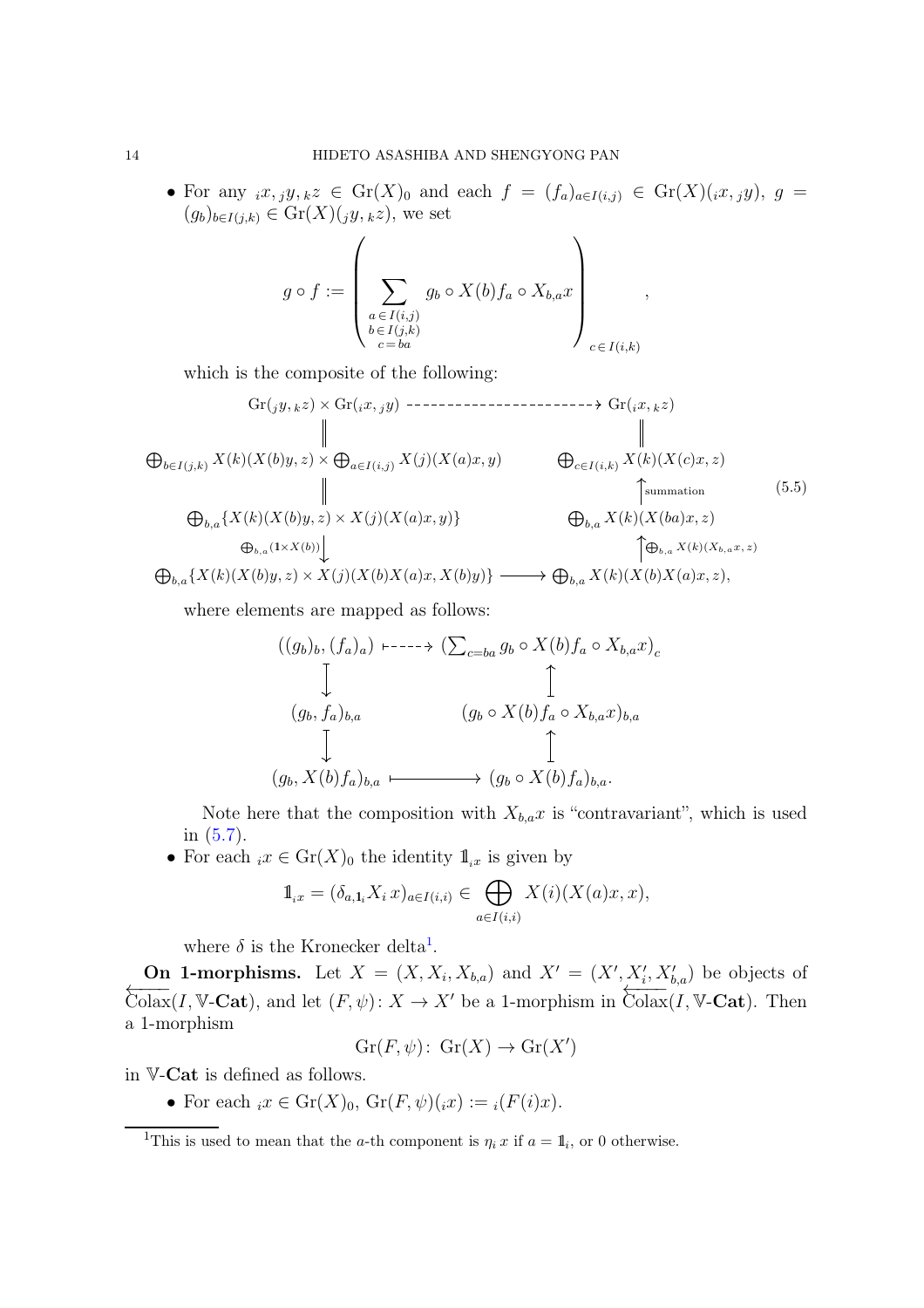- For any ${}_ix, {}_jy, {}_kz \in \mathrm{Gr}(X)_0$ and each $f = (f_a)_{a\in I(i,j)} \in \mathrm{Gr}(X)({}_ix, {}_jy)$, $g = (g_b)_{b\in I(j,k)} \in \mathrm{Gr}(X)({}_jy, {}_kz)$, we set

$$g \circ f := \left( \sum_{\substack{a\in I(i,j)\\ b\in I(j,k)\\ c=ba}} g_b \circ X(b)f_a \circ X_{b,a}x \right)_{c\in I(i,k)},$$

which is the composite of the following:

$$\begin{array}{ccc}
\mathrm{Gr}({}_jy, {}_kz) \times \mathrm{Gr}({}_ix, {}_jy) & \dashrightarrow & \mathrm{Gr}({}_ix, {}_kz) \\
\| & & \| \\
\bigoplus_{b\in I(j,k)} X(k)(X(b)y, z) \times \bigoplus_{a\in I(i,j)} X(j)(X(a)x, y) & & \bigoplus_{c\in I(i,k)} X(k)(X(c)x, z) \\
\| & & \uparrow{\scriptstyle \text{summation}} \\
\bigoplus_{b,a}\{X(k)(X(b)y, z) \times X(j)(X(a)x, y)\} & & \bigoplus_{b,a} X(k)(X(ba)x, z) \\
\downarrow{\scriptstyle \bigoplus_{b,a}(\mathbb{1}\times X(b))} & & \uparrow{\scriptstyle \bigoplus_{b,a} X(k)(X_{b,a}x,\, z)} \\
\bigoplus_{b,a}\{X(k)(X(b)y, z) \times X(j)(X(b)X(a)x, X(b)y)\} & \longrightarrow & \bigoplus_{b,a} X(k)(X(b)X(a)x, z),
\end{array} \tag{5.5}$$

where elements are mapped as follows:

$$\begin{array}{ccc}
((g_b)_b, (f_a)_a) & \longmapsto & (\sum_{c=ba} g_b \circ X(b)f_a \circ X_{b,a}x)_c \\
\downarrow & & \uparrow \\
(g_b, f_a)_{b,a} & & (g_b \circ X(b)f_a \circ X_{b,a}x)_{b,a} \\
\downarrow & & \uparrow \\
(g_b, X(b)f_a)_{b,a} & \longmapsto & (g_b \circ X(b)f_a)_{b,a}.
\end{array}$$

Note here that the composition with $X_{b,a}x$ is "contravariant", which is used in (5.7).

- For each ${}_ix \in \mathrm{Gr}(X)_0$ the identity $\mathbb{1}_{{}_ix}$ is given by

$$\mathbb{1}_{{}_ix} = (\delta_{a,\mathbb{1}_i} X_i\, x)_{a\in I(i,i)} \in \bigoplus_{a\in I(i,i)} X(i)(X(a)x, x),$$

where $\delta$ is the Kronecker delta[1].

**On 1-morphisms.** Let $X = (X, X_i, X_{b,a})$ and $X' = (X', X'_i, X'_{b,a})$ be objects of $\overleftarrow{\mathrm{Colax}}(I, \mathbb{V}\text{-}\mathbf{Cat})$, and let $(F, \psi)\colon X \to X'$ be a 1-morphism in $\overleftarrow{\mathrm{Colax}}(I, \mathbb{V}\text{-}\mathbf{Cat})$. Then a 1-morphism

$$\mathrm{Gr}(F, \psi)\colon \mathrm{Gr}(X) \to \mathrm{Gr}(X')$$

in $\mathbb{V}$-**Cat** is defined as follows.

- For each ${}_ix \in \mathrm{Gr}(X)_0$, $\mathrm{Gr}(F, \psi)({}_ix) := {}_i(F(i)x)$.

[1] This is used to mean that the $a$-th component is $\eta_i\, x$ if $a = \mathbb{1}_i$, or 0 otherwise.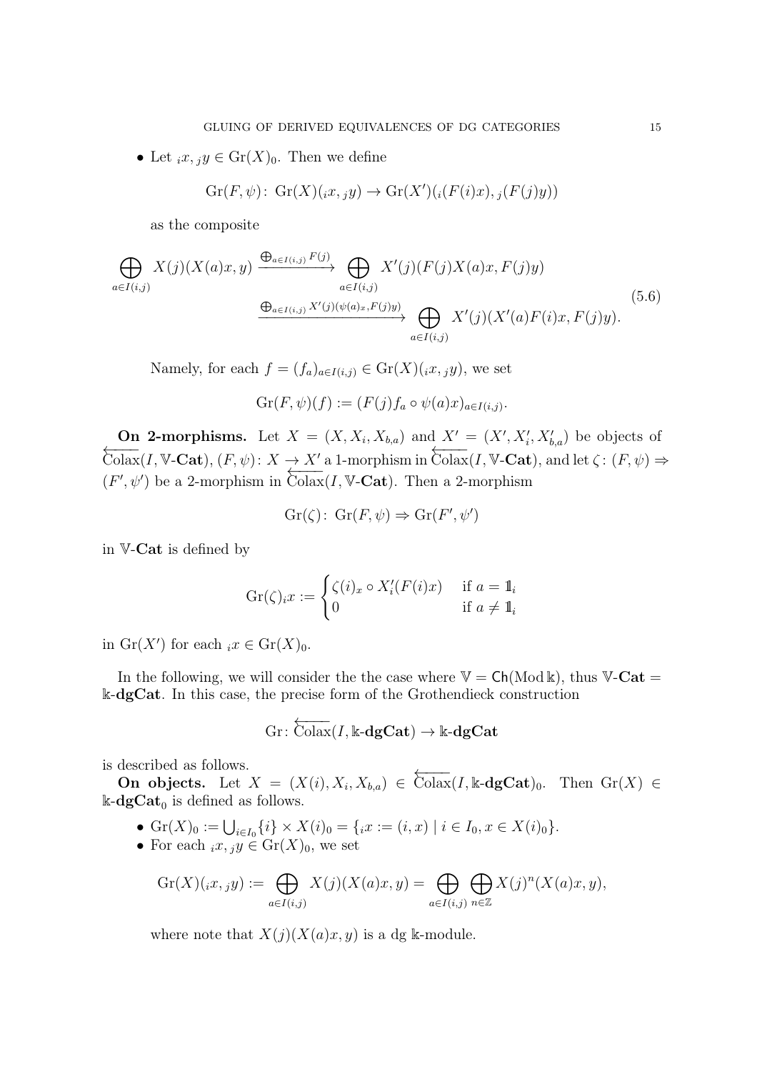- Let ${}_ix, {}_jy \in \mathrm{Gr}(X)_0$. Then we define

$$\mathrm{Gr}(F,\psi)\colon \mathrm{Gr}(X)({}_ix, {}_jy) \to \mathrm{Gr}(X')({}_i(F(i)x), {}_j(F(j)y))$$

as the composite

$$\begin{aligned}
\bigoplus_{a\in I(i,j)} X(j)(X(a)x, y) &\xrightarrow{\bigoplus_{a\in I(i,j)} F(j)} \bigoplus_{a\in I(i,j)} X'(j)(F(j)X(a)x, F(j)y) \\
&\xrightarrow{\bigoplus_{a\in I(i,j)} X'(j)(\psi(a)_x, F(j)y)} \bigoplus_{a\in I(i,j)} X'(j)(X'(a)F(i)x, F(j)y).
\end{aligned} \tag{5.6}$$

Namely, for each $f = (f_a)_{a\in I(i,j)} \in \mathrm{Gr}(X)({}_ix, {}_jy)$, we set

$$\mathrm{Gr}(F,\psi)(f) := (F(j)f_a \circ \psi(a)x)_{a\in I(i,j)}.$$

**On 2-morphisms.** Let $X = (X, X_i, X_{b,a})$ and $X' = (X', X'_i, X'_{b,a})$ be objects of $\overleftarrow{\mathrm{Colax}}(I, \mathbb{V}\text{-}\mathbf{Cat})$, $(F,\psi)\colon X \to X'$ a 1-morphism in $\overleftarrow{\mathrm{Colax}}(I, \mathbb{V}\text{-}\mathbf{Cat})$, and let $\zeta\colon (F,\psi) \Rightarrow (F',\psi')$ be a 2-morphism in $\overleftarrow{\mathrm{Colax}}(I, \mathbb{V}\text{-}\mathbf{Cat})$. Then a 2-morphism

$$\mathrm{Gr}(\zeta)\colon \mathrm{Gr}(F,\psi) \Rightarrow \mathrm{Gr}(F',\psi')$$

in $\mathbb{V}\text{-}\mathbf{Cat}$ is defined by

$$\mathrm{Gr}(\zeta)_{{}_ix} := \begin{cases} \zeta(i)_x \circ X'_i(F(i)x) & \text{if } a = \mathbb{1}_i \\ 0 & \text{if } a \neq \mathbb{1}_i \end{cases}$$

in $\mathrm{Gr}(X')$ for each ${}_ix \in \mathrm{Gr}(X)_0$.

In the following, we will consider the the case where $\mathbb{V} = \mathsf{Ch}(\mathrm{Mod}\,\Bbbk)$, thus $\mathbb{V}\text{-}\mathbf{Cat} = \Bbbk\text{-}\mathbf{dgCat}$. In this case, the precise form of the Grothendieck construction

$$\mathrm{Gr}\colon \overleftarrow{\mathrm{Colax}}(I, \Bbbk\text{-}\mathbf{dgCat}) \to \Bbbk\text{-}\mathbf{dgCat}$$

is described as follows.

**On objects.** Let $X = (X(i), X_i, X_{b,a}) \in \overleftarrow{\mathrm{Colax}}(I, \Bbbk\text{-}\mathbf{dgCat})_0$. Then $\mathrm{Gr}(X) \in \Bbbk\text{-}\mathbf{dgCat}_0$ is defined as follows.

- $\mathrm{Gr}(X)_0 := \bigcup_{i\in I_0}\{i\} \times X(i)_0 = \{{}_ix := (i,x) \mid i \in I_0, x \in X(i)_0\}$.
- For each ${}_ix, {}_jy \in \mathrm{Gr}(X)_0$, we set

$$\mathrm{Gr}(X)({}_ix, {}_jy) := \bigoplus_{a\in I(i,j)} X(j)(X(a)x, y) = \bigoplus_{a\in I(i,j)} \bigoplus_{n\in\mathbb{Z}} X(j)^n(X(a)x, y),$$

where note that $X(j)(X(a)x, y)$ is a dg $\Bbbk$-module.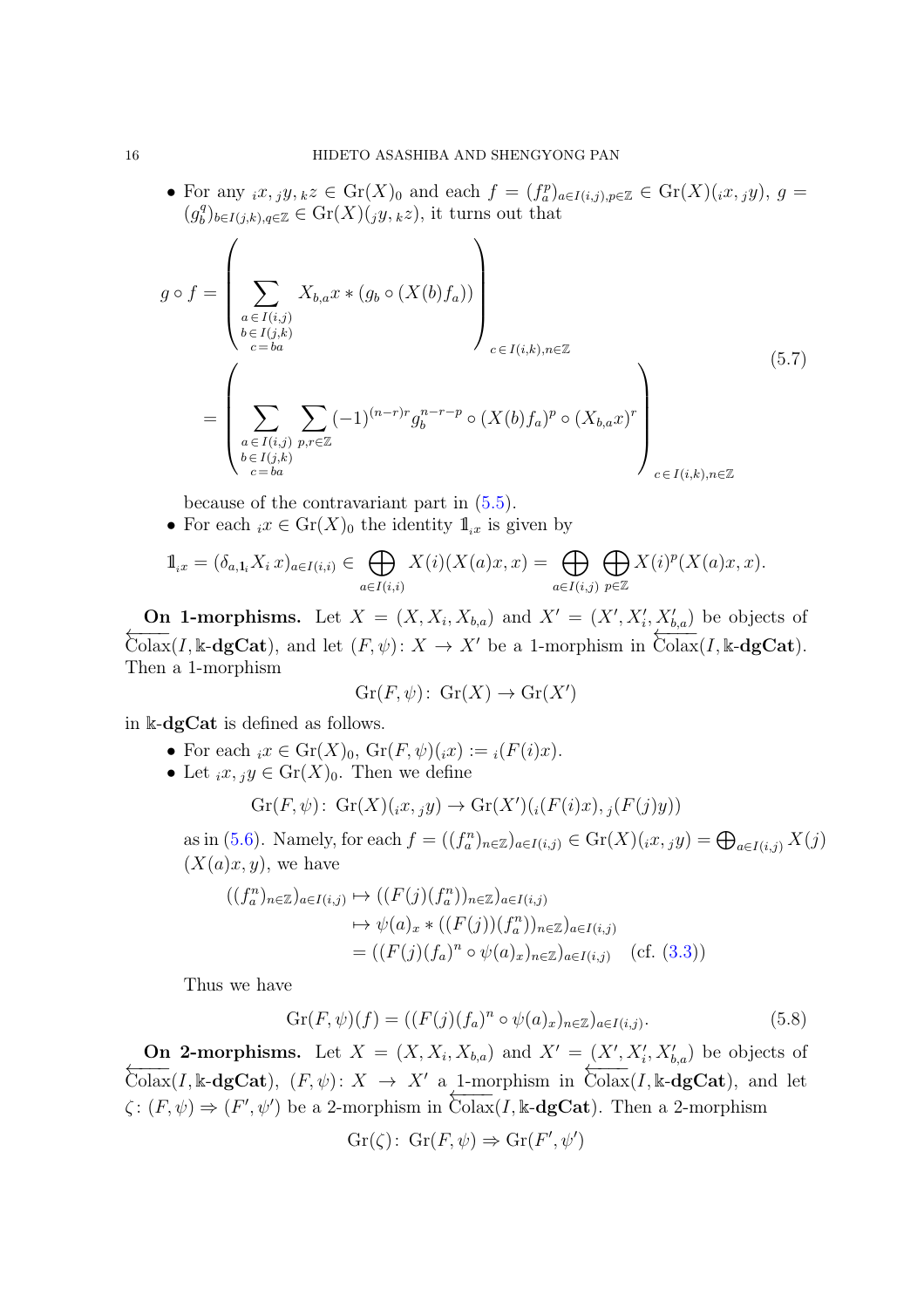- For any ${}_ix, {}_jy, {}_kz \in \mathrm{Gr}(X)_0$ and each $f = (f_a^p)_{a\in I(i,j), p\in\mathbb{Z}} \in \mathrm{Gr}(X)({}_ix, {}_jy)$, $g = (g_b^q)_{b\in I(j,k), q\in\mathbb{Z}} \in \mathrm{Gr}(X)({}_jy, {}_kz)$, it turns out that

$$
\begin{aligned}
g \circ f &= \left( \sum_{\substack{a\in I(i,j)\\ b\in I(j,k)\\ c=ba}} X_{b,a}x * (g_b \circ (X(b)f_a)) \right)_{c\in I(i,k), n\in\mathbb{Z}} \\
&= \left( \sum_{\substack{a\in I(i,j)\\ b\in I(j,k)\\ c=ba}} \sum_{p,r\in\mathbb{Z}} (-1)^{(n-r)r} g_b^{n-r-p} \circ (X(b)f_a)^p \circ (X_{b,a}x)^r \right)_{c\in I(i,k), n\in\mathbb{Z}}
\end{aligned}
\tag{5.7}
$$

  because of the contravariant part in (5.5).
- For each ${}_ix \in \mathrm{Gr}(X)_0$ the identity $\mathbb{1}_{{}_ix}$ is given by

$$
\mathbb{1}_{{}_ix} = (\delta_{a,\mathbb{1}_i} X_i\, x)_{a\in I(i,i)} \in \bigoplus_{a\in I(i,i)} X(i)(X(a)x, x) = \bigoplus_{a\in I(i,j)} \bigoplus_{p\in\mathbb{Z}} X(i)^p(X(a)x, x).
$$

**On 1-morphisms.** Let $X = (X, X_i, X_{b,a})$ and $X' = (X', X'_i, X'_{b,a})$ be objects of $\overleftarrow{\mathrm{Colax}}(I, \Bbbk\text{-}\mathbf{dgCat})$, and let $(F, \psi)\colon X \to X'$ be a 1-morphism in $\overleftarrow{\mathrm{Colax}}(I, \Bbbk\text{-}\mathbf{dgCat})$. Then a 1-morphism

$$
\mathrm{Gr}(F, \psi)\colon \mathrm{Gr}(X) \to \mathrm{Gr}(X')
$$

in $\Bbbk$-$\mathbf{dgCat}$ is defined as follows.

- For each ${}_ix \in \mathrm{Gr}(X)_0$, $\mathrm{Gr}(F, \psi)({}_ix) := {}_i(F(i)x)$.
- Let ${}_ix, {}_jy \in \mathrm{Gr}(X)_0$. Then we define

$$
\mathrm{Gr}(F, \psi)\colon \mathrm{Gr}(X)({}_ix, {}_jy) \to \mathrm{Gr}(X')({}_i(F(i)x), {}_j(F(j)y))
$$

  as in (5.6). Namely, for each $f = ((f_a^n)_{n\in\mathbb{Z}})_{a\in I(i,j)} \in \mathrm{Gr}(X)({}_ix, {}_jy) = \bigoplus_{a\in I(i,j)} X(j)(X(a)x, y)$, we have

$$
\begin{aligned}
((f_a^n)_{n\in\mathbb{Z}})_{a\in I(i,j)} &\mapsto ((F(j)(f_a^n))_{n\in\mathbb{Z}})_{a\in I(i,j)} \\
&\mapsto \psi(a)_x * ((F(j))(f_a^n))_{n\in\mathbb{Z}})_{a\in I(i,j)} \\
&= ((F(j)(f_a)^n \circ \psi(a)_x)_{n\in\mathbb{Z}})_{a\in I(i,j)} \quad \text{(cf. (3.3))}
\end{aligned}
$$

  Thus we have

$$
\mathrm{Gr}(F, \psi)(f) = ((F(j)(f_a)^n \circ \psi(a)_x)_{n\in\mathbb{Z}})_{a\in I(i,j)}. \tag{5.8}
$$

**On 2-morphisms.** Let $X = (X, X_i, X_{b,a})$ and $X' = (X', X'_i, X'_{b,a})$ be objects of $\overleftarrow{\mathrm{Colax}}(I, \Bbbk\text{-}\mathbf{dgCat})$, $(F, \psi)\colon X \to X'$ a 1-morphism in $\overleftarrow{\mathrm{Colax}}(I, \Bbbk\text{-}\mathbf{dgCat})$, and let $\zeta\colon (F, \psi) \Rightarrow (F', \psi')$ be a 2-morphism in $\overleftarrow{\mathrm{Colax}}(I, \Bbbk\text{-}\mathbf{dgCat})$. Then a 2-morphism

$$
\mathrm{Gr}(\zeta)\colon \mathrm{Gr}(F, \psi) \Rightarrow \mathrm{Gr}(F', \psi')
$$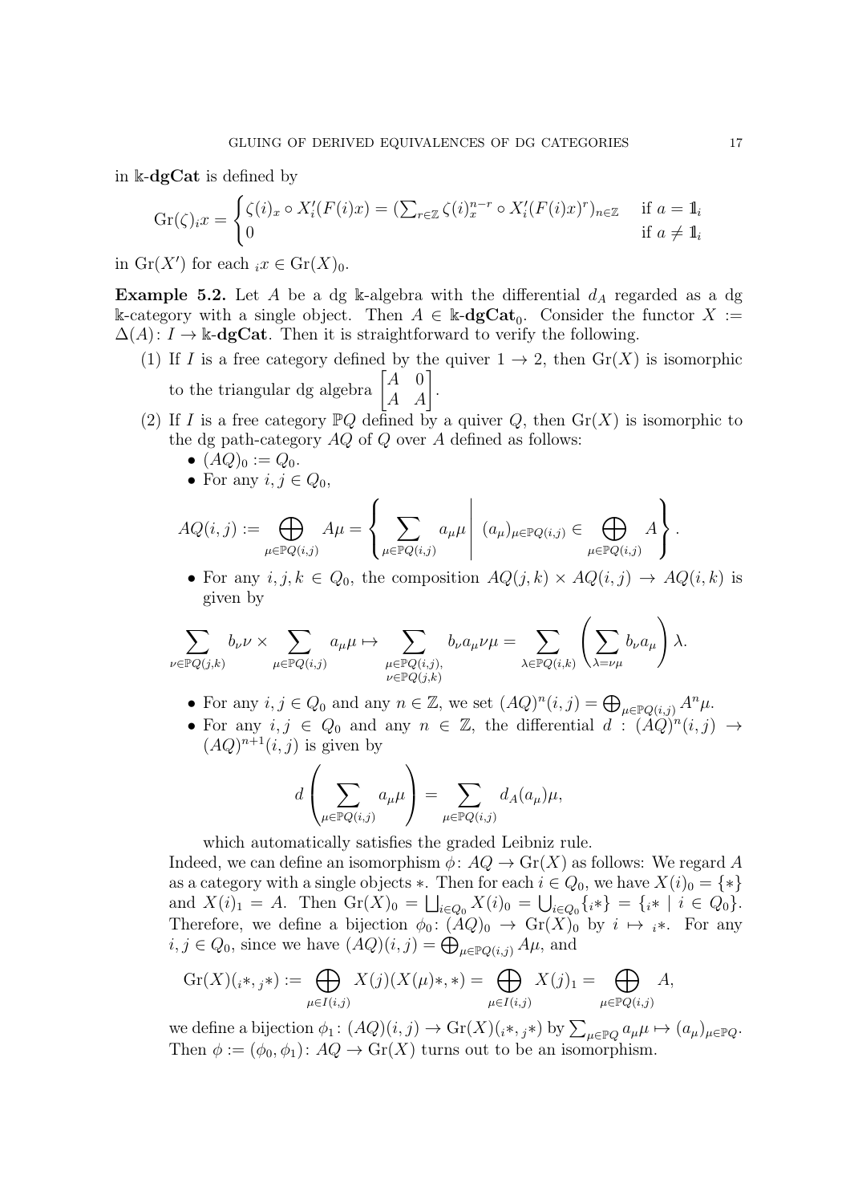in $\Bbbk$-**dgCat** is defined by

$$\mathrm{Gr}(\zeta)_i x = \begin{cases} \zeta(i)_x \circ X'_i(F(i)x) = (\sum_{r\in\mathbb{Z}} \zeta(i)_x^{n-r} \circ X'_i(F(i)x)^r)_{n\in\mathbb{Z}} & \text{if } a = \mathbb{1}_i \\ 0 & \text{if } a \neq \mathbb{1}_i \end{cases}$$

in $\mathrm{Gr}(X')$ for each ${}_ix \in \mathrm{Gr}(X)_0$.

**Example 5.2.** Let $A$ be a dg $\Bbbk$-algebra with the differential $d_A$ regarded as a dg $\Bbbk$-category with a single object. Then $A \in \Bbbk\text{-}\mathbf{dgCat}_0$. Consider the functor $X := \Delta(A) \colon I \to \Bbbk\text{-}\mathbf{dgCat}$. Then it is straightforward to verify the following.

(1) If $I$ is a free category defined by the quiver $1 \to 2$, then $\mathrm{Gr}(X)$ is isomorphic to the triangular dg algebra $\begin{bmatrix} A & 0 \\ A & A \end{bmatrix}$.

(2) If $I$ is a free category $\mathbb{P}Q$ defined by a quiver $Q$, then $\mathrm{Gr}(X)$ is isomorphic to the dg path-category $AQ$ of $Q$ over $A$ defined as follows:
   - $(AQ)_0 := Q_0$.
   - For any $i, j \in Q_0$,

$$AQ(i,j) := \bigoplus_{\mu\in\mathbb{P}Q(i,j)} A\mu = \left\{ \sum_{\mu\in\mathbb{P}Q(i,j)} a_\mu \mu \;\middle|\; (a_\mu)_{\mu\in\mathbb{P}Q(i,j)} \in \bigoplus_{\mu\in\mathbb{P}Q(i,j)} A \right\}.$$

   - For any $i, j, k \in Q_0$, the composition $AQ(j,k) \times AQ(i,j) \to AQ(i,k)$ is given by

$$\sum_{\nu\in\mathbb{P}Q(j,k)} b_\nu \nu \times \sum_{\mu\in\mathbb{P}Q(i,j)} a_\mu \mu \mapsto \sum_{\substack{\mu\in\mathbb{P}Q(i,j),\\ \nu\in\mathbb{P}Q(j,k)}} b_\nu a_\mu \nu\mu = \sum_{\lambda\in\mathbb{P}Q(i,k)} \left( \sum_{\lambda=\nu\mu} b_\nu a_\mu \right) \lambda.$$

   - For any $i, j \in Q_0$ and any $n \in \mathbb{Z}$, we set $(AQ)^n(i,j) = \bigoplus_{\mu\in\mathbb{P}Q(i,j)} A^n \mu$.
   - For any $i, j \in Q_0$ and any $n \in \mathbb{Z}$, the differential $d : (AQ)^n(i,j) \to (AQ)^{n+1}(i,j)$ is given by

$$d\left( \sum_{\mu\in\mathbb{P}Q(i,j)} a_\mu \mu \right) = \sum_{\mu\in\mathbb{P}Q(i,j)} d_A(a_\mu)\mu,$$

   which automatically satisfies the graded Leibniz rule.

Indeed, we can define an isomorphism $\phi \colon AQ \to \mathrm{Gr}(X)$ as follows: We regard $A$ as a category with a single objects $*$. Then for each $i \in Q_0$, we have $X(i)_0 = \{*\}$ and $X(i)_1 = A$. Then $\mathrm{Gr}(X)_0 = \bigsqcup_{i\in Q_0} X(i)_0 = \bigcup_{i\in Q_0} \{{}_i*\} = \{{}_i* \mid i \in Q_0\}$. Therefore, we define a bijection $\phi_0 \colon (AQ)_0 \to \mathrm{Gr}(X)_0$ by $i \mapsto {}_i*$. For any $i, j \in Q_0$, since we have $(AQ)(i,j) = \bigoplus_{\mu\in\mathbb{P}Q(i,j)} A\mu$, and

$$\mathrm{Gr}(X)({}_i*, {}_j*) := \bigoplus_{\mu\in I(i,j)} X(j)(X(\mu)*, *) = \bigoplus_{\mu\in I(i,j)} X(j)_1 = \bigoplus_{\mu\in\mathbb{P}Q(i,j)} A,$$

we define a bijection $\phi_1 \colon (AQ)(i,j) \to \mathrm{Gr}(X)({}_i*, {}_j*)$ by $\sum_{\mu\in\mathbb{P}Q} a_\mu \mu \mapsto (a_\mu)_{\mu\in\mathbb{P}Q}$. Then $\phi := (\phi_0, \phi_1) \colon AQ \to \mathrm{Gr}(X)$ turns out to be an isomorphism.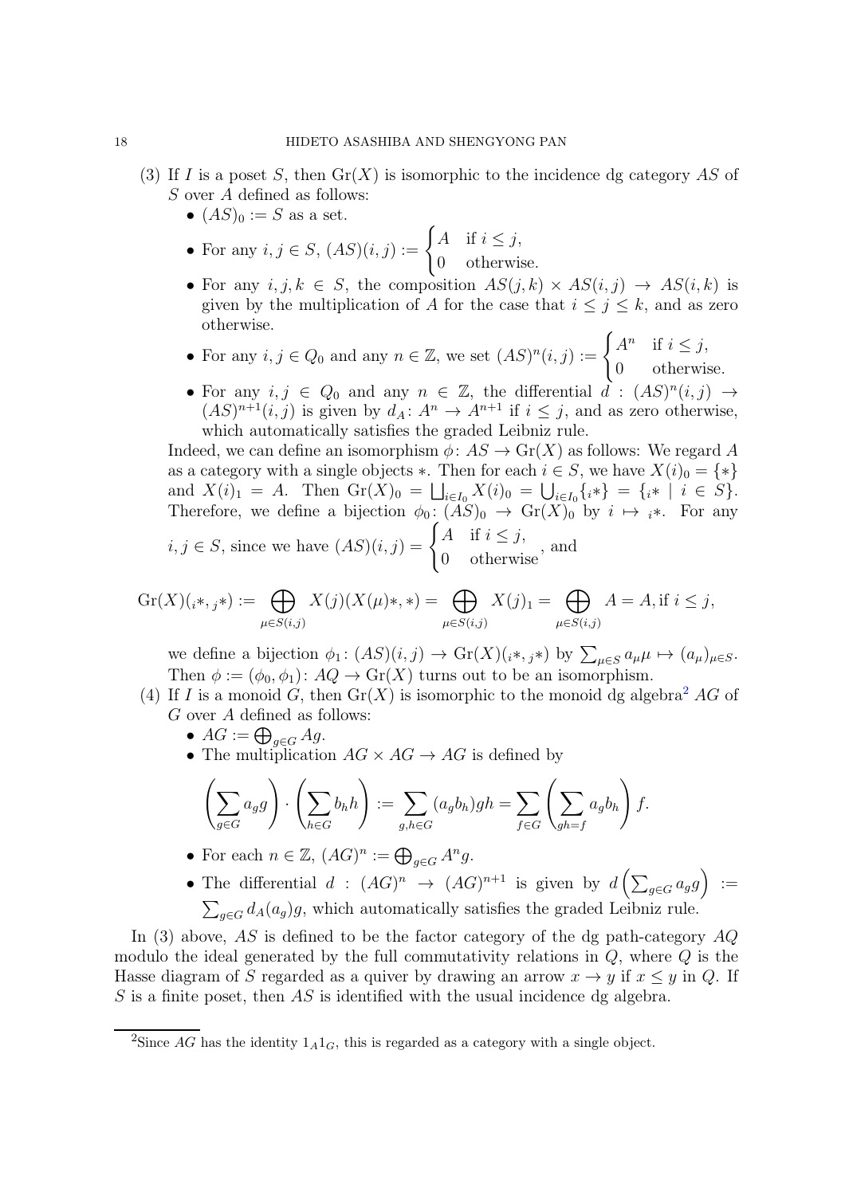(3) If $I$ is a poset $S$, then $\mathrm{Gr}(X)$ is isomorphic to the incidence dg category $AS$ of $S$ over $A$ defined as follows:
   - $(AS)_0 := S$ as a set.
   - For any $i, j \in S$, $(AS)(i,j) := \begin{cases} A & \text{if } i \le j, \\ 0 & \text{otherwise.} \end{cases}$
   - For any $i, j, k \in S$, the composition $AS(j,k) \times AS(i,j) \to AS(i,k)$ is given by the multiplication of $A$ for the case that $i \le j \le k$, and as zero otherwise.
   - For any $i, j \in Q_0$ and any $n \in \mathbb{Z}$, we set $(AS)^n(i,j) := \begin{cases} A^n & \text{if } i \le j, \\ 0 & \text{otherwise.} \end{cases}$
   - For any $i, j \in Q_0$ and any $n \in \mathbb{Z}$, the differential $d : (AS)^n(i,j) \to (AS)^{n+1}(i,j)$ is given by $d_A \colon A^n \to A^{n+1}$ if $i \le j$, and as zero otherwise, which automatically satisfies the graded Leibniz rule.

   Indeed, we can define an isomorphism $\phi \colon AS \to \mathrm{Gr}(X)$ as follows: We regard $A$ as a category with a single objects $*$. Then for each $i \in S$, we have $X(i)_0 = \{*\}$ and $X(i)_1 = A$. Then $\mathrm{Gr}(X)_0 = \bigsqcup_{i \in I_0} X(i)_0 = \bigcup_{i \in I_0} \{{}_i*\} = \{{}_i* \mid i \in S\}$. Therefore, we define a bijection $\phi_0 \colon (AS)_0 \to \mathrm{Gr}(X)_0$ by $i \mapsto {}_i*$. For any $i, j \in S$, since we have $(AS)(i,j) = \begin{cases} A & \text{if } i \le j, \\ 0 & \text{otherwise} \end{cases}$, and

$$\mathrm{Gr}(X)({}_i*, {}_j*) := \bigoplus_{\mu \in S(i,j)} X(j)(X(\mu)*, *) = \bigoplus_{\mu \in S(i,j)} X(j)_1 = \bigoplus_{\mu \in S(i,j)} A = A, \text{if } i \le j,$$

   we define a bijection $\phi_1 \colon (AS)(i,j) \to \mathrm{Gr}(X)({}_i*, {}_j*)$ by $\sum_{\mu \in S} a_\mu \mu \mapsto (a_\mu)_{\mu \in S}$. Then $\phi := (\phi_0, \phi_1) \colon AQ \to \mathrm{Gr}(X)$ turns out to be an isomorphism.

(4) If $I$ is a monoid $G$, then $\mathrm{Gr}(X)$ is isomorphic to the monoid dg algebra[2] $AG$ of $G$ over $A$ defined as follows:
   - $AG := \bigoplus_{g \in G} Ag$.
   - The multiplication $AG \times AG \to AG$ is defined by

$$\left(\sum_{g \in G} a_g g\right) \cdot \left(\sum_{h \in G} b_h h\right) := \sum_{g,h \in G} (a_g b_h) gh = \sum_{f \in G} \left(\sum_{gh = f} a_g b_h\right) f.$$

   - For each $n \in \mathbb{Z}$, $(AG)^n := \bigoplus_{g \in G} A^n g$.
   - The differential $d : (AG)^n \to (AG)^{n+1}$ is given by $d\left(\sum_{g \in G} a_g g\right) := \sum_{g \in G} d_A(a_g) g$, which automatically satisfies the graded Leibniz rule.

In (3) above, $AS$ is defined to be the factor category of the dg path-category $AQ$ modulo the ideal generated by the full commutativity relations in $Q$, where $Q$ is the Hasse diagram of $S$ regarded as a quiver by drawing an arrow $x \to y$ if $x \le y$ in $Q$. If $S$ is a finite poset, then $AS$ is identified with the usual incidence dg algebra.

[2] Since $AG$ has the identity $1_A 1_G$, this is regarded as a category with a single object.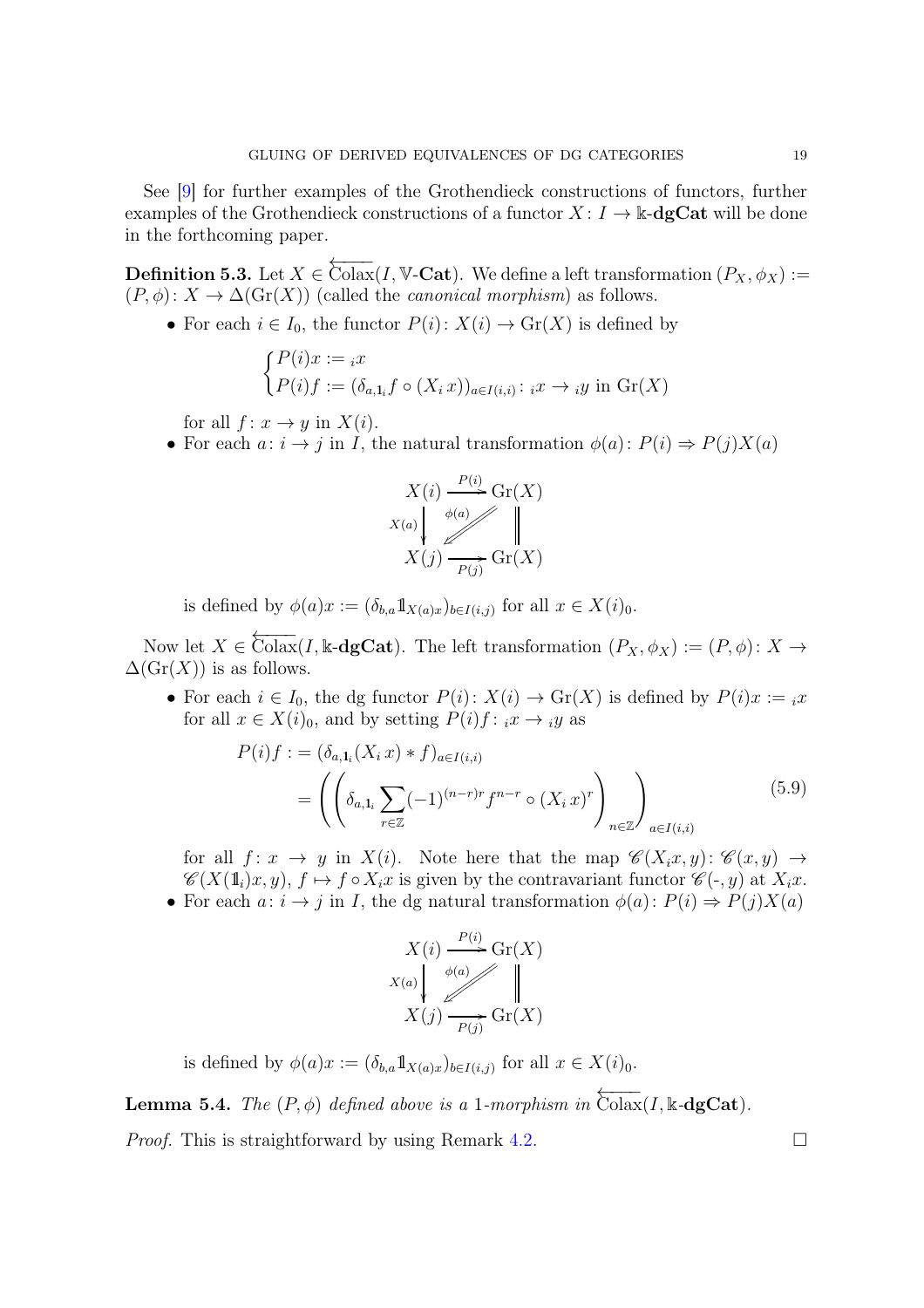See [9] for further examples of the Grothendieck constructions of functors, further examples of the Grothendieck constructions of a functor $X\colon I \to \Bbbk\text{-}\mathbf{dgCat}$ will be done in the forthcoming paper.

**Definition 5.3.** Let $X \in \overleftarrow{\mathrm{Colax}}(I, \mathbb{V}\text{-}\mathbf{Cat})$. We define a left transformation $(P_X, \phi_X) := (P, \phi)\colon X \to \Delta(\mathrm{Gr}(X))$ (called the *canonical morphism*) as follows.

- For each $i \in I_0$, the functor $P(i)\colon X(i) \to \mathrm{Gr}(X)$ is defined by

$$\begin{cases} P(i)x := {}_ix \\ P(i)f := (\delta_{a,\mathbb{1}_i} f \circ (X_i\, x))_{a \in I(i,i)} \colon {}_ix \to {}_iy \text{ in } \mathrm{Gr}(X) \end{cases}$$

  for all $f\colon x \to y$ in $X(i)$.
- For each $a\colon i \to j$ in $I$, the natural transformation $\phi(a)\colon P(i) \Rightarrow P(j)X(a)$

$$\begin{array}{ccc} X(i) & \xrightarrow{P(i)} & \mathrm{Gr}(X) \\ {\scriptstyle X(a)}\downarrow & \overset{\phi(a)}{\swarrow} & \Vert \\ X(j) & \xrightarrow[P(j)]{} & \mathrm{Gr}(X) \end{array}$$

  is defined by $\phi(a)x := (\delta_{b,a}\mathbb{1}_{X(a)x})_{b \in I(i,j)}$ for all $x \in X(i)_0$.

Now let $X \in \overleftarrow{\mathrm{Colax}}(I, \Bbbk\text{-}\mathbf{dgCat})$. The left transformation $(P_X, \phi_X) := (P, \phi)\colon X \to \Delta(\mathrm{Gr}(X))$ is as follows.

- For each $i \in I_0$, the dg functor $P(i)\colon X(i) \to \mathrm{Gr}(X)$ is defined by $P(i)x := {}_ix$ for all $x \in X(i)_0$, and by setting $P(i)f\colon {}_ix \to {}_iy$ as

$$\begin{aligned} P(i)f :&= (\delta_{a,\mathbb{1}_i}(X_i\, x) * f)_{a \in I(i,i)} \\ &= \left( \left( \delta_{a,\mathbb{1}_i} \sum_{r \in \mathbb{Z}} (-1)^{(n-r)r} f^{n-r} \circ (X_i\, x)^r \right)_{n \in \mathbb{Z}} \right)_{a \in I(i,i)} \end{aligned} \tag{5.9}$$

  for all $f\colon x \to y$ in $X(i)$. Note here that the map $\mathscr{C}(X_i x, y)\colon \mathscr{C}(x,y) \to \mathscr{C}(X(\mathbb{1}_i)x, y)$, $f \mapsto f \circ X_i x$ is given by the contravariant functor $\mathscr{C}(\text{-}, y)$ at $X_i x$.
- For each $a\colon i \to j$ in $I$, the dg natural transformation $\phi(a)\colon P(i) \Rightarrow P(j)X(a)$

$$\begin{array}{ccc} X(i) & \xrightarrow{P(i)} & \mathrm{Gr}(X) \\ {\scriptstyle X(a)}\downarrow & \overset{\phi(a)}{\swarrow} & \Vert \\ X(j) & \xrightarrow[P(j)]{} & \mathrm{Gr}(X) \end{array}$$

  is defined by $\phi(a)x := (\delta_{b,a}\mathbb{1}_{X(a)x})_{b \in I(i,j)}$ for all $x \in X(i)_0$.

**Lemma 5.4.** *The $(P, \phi)$ defined above is a 1-morphism in $\overleftarrow{\mathrm{Colax}}(I, \Bbbk\text{-}\mathbf{dgCat})$.*

*Proof.* This is straightforward by using Remark 4.2. □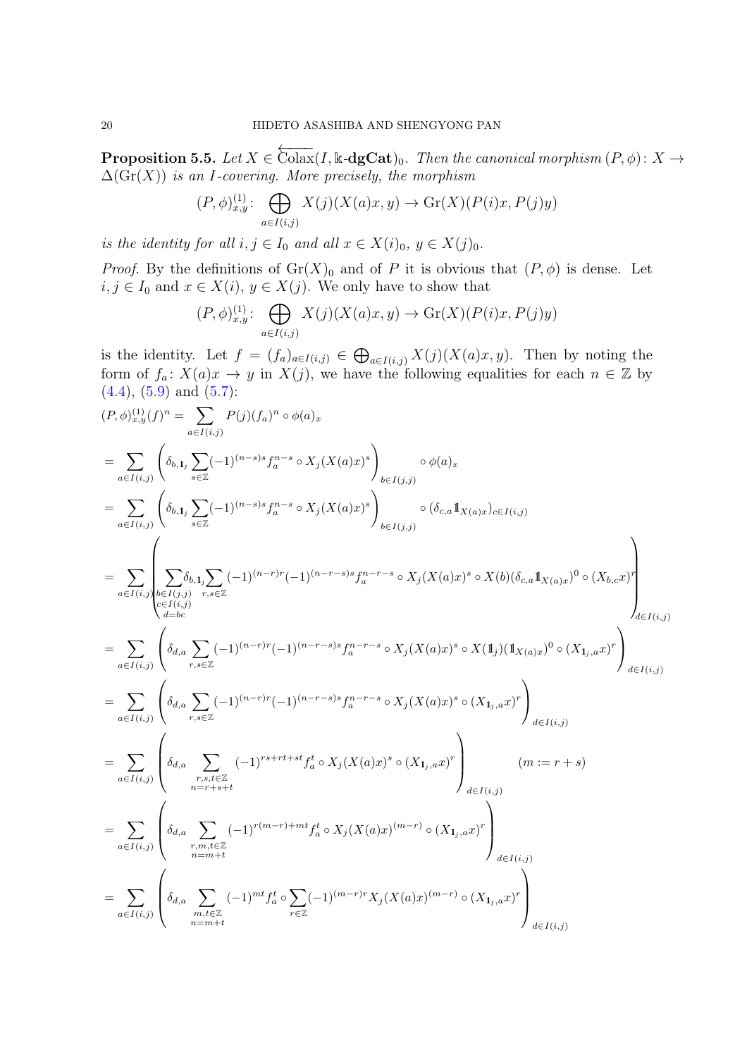**Proposition 5.5.** *Let $X \in \overleftarrow{\mathrm{Colax}}(I, \Bbbk\text{-}\mathbf{dgCat})_0$. Then the canonical morphism $(P, \phi)\colon X \to \Delta(\mathrm{Gr}(X))$ is an $I$-covering. More precisely, the morphism*

$$(P,\phi)^{(1)}_{x,y}\colon \bigoplus_{a\in I(i,j)} X(j)(X(a)x, y) \to \mathrm{Gr}(X)(P(i)x, P(j)y)$$

*is the identity for all $i, j \in I_0$ and all $x \in X(i)_0$, $y \in X(j)_0$.*

*Proof.* By the definitions of $\mathrm{Gr}(X)_0$ and of $P$ it is obvious that $(P, \phi)$ is dense. Let $i, j \in I_0$ and $x \in X(i)$, $y \in X(j)$. We only have to show that

$$(P,\phi)^{(1)}_{x,y}\colon \bigoplus_{a\in I(i,j)} X(j)(X(a)x, y) \to \mathrm{Gr}(X)(P(i)x, P(j)y)$$

is the identity. Let $f = (f_a)_{a\in I(i,j)} \in \bigoplus_{a\in I(i,j)} X(j)(X(a)x, y)$. Then by noting the form of $f_a\colon X(a)x \to y$ in $X(j)$, we have the following equalities for each $n \in \mathbb{Z}$ by (4.4), (5.9) and (5.7):

$$
\begin{aligned}
&(P,\phi)^{(1)}_{x,y}(f)^n = \sum_{a\in I(i,j)} P(j)(f_a)^n \circ \phi(a)_x \\
&= \sum_{a\in I(i,j)} \left( \delta_{b,\mathbf{1}_j} \sum_{s\in\mathbb{Z}} (-1)^{(n-s)s} f_a^{n-s} \circ X_j(X(a)x)^s \right)_{b\in I(j,j)} \circ \phi(a)_x \\
&= \sum_{a\in I(i,j)} \left( \delta_{b,\mathbf{1}_j} \sum_{s\in\mathbb{Z}} (-1)^{(n-s)s} f_a^{n-s} \circ X_j(X(a)x)^s \right)_{b\in I(j,j)} \circ (\delta_{c,a} \mathbb{1}_{X(a)x})_{c\in I(i,j)} \\
&= \sum_{a\in I(i,j)} \left( \sum_{\substack{b\in I(j,j)\\ c\in I(i,j)\\ d=bc}} \delta_{b,\mathbf{1}_j} \sum_{r,s\in\mathbb{Z}} (-1)^{(n-r)r} (-1)^{(n-r-s)s} f_a^{n-r-s} \circ X_j(X(a)x)^s \circ X(b)(\delta_{c,a}\mathbb{1}_{X(a)x})^0 \circ (X_{b,c}x)^r \right)_{d\in I(i,j)} \\
&= \sum_{a\in I(i,j)} \left( \delta_{d,a} \sum_{r,s\in\mathbb{Z}} (-1)^{(n-r)r} (-1)^{(n-r-s)s} f_a^{n-r-s} \circ X_j(X(a)x)^s \circ X(\mathbb{1}_j)(\mathbb{1}_{X(a)x})^0 \circ (X_{\mathbf{1}_j,a}x)^r \right)_{d\in I(i,j)} \\
&= \sum_{a\in I(i,j)} \left( \delta_{d,a} \sum_{r,s\in\mathbb{Z}} (-1)^{(n-r)r} (-1)^{(n-r-s)s} f_a^{n-r-s} \circ X_j(X(a)x)^s \circ (X_{\mathbf{1}_j,a}x)^r \right)_{d\in I(i,j)} \\
&= \sum_{a\in I(i,j)} \left( \delta_{d,a} \sum_{\substack{r,s,t\in\mathbb{Z}\\ n=r+s+t}} (-1)^{rs+rt+st} f_a^{t} \circ X_j(X(a)x)^s \circ (X_{\mathbf{1}_j,a}x)^r \right)_{d\in I(i,j)} \qquad (m := r+s) \\
&= \sum_{a\in I(i,j)} \left( \delta_{d,a} \sum_{\substack{r,m,t\in\mathbb{Z}\\ n=m+t}} (-1)^{r(m-r)+mt} f_a^{t} \circ X_j(X(a)x)^{(m-r)} \circ (X_{\mathbf{1}_j,a}x)^r \right)_{d\in I(i,j)} \\
&= \sum_{a\in I(i,j)} \left( \delta_{d,a} \sum_{\substack{m,t\in\mathbb{Z}\\ n=m+t}} (-1)^{mt} f_a^{t} \circ \sum_{r\in\mathbb{Z}} (-1)^{(m-r)r} X_j(X(a)x)^{(m-r)} \circ (X_{\mathbf{1}_j,a}x)^r \right)_{d\in I(i,j)}
\end{aligned}
$$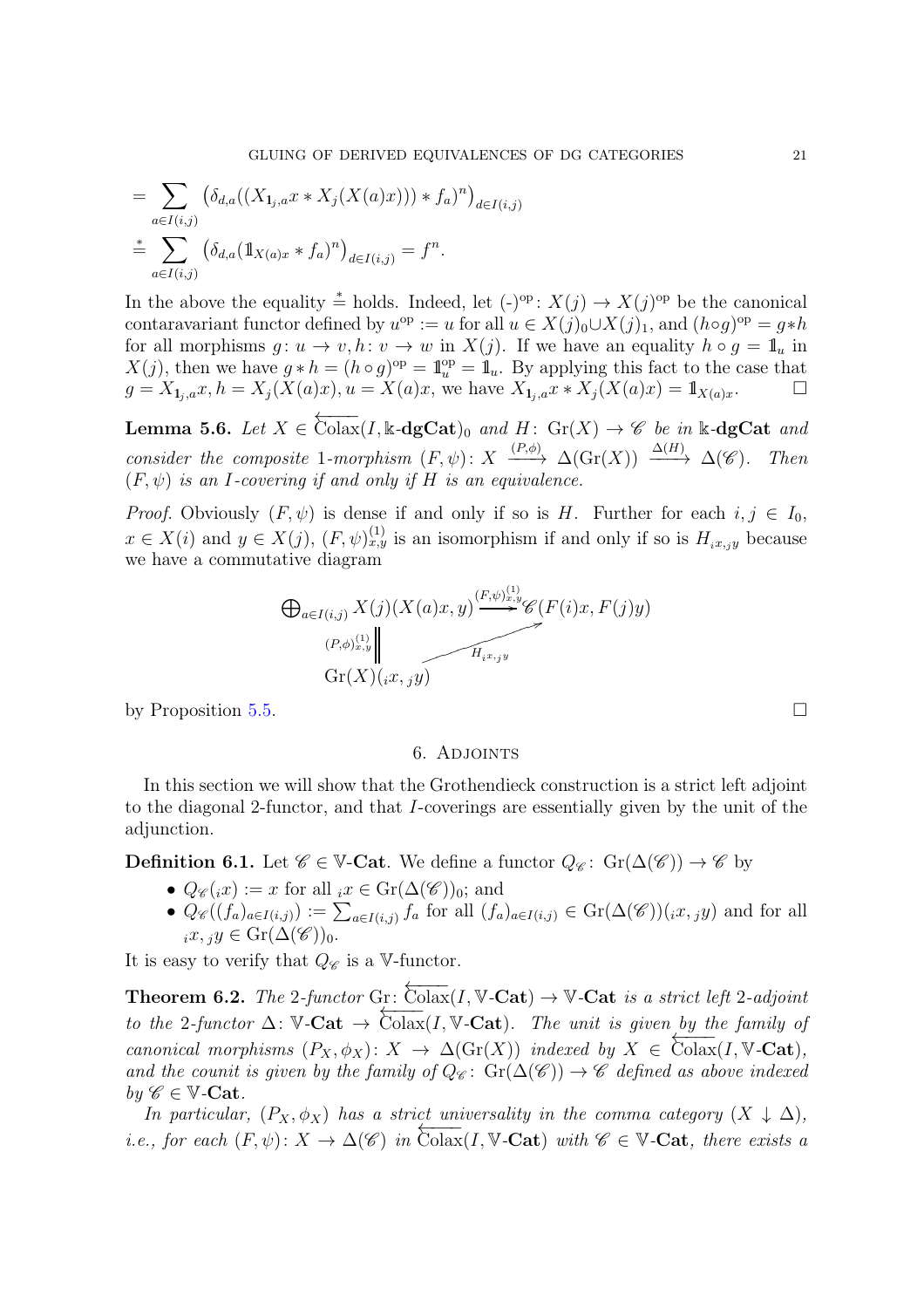$$= \sum_{a\in I(i,j)} \left(\delta_{d,a}((X_{\mathbf{1}_j,a}x * X_j(X(a)x))) * f_a)^n\right)_{d\in I(i,j)}$$
$$\overset{*}{=} \sum_{a\in I(i,j)} \left(\delta_{d,a}(\mathbb{1}_{X(a)x} * f_a)^n\right)_{d\in I(i,j)} = f^n.$$

In the above the equality $\overset{*}{=}$ holds. Indeed, let $(\text{-})^{\text{op}}\colon X(j) \to X(j)^{\text{op}}$ be the canonical contaravariant functor defined by $u^{\text{op}} := u$ for all $u \in X(j)_0 \cup X(j)_1$, and $(h\circ g)^{\text{op}} = g * h$ for all morphisms $g\colon u \to v, h\colon v \to w$ in $X(j)$. If we have an equality $h \circ g = \mathbb{1}_u$ in $X(j)$, then we have $g * h = (h \circ g)^{\text{op}} = \mathbb{1}_u^{\text{op}} = \mathbb{1}_u$. By applying this fact to the case that $g = X_{\mathbf{1}_j,a}x, h = X_j(X(a)x), u = X(a)x$, we have $X_{\mathbf{1}_j,a}x * X_j(X(a)x) = \mathbb{1}_{X(a)x}$. $\square$

**Lemma 5.6.** *Let $X \in \overleftarrow{\text{Colax}}(I, \Bbbk\text{-}\mathbf{dgCat})_0$ and $H\colon \text{Gr}(X) \to \mathscr{C}$ be in $\Bbbk$-$\mathbf{dgCat}$ and consider the composite 1-morphism $(F, \psi)\colon X \xrightarrow{(P,\phi)} \Delta(\text{Gr}(X)) \xrightarrow{\Delta(H)} \Delta(\mathscr{C})$. Then $(F, \psi)$ is an $I$-covering if and only if $H$ is an equivalence.*

*Proof.* Obviously $(F, \psi)$ is dense if and only if so is $H$. Further for each $i, j \in I_0$, $x \in X(i)$ and $y \in X(j)$, $(F, \psi)^{(1)}_{x,y}$ is an isomorphism if and only if so is $H_{{}_ix,{}_jy}$ because we have a commutative diagram

$$\begin{array}{ccc}
\bigoplus_{a\in I(i,j)} X(j)(X(a)x, y) & \xrightarrow{(F,\psi)^{(1)}_{x,y}} & \mathscr{C}(F(i)x, F(j)y) \\
\Big\| {\scriptstyle (P,\phi)^{(1)}_{x,y}} & \nearrow_{H_{{}_ix,{}_jy}} & \\
\text{Gr}(X)({}_ix, {}_jy) & &
\end{array}$$

by Proposition 5.5. $\square$

## 6. Adjoints

In this section we will show that the Grothendieck construction is a strict left adjoint to the diagonal 2-functor, and that $I$-coverings are essentially given by the unit of the adjunction.

**Definition 6.1.** Let $\mathscr{C} \in \mathbb{V}$-$\mathbf{Cat}$. We define a functor $Q_{\mathscr{C}}\colon \text{Gr}(\Delta(\mathscr{C})) \to \mathscr{C}$ by

- $Q_{\mathscr{C}}({}_ix) := x$ for all ${}_ix \in \text{Gr}(\Delta(\mathscr{C}))_0$; and
- $Q_{\mathscr{C}}((f_a)_{a\in I(i,j)}) := \sum_{a\in I(i,j)} f_a$ for all $(f_a)_{a\in I(i,j)} \in \text{Gr}(\Delta(\mathscr{C}))({}_ix, {}_jy)$ and for all ${}_ix, {}_jy \in \text{Gr}(\Delta(\mathscr{C}))_0$.

It is easy to verify that $Q_{\mathscr{C}}$ is a $\mathbb{V}$-functor.

**Theorem 6.2.** *The 2-functor $\text{Gr}\colon \overleftarrow{\text{Colax}}(I, \mathbb{V}\text{-}\mathbf{Cat}) \to \mathbb{V}\text{-}\mathbf{Cat}$ is a strict left 2-adjoint to the 2-functor $\Delta\colon \mathbb{V}\text{-}\mathbf{Cat} \to \overleftarrow{\text{Colax}}(I, \mathbb{V}\text{-}\mathbf{Cat})$. The unit is given by the family of canonical morphisms $(P_X, \phi_X)\colon X \to \Delta(\text{Gr}(X))$ indexed by $X \in \overleftarrow{\text{Colax}}(I, \mathbb{V}\text{-}\mathbf{Cat})$, and the counit is given by the family of $Q_{\mathscr{C}}\colon \text{Gr}(\Delta(\mathscr{C})) \to \mathscr{C}$ defined as above indexed by $\mathscr{C} \in \mathbb{V}\text{-}\mathbf{Cat}$.*

*In particular, $(P_X, \phi_X)$ has a strict universality in the comma category $(X \downarrow \Delta)$, i.e., for each $(F, \psi)\colon X \to \Delta(\mathscr{C})$ in $\overleftarrow{\text{Colax}}(I, \mathbb{V}\text{-}\mathbf{Cat})$ with $\mathscr{C} \in \mathbb{V}\text{-}\mathbf{Cat}$, there exists a*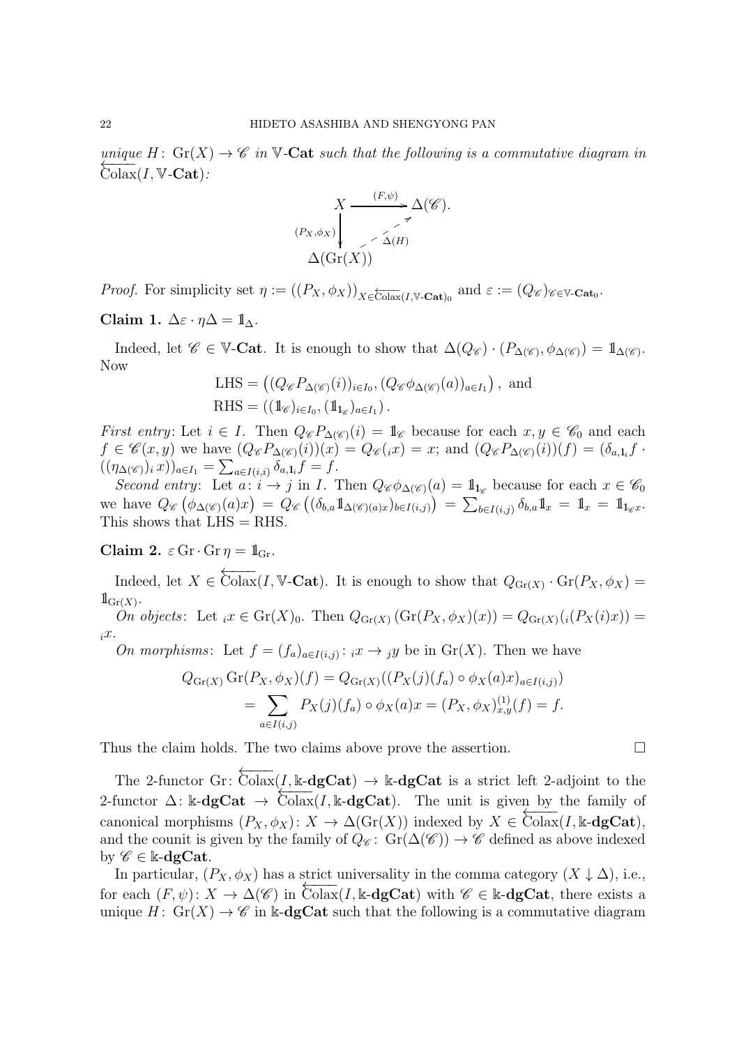*unique* $H\colon \mathrm{Gr}(X) \to \mathscr{C}$ *in* $\mathbb{V}$-**Cat** *such that the following is a commutative diagram in* $\overleftarrow{\mathrm{Colax}}(I, \mathbb{V}\text{-}\mathbf{Cat})$*:*

$$
\begin{array}{ccc}
X & \xrightarrow{(F,\psi)} & \Delta(\mathscr{C}). \\
{\scriptstyle (P_X,\phi_X)}\big\downarrow & \nearrow_{\Delta(H)} & \\
\Delta(\mathrm{Gr}(X)) & &
\end{array}
$$

*Proof.* For simplicity set $\eta := ((P_X, \phi_X))_{X \in \overleftarrow{\mathrm{Colax}}(I,\mathbb{V}\text{-}\mathbf{Cat})_0}$ and $\varepsilon := (Q_{\mathscr{C}})_{\mathscr{C} \in \mathbb{V}\text{-}\mathbf{Cat}_0}$.

**Claim 1.** $\Delta\varepsilon \cdot \eta\Delta = \mathbb{1}_\Delta$.

Indeed, let $\mathscr{C} \in \mathbb{V}$-**Cat**. It is enough to show that $\Delta(Q_{\mathscr{C}}) \cdot (P_{\Delta(\mathscr{C})}, \phi_{\Delta(\mathscr{C})}) = \mathbb{1}_{\Delta(\mathscr{C})}$. Now

$$
\begin{aligned}
\mathrm{LHS} &= \left((Q_{\mathscr{C}} P_{\Delta(\mathscr{C})}(i))_{i \in I_0}, (Q_{\mathscr{C}} \phi_{\Delta(\mathscr{C})}(a))_{a \in I_1}\right), \text{ and} \\
\mathrm{RHS} &= \left((\mathbb{1}_{\mathscr{C}})_{i \in I_0}, (\mathbb{1}_{\mathbb{1}_{\mathscr{C}}})_{a \in I_1}\right).
\end{aligned}
$$

*First entry*: Let $i \in I$. Then $Q_{\mathscr{C}} P_{\Delta(\mathscr{C})}(i) = \mathbb{1}_{\mathscr{C}}$ because for each $x, y \in \mathscr{C}_0$ and each $f \in \mathscr{C}(x,y)$ we have $(Q_{\mathscr{C}} P_{\Delta(\mathscr{C})}(i))(x) = Q_{\mathscr{C}}({}_ix) = x$; and $(Q_{\mathscr{C}} P_{\Delta(\mathscr{C})}(i))(f) = (\delta_{a,\mathbb{1}_i} f \cdot ((\eta_{\Delta(\mathscr{C})})_i\, x))_{a \in I_1} = \sum_{a \in I(i,i)} \delta_{a,\mathbb{1}_i} f = f$.

*Second entry*: Let $a\colon i \to j$ in $I$. Then $Q_{\mathscr{C}} \phi_{\Delta(\mathscr{C})}(a) = \mathbb{1}_{\mathbb{1}_{\mathscr{C}}}$ because for each $x \in \mathscr{C}_0$ we have $Q_{\mathscr{C}}\left(\phi_{\Delta(\mathscr{C})}(a)x\right) = Q_{\mathscr{C}}\left((\delta_{b,a} \mathbb{1}_{\Delta(\mathscr{C})(a)x})_{b \in I(i,j)}\right) = \sum_{b \in I(i,j)} \delta_{b,a} \mathbb{1}_x = \mathbb{1}_x = \mathbb{1}_{\mathbb{1}_{\mathscr{C}} x}$. This shows that LHS = RHS.

**Claim 2.** $\varepsilon\,\mathrm{Gr} \cdot \mathrm{Gr}\,\eta = \mathbb{1}_{\mathrm{Gr}}$.

Indeed, let $X \in \overleftarrow{\mathrm{Colax}}(I, \mathbb{V}\text{-}\mathbf{Cat})$. It is enough to show that $Q_{\mathrm{Gr}(X)} \cdot \mathrm{Gr}(P_X, \phi_X) = \mathbb{1}_{\mathrm{Gr}(X)}$.

*On objects*: Let ${}_ix \in \mathrm{Gr}(X)_0$. Then $Q_{\mathrm{Gr}(X)}\left(\mathrm{Gr}(P_X, \phi_X)(x)\right) = Q_{\mathrm{Gr}(X)}({}_i(P_X(i)x)) = {}_ix$.

*On morphisms*: Let $f = (f_a)_{a \in I(i,j)}\colon {}_ix \to {}_jy$ be in $\mathrm{Gr}(X)$. Then we have

$$
\begin{aligned}
Q_{\mathrm{Gr}(X)}\,\mathrm{Gr}(P_X, \phi_X)(f) &= Q_{\mathrm{Gr}(X)}((P_X(j)(f_a) \circ \phi_X(a)x)_{a \in I(i,j)}) \\
&= \sum_{a \in I(i,j)} P_X(j)(f_a) \circ \phi_X(a)x = (P_X, \phi_X)^{(1)}_{x,y}(f) = f.
\end{aligned}
$$

Thus the claim holds. The two claims above prove the assertion. $\square$

The 2-functor $\mathrm{Gr}\colon \overleftarrow{\mathrm{Colax}}(I, \Bbbk\text{-}\mathbf{dgCat}) \to \Bbbk\text{-}\mathbf{dgCat}$ is a strict left 2-adjoint to the 2-functor $\Delta\colon \Bbbk\text{-}\mathbf{dgCat} \to \overleftarrow{\mathrm{Colax}}(I, \Bbbk\text{-}\mathbf{dgCat})$. The unit is given by the family of canonical morphisms $(P_X, \phi_X)\colon X \to \Delta(\mathrm{Gr}(X))$ indexed by $X \in \overleftarrow{\mathrm{Colax}}(I, \Bbbk\text{-}\mathbf{dgCat})$, and the counit is given by the family of $Q_{\mathscr{C}}\colon \mathrm{Gr}(\Delta(\mathscr{C})) \to \mathscr{C}$ defined as above indexed by $\mathscr{C} \in \Bbbk\text{-}\mathbf{dgCat}$.

In particular, $(P_X, \phi_X)$ has a strict universality in the comma category $(X \downarrow \Delta)$, i.e., for each $(F, \psi)\colon X \to \Delta(\mathscr{C})$ in $\overleftarrow{\mathrm{Colax}}(I, \Bbbk\text{-}\mathbf{dgCat})$ with $\mathscr{C} \in \Bbbk\text{-}\mathbf{dgCat}$, there exists a unique $H\colon \mathrm{Gr}(X) \to \mathscr{C}$ in $\Bbbk$-**dgCat** such that the following is a commutative diagram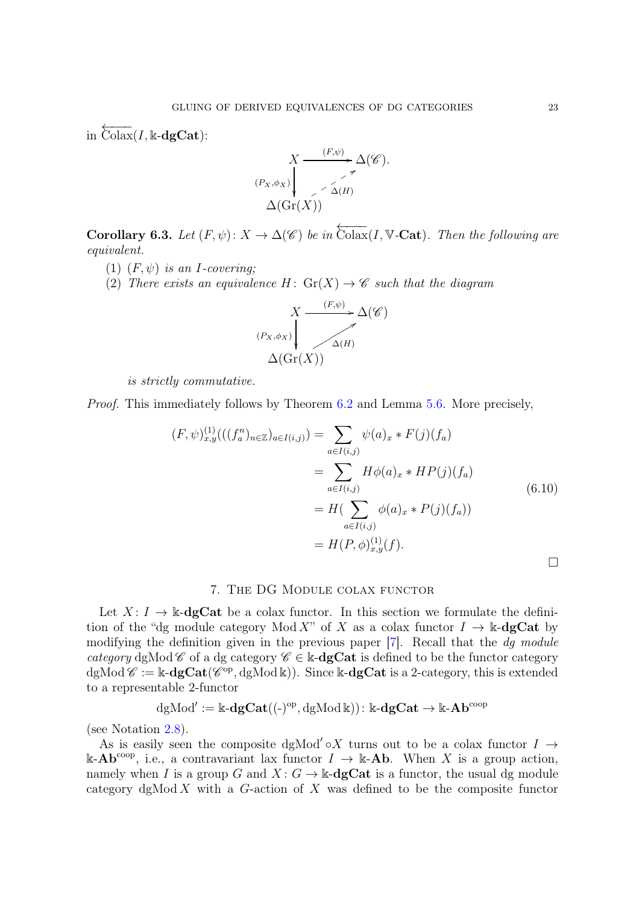in $\overleftarrow{\mathrm{Colax}}(I, \Bbbk\text{-}\mathbf{dgCat})$:

$$\begin{array}{ccc} X & \xrightarrow{(F,\psi)} & \Delta(\mathscr{C}). \\ {\scriptstyle (P_X,\phi_X)}\big\downarrow & \nearrow_{\Delta(H)} & \\ \Delta(\mathrm{Gr}(X)) & & \end{array}$$

**Corollary 6.3.** *Let $(F, \psi)\colon X \to \Delta(\mathscr{C})$ be in $\overleftarrow{\mathrm{Colax}}(I, \mathbb{V}\text{-}\mathbf{Cat})$. Then the following are equivalent.*

1. *$(F, \psi)$ is an $I$-covering;*
2. *There exists an equivalence $H\colon \mathrm{Gr}(X) \to \mathscr{C}$ such that the diagram*

$$\begin{array}{ccc} X & \xrightarrow{(F,\psi)} & \Delta(\mathscr{C}) \\ {\scriptstyle (P_X,\phi_X)}\big\downarrow & \nearrow_{\Delta(H)} & \\ \Delta(\mathrm{Gr}(X)) & & \end{array}$$

*is strictly commutative.*

*Proof.* This immediately follows by Theorem 6.2 and Lemma 5.6. More precisely,

$$\begin{aligned} (F, \psi)^{(1)}_{x,y}(((f^n_a)_{n\in\mathbb{Z}})_{a\in I(i,j)}) &= \sum_{a\in I(i,j)} \psi(a)_x * F(j)(f_a) \\ &= \sum_{a\in I(i,j)} H\phi(a)_x * HP(j)(f_a) \\ &= H(\sum_{a\in I(i,j)} \phi(a)_x * P(j)(f_a)) \\ &= H(P, \phi)^{(1)}_{x,y}(f). \end{aligned} \tag{6.10}$$

□

## 7. The DG Module colax functor

Let $X\colon I \to \Bbbk\text{-}\mathbf{dgCat}$ be a colax functor. In this section we formulate the definition of the "dg module category $\mathrm{Mod}\, X$" of $X$ as a colax functor $I \to \Bbbk\text{-}\mathbf{dgCat}$ by modifying the definition given in the previous paper [7]. Recall that the *dg module category* $\mathrm{dgMod}\,\mathscr{C}$ of a dg category $\mathscr{C} \in \Bbbk\text{-}\mathbf{dgCat}$ is defined to be the functor category $\mathrm{dgMod}\,\mathscr{C} := \Bbbk\text{-}\mathbf{dgCat}(\mathscr{C}^{\mathrm{op}}, \mathrm{dgMod}\,\Bbbk))$. Since $\Bbbk\text{-}\mathbf{dgCat}$ is a 2-category, this is extended to a representable 2-functor

$$\mathrm{dgMod}' := \Bbbk\text{-}\mathbf{dgCat}((\text{-})^{\mathrm{op}}, \mathrm{dgMod}\,\Bbbk))\colon \Bbbk\text{-}\mathbf{dgCat} \to \Bbbk\text{-}\mathbf{Ab}^{\mathrm{coop}}$$

(see Notation 2.8).

As is easily seen the composite $\mathrm{dgMod}' \circ X$ turns out to be a colax functor $I \to \Bbbk\text{-}\mathbf{Ab}^{\mathrm{coop}}$, i.e., a contravariant lax functor $I \to \Bbbk\text{-}\mathbf{Ab}$. When $X$ is a group action, namely when $I$ is a group $G$ and $X\colon G \to \Bbbk\text{-}\mathbf{dgCat}$ is a functor, the usual dg module category $\mathrm{dgMod}\, X$ with a $G$-action of $X$ was defined to be the composite functor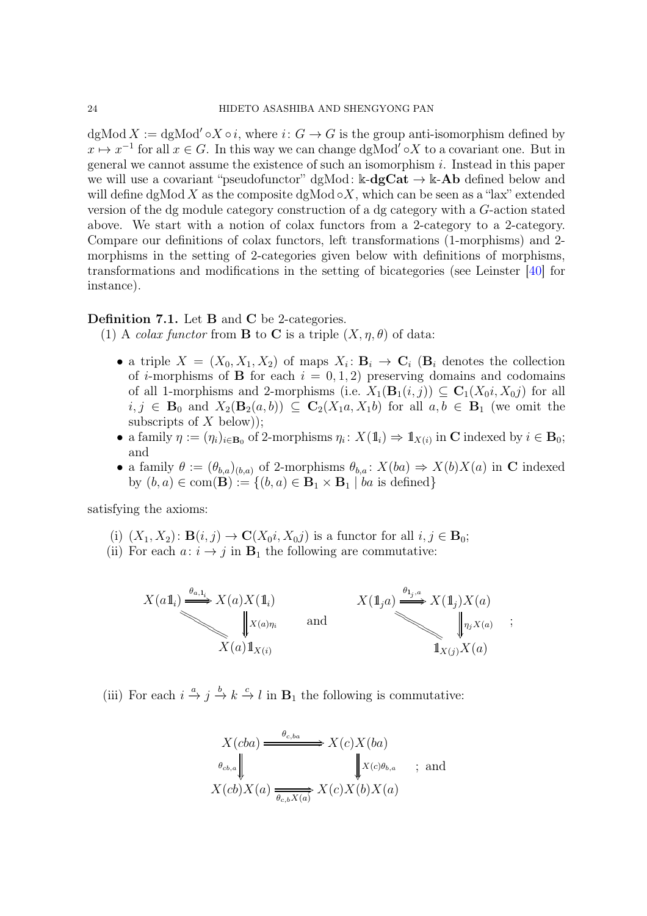$\operatorname{dgMod} X := \operatorname{dgMod}' \circ X \circ i$, where $i\colon G \to G$ is the group anti-isomorphism defined by $x \mapsto x^{-1}$ for all $x \in G$. In this way we can change $\operatorname{dgMod}' \circ X$ to a covariant one. But in general we cannot assume the existence of such an isomorphism $i$. Instead in this paper we will use a covariant "pseudofunctor" $\operatorname{dgMod}\colon \Bbbk\text{-}\mathbf{dgCat} \to \Bbbk\text{-}\mathbf{Ab}$ defined below and will define $\operatorname{dgMod} X$ as the composite $\operatorname{dgMod} \circ X$, which can be seen as a "lax" extended version of the dg module category construction of a dg category with a $G$-action stated above. We start with a notion of colax functors from a 2-category to a 2-category. Compare our definitions of colax functors, left transformations (1-morphisms) and 2-morphisms in the setting of 2-categories given below with definitions of morphisms, transformations and modifications in the setting of bicategories (see Leinster [40] for instance).

**Definition 7.1.** Let $\mathbf{B}$ and $\mathbf{C}$ be 2-categories.

(1) A *colax functor* from $\mathbf{B}$ to $\mathbf{C}$ is a triple $(X, \eta, \theta)$ of data:

- a triple $X = (X_0, X_1, X_2)$ of maps $X_i\colon \mathbf{B}_i \to \mathbf{C}_i$ ($\mathbf{B}_i$ denotes the collection of $i$-morphisms of $\mathbf{B}$ for each $i = 0, 1, 2$) preserving domains and codomains of all 1-morphisms and 2-morphisms (i.e. $X_1(\mathbf{B}_1(i,j)) \subseteq \mathbf{C}_1(X_0 i, X_0 j)$ for all $i, j \in \mathbf{B}_0$ and $X_2(\mathbf{B}_2(a,b)) \subseteq \mathbf{C}_2(X_1 a, X_1 b)$ for all $a, b \in \mathbf{B}_1$ (we omit the subscripts of $X$ below));
- a family $\eta := (\eta_i)_{i \in \mathbf{B}_0}$ of 2-morphisms $\eta_i\colon X(\mathbb{1}_i) \Rightarrow \mathbb{1}_{X(i)}$ in $\mathbf{C}$ indexed by $i \in \mathbf{B}_0$; and
- a family $\theta := (\theta_{b,a})_{(b,a)}$ of 2-morphisms $\theta_{b,a}\colon X(ba) \Rightarrow X(b)X(a)$ in $\mathbf{C}$ indexed by $(b,a) \in \operatorname{com}(\mathbf{B}) := \{(b,a) \in \mathbf{B}_1 \times \mathbf{B}_1 \mid ba \text{ is defined}\}$

satisfying the axioms:

(i) $(X_1, X_2)\colon \mathbf{B}(i,j) \to \mathbf{C}(X_0 i, X_0 j)$ is a functor for all $i, j \in \mathbf{B}_0$;

(ii) For each $a\colon i \to j$ in $\mathbf{B}_1$ the following are commutative:

$$
\begin{array}{ccc}
X(a\mathbb{1}_i) & \xRightarrow{\theta_{a,\mathbb{1}_i}} & X(a)X(\mathbb{1}_i) \\
& \searrow{=} & \Big\Downarrow{\scriptstyle X(a)\eta_i} \\
& & X(a)\mathbb{1}_{X(i)}
\end{array}
\quad \text{and} \quad
\begin{array}{ccc}
X(\mathbb{1}_j a) & \xRightarrow{\theta_{\mathbb{1}_j,a}} & X(\mathbb{1}_j)X(a) \\
& \searrow{=} & \Big\Downarrow{\scriptstyle \eta_j X(a)} \\
& & \mathbb{1}_{X(j)}X(a)
\end{array}
\;;
$$

(iii) For each $i \xrightarrow{a} j \xrightarrow{b} k \xrightarrow{c} l$ in $\mathbf{B}_1$ the following is commutative:

$$
\begin{array}{ccc}
X(cba) & \xRightarrow{\theta_{c,ba}} & X(c)X(ba) \\
\Big\Downarrow{\scriptstyle \theta_{cb,a}} & & \Big\Downarrow{\scriptstyle X(c)\theta_{b,a}} \\
X(cb)X(a) & \xRightarrow[\theta_{c,b}X(a)]{} & X(c)X(b)X(a)
\end{array}
\;; \text{ and}
$$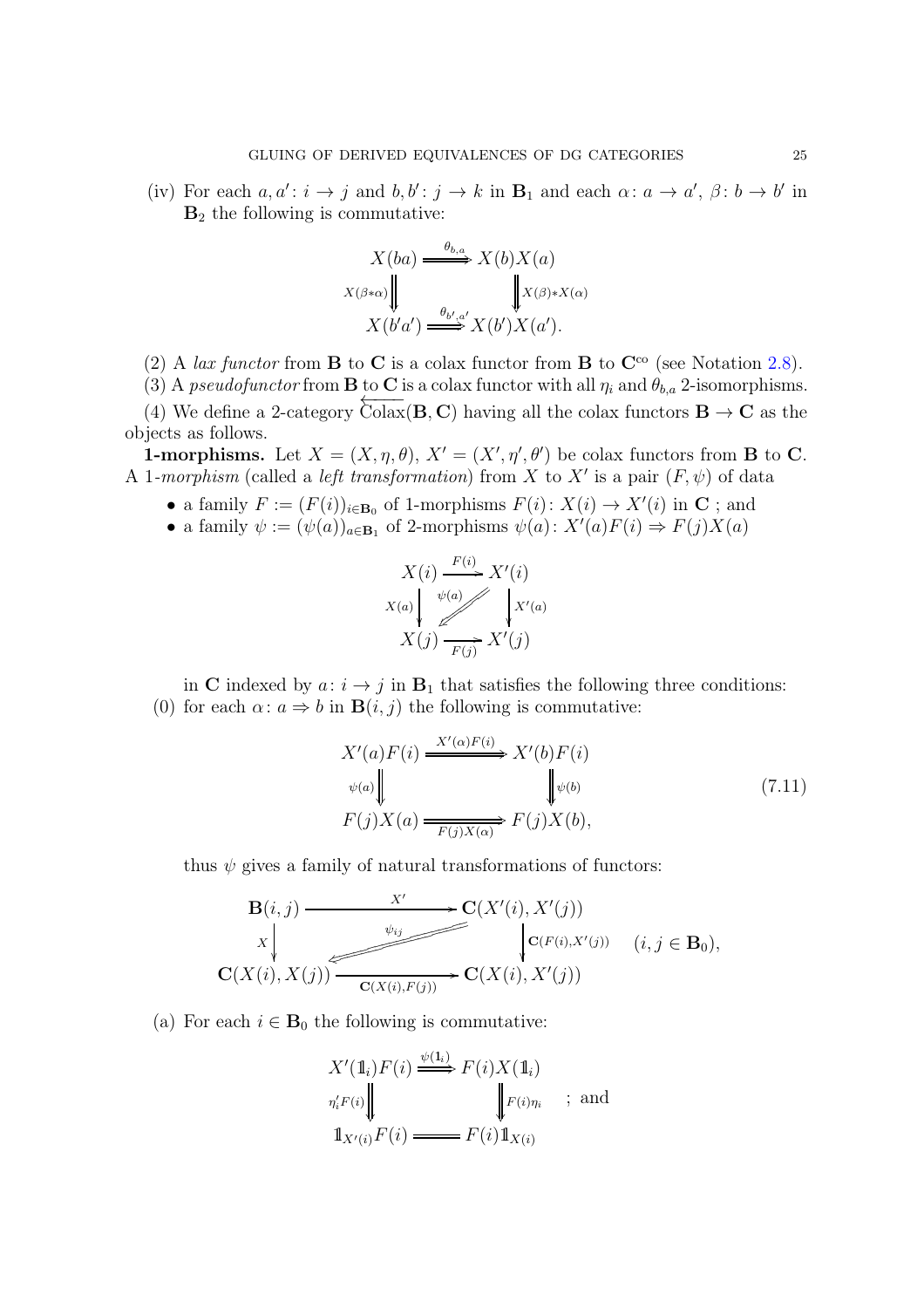(iv) For each $a, a' \colon i \to j$ and $b, b' \colon j \to k$ in $\mathbf{B}_1$ and each $\alpha \colon a \to a'$, $\beta \colon b \to b'$ in $\mathbf{B}_2$ the following is commutative:

$$
\begin{array}{ccc}
X(ba) & \xRightarrow{\theta_{b,a}} & X(b)X(a) \\
{\scriptstyle X(\beta * \alpha)} \Big\Downarrow & & \Big\Downarrow {\scriptstyle X(\beta) * X(\alpha)} \\
X(b'a') & \xRightarrow{\theta_{b',a'}} & X(b')X(a').
\end{array}
$$

(2) A *lax functor* from $\mathbf{B}$ to $\mathbf{C}$ is a colax functor from $\mathbf{B}$ to $\mathbf{C}^{\mathrm{co}}$ (see Notation 2.8).

(3) A *pseudofunctor* from $\mathbf{B}$ to $\mathbf{C}$ is a colax functor with all $\eta_i$ and $\theta_{b,a}$ 2-isomorphisms.

(4) We define a 2-category $\overleftarrow{\mathrm{Colax}}(\mathbf{B}, \mathbf{C})$ having all the colax functors $\mathbf{B} \to \mathbf{C}$ as the objects as follows.

**1-morphisms.** Let $X = (X, \eta, \theta)$, $X' = (X', \eta', \theta')$ be colax functors from $\mathbf{B}$ to $\mathbf{C}$. A *1-morphism* (called a *left transformation*) from $X$ to $X'$ is a pair $(F, \psi)$ of data

- a family $F := (F(i))_{i \in \mathbf{B}_0}$ of 1-morphisms $F(i) \colon X(i) \to X'(i)$ in $\mathbf{C}$ ; and
- a family $\psi := (\psi(a))_{a \in \mathbf{B}_1}$ of 2-morphisms $\psi(a) \colon X'(a)F(i) \Rightarrow F(j)X(a)$

$$
\begin{array}{ccc}
X(i) & \xrightarrow{F(i)} & X'(i) \\
{\scriptstyle X(a)} \downarrow & \swarrow\!\!\!\!\swarrow {\scriptstyle \psi(a)} & \downarrow {\scriptstyle X'(a)} \\
X(j) & \xrightarrow[F(j)]{} & X'(j)
\end{array}
$$

in $\mathbf{C}$ indexed by $a \colon i \to j$ in $\mathbf{B}_1$ that satisfies the following three conditions:

(0) for each $\alpha \colon a \Rightarrow b$ in $\mathbf{B}(i, j)$ the following is commutative:

$$
\begin{array}{ccc}
X'(a)F(i) & \xRightarrow{X'(\alpha)F(i)} & X'(b)F(i) \\
{\scriptstyle \psi(a)} \Big\Downarrow & & \Big\Downarrow {\scriptstyle \psi(b)} \\
F(j)X(a) & \xRightarrow[F(j)X(\alpha)]{} & F(j)X(b),
\end{array}
\tag{7.11}
$$

thus $\psi$ gives a family of natural transformations of functors:

$$
\begin{array}{ccc}
\mathbf{B}(i, j) & \xrightarrow{X'} & \mathbf{C}(X'(i), X'(j)) \\
{\scriptstyle X} \downarrow & \swarrow\!\!\!\!\swarrow {\scriptstyle \psi_{ij}} & \downarrow {\scriptstyle \mathbf{C}(F(i), X'(j))} \\
\mathbf{C}(X(i), X(j)) & \xrightarrow[\mathbf{C}(X(i), F(j))]{} & \mathbf{C}(X(i), X'(j))
\end{array}
\quad (i, j \in \mathbf{B}_0),
$$

(a) For each $i \in \mathbf{B}_0$ the following is commutative:

$$
\begin{array}{ccc}
X'(\mathbb{1}_i)F(i) & \xRightarrow{\psi(\mathbb{1}_i)} & F(i)X(\mathbb{1}_i) \\
{\scriptstyle \eta'_i F(i)} \Big\Downarrow & & \Big\Downarrow {\scriptstyle F(i)\eta_i} \\
\mathbb{1}_{X'(i)}F(i) & = & F(i)\mathbb{1}_{X(i)}
\end{array}
\quad ; \text{ and}
$$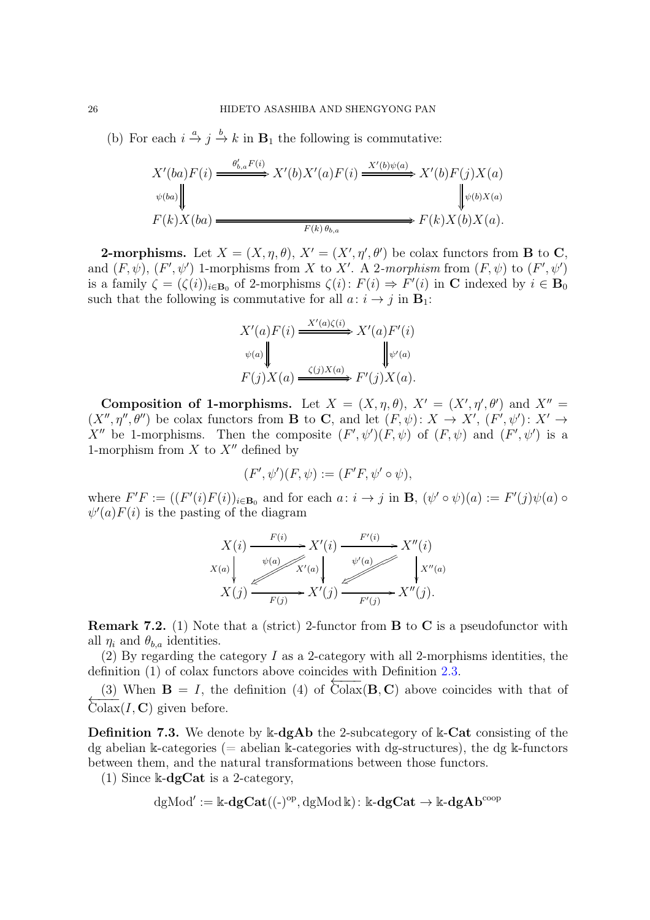(b) For each $i \xrightarrow{a} j \xrightarrow{b} k$ in $\mathbf{B}_1$ the following is commutative:

$$\begin{array}{ccccc}
X'(ba)F(i) & \xRightarrow{\theta'_{b,a}F(i)} & X'(b)X'(a)F(i) & \xRightarrow{X'(b)\psi(a)} & X'(b)F(j)X(a) \\
\Big\Downarrow{\scriptstyle \psi(ba)} & & & & \Big\Downarrow{\scriptstyle \psi(b)X(a)} \\
F(k)X(ba) & & \xRightarrow[F(k)\,\theta_{b,a}]{} & & F(k)X(b)X(a).
\end{array}$$

**2-morphisms.** Let $X = (X, \eta, \theta)$, $X' = (X', \eta', \theta')$ be colax functors from $\mathbf{B}$ to $\mathbf{C}$, and $(F, \psi)$, $(F', \psi')$ 1-morphisms from $X$ to $X'$. A *2-morphism* from $(F, \psi)$ to $(F', \psi')$ is a family $\zeta = (\zeta(i))_{i\in\mathbf{B}_0}$ of 2-morphisms $\zeta(i) \colon F(i) \Rightarrow F'(i)$ in $\mathbf{C}$ indexed by $i \in \mathbf{B}_0$ such that the following is commutative for all $a \colon i \to j$ in $\mathbf{B}_1$:

$$\begin{array}{ccc}
X'(a)F(i) & \xRightarrow{X'(a)\zeta(i)} & X'(a)F'(i) \\
\Big\Downarrow{\scriptstyle \psi(a)} & & \Big\Downarrow{\scriptstyle \psi'(a)} \\
F(j)X(a) & \xRightarrow[\zeta(j)X(a)]{} & F'(j)X(a).
\end{array}$$

**Composition of 1-morphisms.** Let $X = (X, \eta, \theta)$, $X' = (X', \eta', \theta')$ and $X'' = (X'', \eta'', \theta'')$ be colax functors from $\mathbf{B}$ to $\mathbf{C}$, and let $(F, \psi) \colon X \to X'$, $(F', \psi') \colon X' \to X''$ be 1-morphisms. Then the composite $(F', \psi')(F, \psi)$ of $(F, \psi)$ and $(F', \psi')$ is a 1-morphism from $X$ to $X''$ defined by

$$(F', \psi')(F, \psi) := (F'F, \psi' \circ \psi),$$

where $F'F := ((F'(i)F(i))_{i\in\mathbf{B}_0}$ and for each $a \colon i \to j$ in $\mathbf{B}$, $(\psi' \circ \psi)(a) := F'(j)\psi(a) \circ \psi'(a)F(i)$ is the pasting of the diagram

$$\begin{array}{ccccc}
X(i) & \xrightarrow{F(i)} & X'(i) & \xrightarrow{F'(i)} & X''(i) \\
\Big\downarrow{\scriptstyle X(a)} & \swarrow_{\psi(a)} & \Big\downarrow{\scriptstyle X'(a)} & \swarrow_{\psi'(a)} & \Big\downarrow{\scriptstyle X''(a)} \\
X(j) & \xrightarrow[F(j)]{} & X'(j) & \xrightarrow[F'(j)]{} & X''(j).
\end{array}$$

**Remark 7.2.** (1) Note that a (strict) 2-functor from $\mathbf{B}$ to $\mathbf{C}$ is a pseudofunctor with all $\eta_i$ and $\theta_{b,a}$ identities.

(2) By regarding the category $I$ as a 2-category with all 2-morphisms identities, the definition (1) of colax functors above coincides with Definition 2.3.

(3) When $\mathbf{B} = I$, the definition (4) of $\overleftarrow{\mathrm{Colax}}(\mathbf{B}, \mathbf{C})$ above coincides with that of $\overleftarrow{\mathrm{Colax}}(I, \mathbf{C})$ given before.

**Definition 7.3.** We denote by $\Bbbk$-$\mathbf{dgAb}$ the 2-subcategory of $\Bbbk$-$\mathbf{Cat}$ consisting of the dg abelian $\Bbbk$-categories (= abelian $\Bbbk$-categories with dg-structures), the dg $\Bbbk$-functors between them, and the natural transformations between those functors.

(1) Since $\Bbbk$-$\mathbf{dgCat}$ is a 2-category,

$$\mathrm{dgMod}' := \Bbbk\text{-}\mathbf{dgCat}((\text{-})^{\mathrm{op}}, \mathrm{dgMod}\,\Bbbk) \colon \Bbbk\text{-}\mathbf{dgCat} \to \Bbbk\text{-}\mathbf{dgAb}^{\mathrm{coop}}$$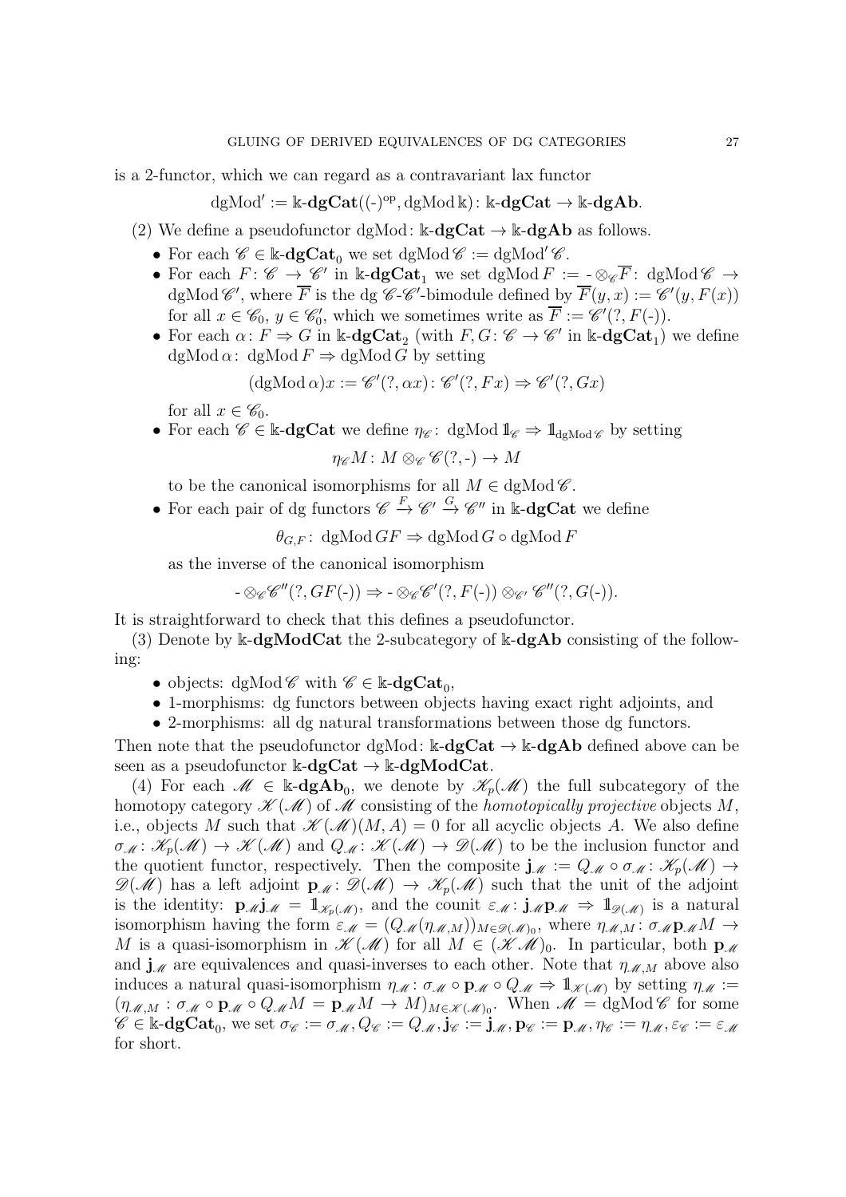is a 2-functor, which we can regard as a contravariant lax functor

$$\operatorname{dgMod}' := \Bbbk\text{-}\mathbf{dgCat}((\text{-})^{\mathrm{op}}, \operatorname{dgMod}\Bbbk) \colon \Bbbk\text{-}\mathbf{dgCat} \to \Bbbk\text{-}\mathbf{dgAb}.$$

(2) We define a pseudofunctor $\operatorname{dgMod}\colon \Bbbk\text{-}\mathbf{dgCat} \to \Bbbk\text{-}\mathbf{dgAb}$ as follows.

- For each $\mathscr{C} \in \Bbbk\text{-}\mathbf{dgCat}_0$ we set $\operatorname{dgMod}\mathscr{C} := \operatorname{dgMod}'\mathscr{C}$.
- For each $F\colon \mathscr{C} \to \mathscr{C}'$ in $\Bbbk\text{-}\mathbf{dgCat}_1$ we set $\operatorname{dgMod} F := \text{-}\otimes_{\mathscr{C}}\overline{F}\colon \operatorname{dgMod}\mathscr{C} \to \operatorname{dgMod}\mathscr{C}'$, where $\overline{F}$ is the dg $\mathscr{C}$-$\mathscr{C}'$-bimodule defined by $\overline{F}(y, x) := \mathscr{C}'(y, F(x))$ for all $x \in \mathscr{C}_0$, $y \in \mathscr{C}'_0$, which we sometimes write as $\overline{F} := \mathscr{C}'(?, F(\text{-}))$.
- For each $\alpha\colon F \Rightarrow G$ in $\Bbbk\text{-}\mathbf{dgCat}_2$ (with $F, G\colon \mathscr{C} \to \mathscr{C}'$ in $\Bbbk\text{-}\mathbf{dgCat}_1$) we define $\operatorname{dgMod}\alpha\colon \operatorname{dgMod} F \Rightarrow \operatorname{dgMod} G$ by setting
$$(\operatorname{dgMod}\alpha)x := \mathscr{C}'(?, \alpha x)\colon \mathscr{C}'(?, Fx) \Rightarrow \mathscr{C}'(?, Gx)$$
for all $x \in \mathscr{C}_0$.
- For each $\mathscr{C} \in \Bbbk\text{-}\mathbf{dgCat}$ we define $\eta_{\mathscr{C}}\colon \operatorname{dgMod}\mathbb{1}_{\mathscr{C}} \Rightarrow \mathbb{1}_{\operatorname{dgMod}\mathscr{C}}$ by setting
$$\eta_{\mathscr{C}}M\colon M \otimes_{\mathscr{C}} \mathscr{C}(?, \text{-}) \to M$$
to be the canonical isomorphisms for all $M \in \operatorname{dgMod}\mathscr{C}$.
- For each pair of dg functors $\mathscr{C} \xrightarrow{F} \mathscr{C}' \xrightarrow{G} \mathscr{C}''$ in $\Bbbk\text{-}\mathbf{dgCat}$ we define
$$\theta_{G,F}\colon \operatorname{dgMod} GF \Rightarrow \operatorname{dgMod} G \circ \operatorname{dgMod} F$$
as the inverse of the canonical isomorphism
$$\text{-}\otimes_{\mathscr{C}}\mathscr{C}''(?, GF(\text{-})) \Rightarrow \text{-}\otimes_{\mathscr{C}}\mathscr{C}'(?, F(\text{-})) \otimes_{\mathscr{C}'} \mathscr{C}''(?, G(\text{-})).$$

It is straightforward to check that this defines a pseudofunctor.

(3) Denote by $\Bbbk\text{-}\mathbf{dgModCat}$ the 2-subcategory of $\Bbbk\text{-}\mathbf{dgAb}$ consisting of the following:

- objects: $\operatorname{dgMod}\mathscr{C}$ with $\mathscr{C} \in \Bbbk\text{-}\mathbf{dgCat}_0$,
- 1-morphisms: dg functors between objects having exact right adjoints, and
- 2-morphisms: all dg natural transformations between those dg functors.

Then note that the pseudofunctor $\operatorname{dgMod}\colon \Bbbk\text{-}\mathbf{dgCat} \to \Bbbk\text{-}\mathbf{dgAb}$ defined above can be seen as a pseudofunctor $\Bbbk\text{-}\mathbf{dgCat} \to \Bbbk\text{-}\mathbf{dgModCat}$.

(4) For each $\mathscr{M} \in \Bbbk\text{-}\mathbf{dgAb}_0$, we denote by $\mathscr{K}_p(\mathscr{M})$ the full subcategory of the homotopy category $\mathscr{K}(\mathscr{M})$ of $\mathscr{M}$ consisting of the *homotopically projective* objects $M$, i.e., objects $M$ such that $\mathscr{K}(\mathscr{M})(M, A) = 0$ for all acyclic objects $A$. We also define $\sigma_{\mathscr{M}}\colon \mathscr{K}_p(\mathscr{M}) \to \mathscr{K}(\mathscr{M})$ and $Q_{\mathscr{M}}\colon \mathscr{K}(\mathscr{M}) \to \mathscr{D}(\mathscr{M})$ to be the inclusion functor and the quotient functor, respectively. Then the composite $\mathbf{j}_{\mathscr{M}} := Q_{\mathscr{M}} \circ \sigma_{\mathscr{M}}\colon \mathscr{K}_p(\mathscr{M}) \to \mathscr{D}(\mathscr{M})$ has a left adjoint $\mathbf{p}_{\mathscr{M}}\colon \mathscr{D}(\mathscr{M}) \to \mathscr{K}_p(\mathscr{M})$ such that the unit of the adjoint is the identity: $\mathbf{p}_{\mathscr{M}}\mathbf{j}_{\mathscr{M}} = \mathbb{1}_{\mathscr{K}_p(\mathscr{M})}$, and the counit $\varepsilon_{\mathscr{M}}\colon \mathbf{j}_{\mathscr{M}}\mathbf{p}_{\mathscr{M}} \Rightarrow \mathbb{1}_{\mathscr{D}(\mathscr{M})}$ is a natural isomorphism having the form $\varepsilon_{\mathscr{M}} = (Q_{\mathscr{M}}(\eta_{\mathscr{M},M}))_{M \in \mathscr{D}(\mathscr{M})_0}$, where $\eta_{\mathscr{M},M}\colon \sigma_{\mathscr{M}}\mathbf{p}_{\mathscr{M}}M \to M$ is a quasi-isomorphism in $\mathscr{K}(\mathscr{M})$ for all $M \in (\mathscr{K}\mathscr{M})_0$. In particular, both $\mathbf{p}_{\mathscr{M}}$ and $\mathbf{j}_{\mathscr{M}}$ are equivalences and quasi-inverses to each other. Note that $\eta_{\mathscr{M},M}$ above also induces a natural quasi-isomorphism $\eta_{\mathscr{M}}\colon \sigma_{\mathscr{M}} \circ \mathbf{p}_{\mathscr{M}} \circ Q_{\mathscr{M}} \Rightarrow \mathbb{1}_{\mathscr{K}(\mathscr{M})}$ by setting $\eta_{\mathscr{M}} := (\eta_{\mathscr{M},M}\colon \sigma_{\mathscr{M}} \circ \mathbf{p}_{\mathscr{M}} \circ Q_{\mathscr{M}}M = \mathbf{p}_{\mathscr{M}}M \to M)_{M \in \mathscr{K}(\mathscr{M})_0}$. When $\mathscr{M} = \operatorname{dgMod}\mathscr{C}$ for some $\mathscr{C} \in \Bbbk\text{-}\mathbf{dgCat}_0$, we set $\sigma_{\mathscr{C}} := \sigma_{\mathscr{M}}, Q_{\mathscr{C}} := Q_{\mathscr{M}}, \mathbf{j}_{\mathscr{C}} := \mathbf{j}_{\mathscr{M}}, \mathbf{p}_{\mathscr{C}} := \mathbf{p}_{\mathscr{M}}, \eta_{\mathscr{C}} := \eta_{\mathscr{M}}, \varepsilon_{\mathscr{C}} := \varepsilon_{\mathscr{M}}$ for short.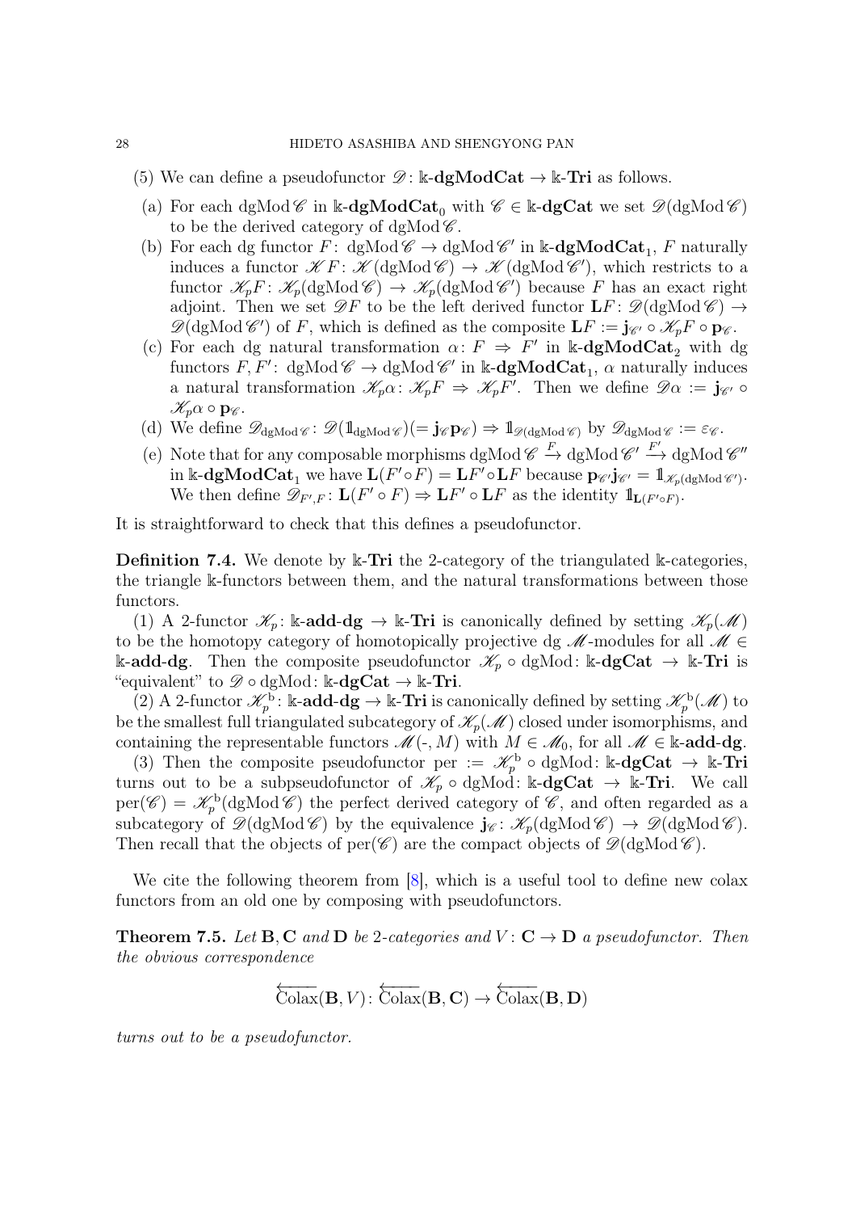(5) We can define a pseudofunctor $\mathscr{D}\colon \Bbbk\text{-}\mathbf{dgModCat} \to \Bbbk\text{-}\mathbf{Tri}$ as follows.

(a) For each $\mathrm{dgMod}\,\mathscr{C}$ in $\Bbbk\text{-}\mathbf{dgModCat}_0$ with $\mathscr{C} \in \Bbbk\text{-}\mathbf{dgCat}$ we set $\mathscr{D}(\mathrm{dgMod}\,\mathscr{C})$ to be the derived category of $\mathrm{dgMod}\,\mathscr{C}$.

(b) For each dg functor $F\colon \mathrm{dgMod}\,\mathscr{C} \to \mathrm{dgMod}\,\mathscr{C}'$ in $\Bbbk\text{-}\mathbf{dgModCat}_1$, $F$ naturally induces a functor $\mathscr{K}F\colon \mathscr{K}(\mathrm{dgMod}\,\mathscr{C}) \to \mathscr{K}(\mathrm{dgMod}\,\mathscr{C}')$, which restricts to a functor $\mathscr{K}_pF\colon \mathscr{K}_p(\mathrm{dgMod}\,\mathscr{C}) \to \mathscr{K}_p(\mathrm{dgMod}\,\mathscr{C}')$ because $F$ has an exact right adjoint. Then we set $\mathscr{D}F$ to be the left derived functor $\mathbf{L}F\colon \mathscr{D}(\mathrm{dgMod}\,\mathscr{C}) \to \mathscr{D}(\mathrm{dgMod}\,\mathscr{C}')$ of $F$, which is defined as the composite $\mathbf{L}F := \mathbf{j}_{\mathscr{C}'} \circ \mathscr{K}_pF \circ \mathbf{p}_{\mathscr{C}}$.

(c) For each dg natural transformation $\alpha\colon F \Rightarrow F'$ in $\Bbbk\text{-}\mathbf{dgModCat}_2$ with dg functors $F, F'\colon \mathrm{dgMod}\,\mathscr{C} \to \mathrm{dgMod}\,\mathscr{C}'$ in $\Bbbk\text{-}\mathbf{dgModCat}_1$, $\alpha$ naturally induces a natural transformation $\mathscr{K}_p\alpha\colon \mathscr{K}_pF \Rightarrow \mathscr{K}_pF'$. Then we define $\mathscr{D}\alpha := \mathbf{j}_{\mathscr{C}'} \circ \mathscr{K}_p\alpha \circ \mathbf{p}_{\mathscr{C}}$.

(d) We define $\mathscr{D}_{\mathrm{dgMod}\,\mathscr{C}}\colon \mathscr{D}(\mathbb{1}_{\mathrm{dgMod}\,\mathscr{C}})(= \mathbf{j}_{\mathscr{C}}\mathbf{p}_{\mathscr{C}}) \Rightarrow \mathbb{1}_{\mathscr{D}(\mathrm{dgMod}\,\mathscr{C})}$ by $\mathscr{D}_{\mathrm{dgMod}\,\mathscr{C}} := \varepsilon_{\mathscr{C}}$.

(e) Note that for any composable morphisms $\mathrm{dgMod}\,\mathscr{C} \xrightarrow{F} \mathrm{dgMod}\,\mathscr{C}' \xrightarrow{F'} \mathrm{dgMod}\,\mathscr{C}''$ in $\Bbbk\text{-}\mathbf{dgModCat}_1$ we have $\mathbf{L}(F' \circ F) = \mathbf{L}F' \circ \mathbf{L}F$ because $\mathbf{p}_{\mathscr{C}'}\mathbf{j}_{\mathscr{C}'} = \mathbb{1}_{\mathscr{K}_p(\mathrm{dgMod}\,\mathscr{C}')}$. We then define $\mathscr{D}_{F',F}\colon \mathbf{L}(F' \circ F) \Rightarrow \mathbf{L}F' \circ \mathbf{L}F$ as the identity $\mathbb{1}_{\mathbf{L}(F' \circ F)}$.

It is straightforward to check that this defines a pseudofunctor.

**Definition 7.4.** We denote by $\Bbbk$-**Tri** the 2-category of the triangulated $\Bbbk$-categories, the triangle $\Bbbk$-functors between them, and the natural transformations between those functors.

(1) A 2-functor $\mathscr{K}_p\colon \Bbbk\text{-}\mathbf{add}\text{-}\mathbf{dg} \to \Bbbk\text{-}\mathbf{Tri}$ is canonically defined by setting $\mathscr{K}_p(\mathscr{M})$ to be the homotopy category of homotopically projective dg $\mathscr{M}$-modules for all $\mathscr{M} \in \Bbbk\text{-}\mathbf{add}\text{-}\mathbf{dg}$. Then the composite pseudofunctor $\mathscr{K}_p \circ \mathrm{dgMod}\colon \Bbbk\text{-}\mathbf{dgCat} \to \Bbbk\text{-}\mathbf{Tri}$ is "equivalent" to $\mathscr{D} \circ \mathrm{dgMod}\colon \Bbbk\text{-}\mathbf{dgCat} \to \Bbbk\text{-}\mathbf{Tri}$.

(2) A 2-functor $\mathscr{K}_p^{\mathrm{b}}\colon \Bbbk\text{-}\mathbf{add}\text{-}\mathbf{dg} \to \Bbbk\text{-}\mathbf{Tri}$ is canonically defined by setting $\mathscr{K}_p^{\mathrm{b}}(\mathscr{M})$ to be the smallest full triangulated subcategory of $\mathscr{K}_p(\mathscr{M})$ closed under isomorphisms, and containing the representable functors $\mathscr{M}(\text{-}, M)$ with $M \in \mathscr{M}_0$, for all $\mathscr{M} \in \Bbbk\text{-}\mathbf{add}\text{-}\mathbf{dg}$.

(3) Then the composite pseudofunctor $\mathrm{per} := \mathscr{K}_p^{\mathrm{b}} \circ \mathrm{dgMod}\colon \Bbbk\text{-}\mathbf{dgCat} \to \Bbbk\text{-}\mathbf{Tri}$ turns out to be a subpseudofunctor of $\mathscr{K}_p \circ \mathrm{dgMod}\colon \Bbbk\text{-}\mathbf{dgCat} \to \Bbbk\text{-}\mathbf{Tri}$. We call $\mathrm{per}(\mathscr{C}) = \mathscr{K}_p^{\mathrm{b}}(\mathrm{dgMod}\,\mathscr{C})$ the perfect derived category of $\mathscr{C}$, and often regarded as a subcategory of $\mathscr{D}(\mathrm{dgMod}\,\mathscr{C})$ by the equivalence $\mathbf{j}_{\mathscr{C}}\colon \mathscr{K}_p(\mathrm{dgMod}\,\mathscr{C}) \to \mathscr{D}(\mathrm{dgMod}\,\mathscr{C})$. Then recall that the objects of $\mathrm{per}(\mathscr{C})$ are the compact objects of $\mathscr{D}(\mathrm{dgMod}\,\mathscr{C})$.

We cite the following theorem from [8], which is a useful tool to define new colax functors from an old one by composing with pseudofunctors.

**Theorem 7.5.** *Let* $\mathbf{B}, \mathbf{C}$ *and* $\mathbf{D}$ *be 2-categories and* $V\colon \mathbf{C} \to \mathbf{D}$ *a pseudofunctor. Then the obvious correspondence*

$$\overleftarrow{\mathrm{Colax}}(\mathbf{B}, V)\colon \overleftarrow{\mathrm{Colax}}(\mathbf{B}, \mathbf{C}) \to \overleftarrow{\mathrm{Colax}}(\mathbf{B}, \mathbf{D})$$

*turns out to be a pseudofunctor.*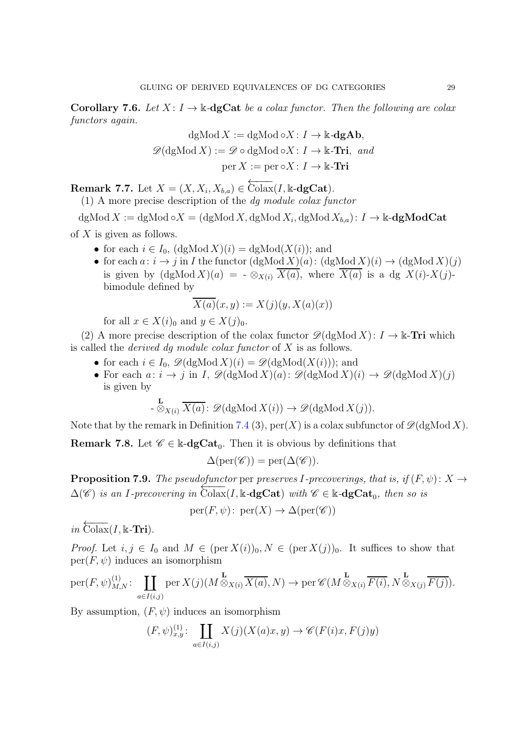**Corollary 7.6.** *Let $X \colon I \to \Bbbk\text{-}\mathbf{dgCat}$ be a colax functor. Then the following are colax functors again.*

$$\operatorname{dgMod} X := \operatorname{dgMod} \circ X \colon I \to \Bbbk\text{-}\mathbf{dgAb},$$
$$\mathscr{D}(\operatorname{dgMod} X) := \mathscr{D} \circ \operatorname{dgMod} \circ X \colon I \to \Bbbk\text{-}\mathbf{Tri}, \ \textit{and}$$
$$\operatorname{per} X := \operatorname{per} \circ X \colon I \to \Bbbk\text{-}\mathbf{Tri}$$

**Remark 7.7.** Let $X = (X, X_i, X_{b,a}) \in \overleftarrow{\operatorname{Colax}}(I, \Bbbk\text{-}\mathbf{dgCat})$.

(1) A more precise description of the *dg module colax functor*

$$\operatorname{dgMod} X := \operatorname{dgMod} \circ X = (\operatorname{dgMod} X, \operatorname{dgMod} X_i, \operatorname{dgMod} X_{b,a}) \colon I \to \Bbbk\text{-}\mathbf{dgModCat}$$

of $X$ is given as follows.

- for each $i \in I_0$, $(\operatorname{dgMod} X)(i) = \operatorname{dgMod}(X(i))$; and
- for each $a \colon i \to j$ in $I$ the functor $(\operatorname{dgMod} X)(a) \colon (\operatorname{dgMod} X)(i) \to (\operatorname{dgMod} X)(j)$ is given by $(\operatorname{dgMod} X)(a) = \text{-} \otimes_{X(i)} \overline{X(a)}$, where $\overline{X(a)}$ is a dg $X(i)$-$X(j)$-bimodule defined by

$$\overline{X(a)}(x, y) := X(j)(y, X(a)(x))$$

for all $x \in X(i)_0$ and $y \in X(j)_0$.

(2) A more precise description of the colax functor $\mathscr{D}(\operatorname{dgMod} X) \colon I \to \Bbbk\text{-}\mathbf{Tri}$ which is called the *derived dg module colax functor* of $X$ is as follows.

- for each $i \in I_0$, $\mathscr{D}(\operatorname{dgMod} X)(i) = \mathscr{D}(\operatorname{dgMod}(X(i)))$; and
- For each $a \colon i \to j$ in $I$, $\mathscr{D}(\operatorname{dgMod} X)(a) \colon \mathscr{D}(\operatorname{dgMod} X)(i) \to \mathscr{D}(\operatorname{dgMod} X)(j)$ is given by

$$\text{-} \overset{\mathbf{L}}{\otimes}_{X(i)} \overline{X(a)} \colon \mathscr{D}(\operatorname{dgMod} X(i)) \to \mathscr{D}(\operatorname{dgMod} X(j)).$$

Note that by the remark in Definition 7.4 (3), $\operatorname{per}(X)$ is a colax subfunctor of $\mathscr{D}(\operatorname{dgMod} X)$.

**Remark 7.8.** Let $\mathscr{C} \in \Bbbk\text{-}\mathbf{dgCat}_0$. Then it is obvious by definitions that

$$\Delta(\operatorname{per}(\mathscr{C})) = \operatorname{per}(\Delta(\mathscr{C})).$$

**Proposition 7.9.** *The pseudofunctor* per *preserves $I$-precoverings, that is, if $(F, \psi) \colon X \to \Delta(\mathscr{C})$ is an $I$-precovering in $\overleftarrow{\operatorname{Colax}}(I, \Bbbk\text{-}\mathbf{dgCat})$ with $\mathscr{C} \in \Bbbk\text{-}\mathbf{dgCat}_0$, then so is*

$$\operatorname{per}(F, \psi) \colon \operatorname{per}(X) \to \Delta(\operatorname{per}(\mathscr{C}))$$

*in $\overleftarrow{\operatorname{Colax}}(I, \Bbbk\text{-}\mathbf{Tri})$.*

*Proof.* Let $i, j \in I_0$ and $M \in (\operatorname{per} X(i))_0, N \in (\operatorname{per} X(j))_0$. It suffices to show that $\operatorname{per}(F, \psi)$ induces an isomorphism

$$\operatorname{per}(F, \psi)^{(1)}_{M,N} \colon \coprod_{a \in I(i,j)} \operatorname{per} X(j)(M \overset{\mathbf{L}}{\otimes}_{X(i)} \overline{X(a)}, N) \to \operatorname{per} \mathscr{C}(M \overset{\mathbf{L}}{\otimes}_{X(i)} \overline{F(i)}, N \overset{\mathbf{L}}{\otimes}_{X(j)} \overline{F(j)}).$$

By assumption, $(F, \psi)$ induces an isomorphism

$$(F, \psi)^{(1)}_{x,y} \colon \coprod_{a \in I(i,j)} X(j)(X(a)x, y) \to \mathscr{C}(F(i)x, F(j)y)$$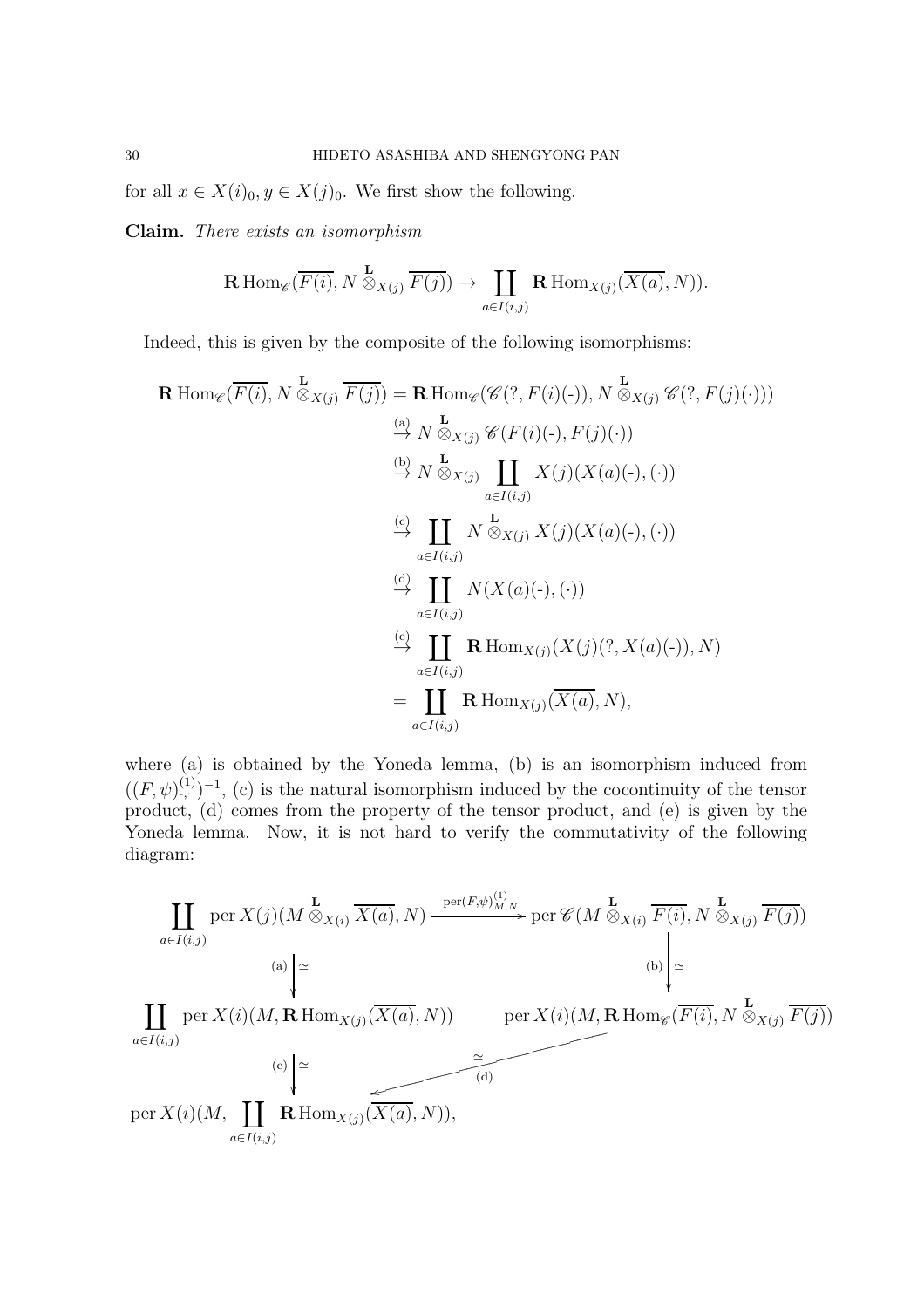for all $x \in X(i)_0, y \in X(j)_0$. We first show the following.

**Claim.** *There exists an isomorphism*

$$\mathbf{R}\operatorname{Hom}_{\mathscr{C}}(\overline{F(i)}, N \overset{\mathbf{L}}{\otimes}_{X(j)} \overline{F(j)}) \to \coprod_{a \in I(i,j)} \mathbf{R}\operatorname{Hom}_{X(j)}(\overline{X(a)}, N)).$$

Indeed, this is given by the composite of the following isomorphisms:

$$\begin{aligned}
\mathbf{R}\operatorname{Hom}_{\mathscr{C}}(\overline{F(i)}, N \overset{\mathbf{L}}{\otimes}_{X(j)} \overline{F(j)}) &= \mathbf{R}\operatorname{Hom}_{\mathscr{C}}(\mathscr{C}(?, F(i)(\text{-})), N \overset{\mathbf{L}}{\otimes}_{X(j)} \mathscr{C}(?, F(j)(\cdot))) \\
&\overset{\text{(a)}}{\to} N \overset{\mathbf{L}}{\otimes}_{X(j)} \mathscr{C}(F(i)(\text{-}), F(j)(\cdot)) \\
&\overset{\text{(b)}}{\to} N \overset{\mathbf{L}}{\otimes}_{X(j)} \coprod_{a \in I(i,j)} X(j)(X(a)(\text{-}), (\cdot)) \\
&\overset{\text{(c)}}{\to} \coprod_{a \in I(i,j)} N \overset{\mathbf{L}}{\otimes}_{X(j)} X(j)(X(a)(\text{-}), (\cdot)) \\
&\overset{\text{(d)}}{\to} \coprod_{a \in I(i,j)} N(X(a)(\text{-}), (\cdot)) \\
&\overset{\text{(e)}}{\to} \coprod_{a \in I(i,j)} \mathbf{R}\operatorname{Hom}_{X(j)}(X(j)(?, X(a)(\text{-})), N) \\
&= \coprod_{a \in I(i,j)} \mathbf{R}\operatorname{Hom}_{X(j)}(\overline{X(a)}, N),
\end{aligned}$$

where (a) is obtained by the Yoneda lemma, (b) is an isomorphism induced from $((F,\psi)^{(1)}_{\text{-},\cdot})^{-1}$, (c) is the natural isomorphism induced by the cocontinuity of the tensor product, (d) comes from the property of the tensor product, and (e) is given by the Yoneda lemma. Now, it is not hard to verify the commutativity of the following diagram:

$$\begin{array}{ccc}
\displaystyle\coprod_{a \in I(i,j)} \operatorname{per} X(j)(M \overset{\mathbf{L}}{\otimes}_{X(i)} \overline{X(a)}, N) & \xrightarrow{\operatorname{per}(F,\psi)^{(1)}_{M,N}} & \operatorname{per} \mathscr{C}(M \overset{\mathbf{L}}{\otimes}_{X(i)} \overline{F(i)}, N \overset{\mathbf{L}}{\otimes}_{X(j)} \overline{F(j)}) \\
\text{(a)} \downarrow \simeq & & \text{(b)} \downarrow \simeq \\
\displaystyle\coprod_{a \in I(i,j)} \operatorname{per} X(i)(M, \mathbf{R}\operatorname{Hom}_{X(j)}(\overline{X(a)}, N)) & & \operatorname{per} X(i)(M, \mathbf{R}\operatorname{Hom}_{\mathscr{C}}(\overline{F(i)}, N \overset{\mathbf{L}}{\otimes}_{X(j)} \overline{F(j)})) \\
\text{(c)} \downarrow \simeq & \overset{\simeq}{\underset{\text{(d)}}{\swarrow}} & \\
\operatorname{per} X(i)(M, \displaystyle\coprod_{a \in I(i,j)} \mathbf{R}\operatorname{Hom}_{X(j)}(\overline{X(a)}, N)), & &
\end{array}$$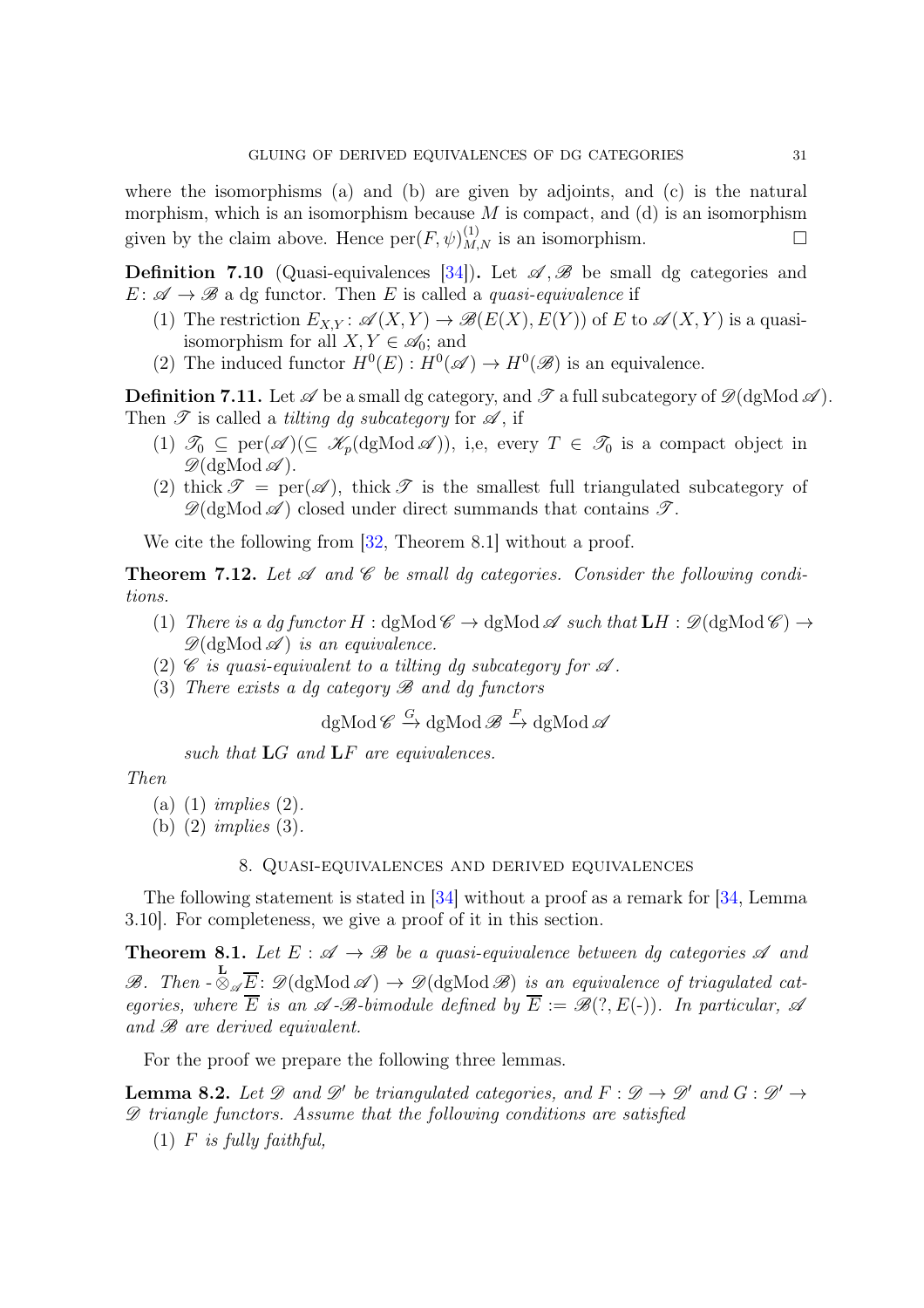where the isomorphisms (a) and (b) are given by adjoints, and (c) is the natural morphism, which is an isomorphism because $M$ is compact, and (d) is an isomorphism given by the claim above. Hence $\mathrm{per}(F,\psi)^{(1)}_{M,N}$ is an isomorphism. $\square$

**Definition 7.10** (Quasi-equivalences [34])**.** Let $\mathscr{A}, \mathscr{B}$ be small dg categories and $E\colon \mathscr{A} \to \mathscr{B}$ a dg functor. Then $E$ is called a *quasi-equivalence* if

1. The restriction $E_{X,Y}\colon \mathscr{A}(X,Y) \to \mathscr{B}(E(X),E(Y))$ of $E$ to $\mathscr{A}(X,Y)$ is a quasi-isomorphism for all $X, Y \in \mathscr{A}_0$; and
2. The induced functor $H^0(E) : H^0(\mathscr{A}) \to H^0(\mathscr{B})$ is an equivalence.

**Definition 7.11.** Let $\mathscr{A}$ be a small dg category, and $\mathscr{T}$ a full subcategory of $\mathscr{D}(\mathrm{dgMod}\,\mathscr{A})$. Then $\mathscr{T}$ is called a *tilting dg subcategory* for $\mathscr{A}$, if

1. $\mathscr{T}_0 \subseteq \mathrm{per}(\mathscr{A})(\subseteq \mathscr{K}_p(\mathrm{dgMod}\,\mathscr{A}))$, i,e, every $T \in \mathscr{T}_0$ is a compact object in $\mathscr{D}(\mathrm{dgMod}\,\mathscr{A})$.
2. $\mathrm{thick}\,\mathscr{T} = \mathrm{per}(\mathscr{A})$, $\mathrm{thick}\,\mathscr{T}$ is the smallest full triangulated subcategory of $\mathscr{D}(\mathrm{dgMod}\,\mathscr{A})$ closed under direct summands that contains $\mathscr{T}$.

We cite the following from [32, Theorem 8.1] without a proof.

**Theorem 7.12.** *Let $\mathscr{A}$ and $\mathscr{C}$ be small dg categories. Consider the following conditions.*

1. *There is a dg functor $H : \mathrm{dgMod}\,\mathscr{C} \to \mathrm{dgMod}\,\mathscr{A}$ such that $\mathbf{L}H : \mathscr{D}(\mathrm{dgMod}\,\mathscr{C}) \to \mathscr{D}(\mathrm{dgMod}\,\mathscr{A})$ is an equivalence.*
2. *$\mathscr{C}$ is quasi-equivalent to a tilting dg subcategory for $\mathscr{A}$.*
3. *There exists a dg category $\mathscr{B}$ and dg functors*
$$\mathrm{dgMod}\,\mathscr{C} \xrightarrow{G} \mathrm{dgMod}\,\mathscr{B} \xrightarrow{F} \mathrm{dgMod}\,\mathscr{A}$$
*such that $\mathbf{L}G$ and $\mathbf{L}F$ are equivalences.*

*Then*

(a) (1) *implies* (2).
(b) (2) *implies* (3).

## 8. Quasi-equivalences and derived equivalences

The following statement is stated in [34] without a proof as a remark for [34, Lemma 3.10]. For completeness, we give a proof of it in this section.

**Theorem 8.1.** *Let $E : \mathscr{A} \to \mathscr{B}$ be a quasi-equivalence between dg categories $\mathscr{A}$ and $\mathscr{B}$. Then $\text{-} \overset{\mathbf{L}}{\otimes}_{\mathscr{A}} \overline{E}\colon \mathscr{D}(\mathrm{dgMod}\,\mathscr{A}) \to \mathscr{D}(\mathrm{dgMod}\,\mathscr{B})$ is an equivalence of triagulated categories, where $\overline{E}$ is an $\mathscr{A}$-$\mathscr{B}$-bimodule defined by $\overline{E} := \mathscr{B}(?, E(\text{-}))$. In particular, $\mathscr{A}$ and $\mathscr{B}$ are derived equivalent.*

For the proof we prepare the following three lemmas.

**Lemma 8.2.** *Let $\mathscr{D}$ and $\mathscr{D}'$ be triangulated categories, and $F : \mathscr{D} \to \mathscr{D}'$ and $G : \mathscr{D}' \to \mathscr{D}$ triangle functors. Assume that the following conditions are satisfied*

1. *$F$ is fully faithful,*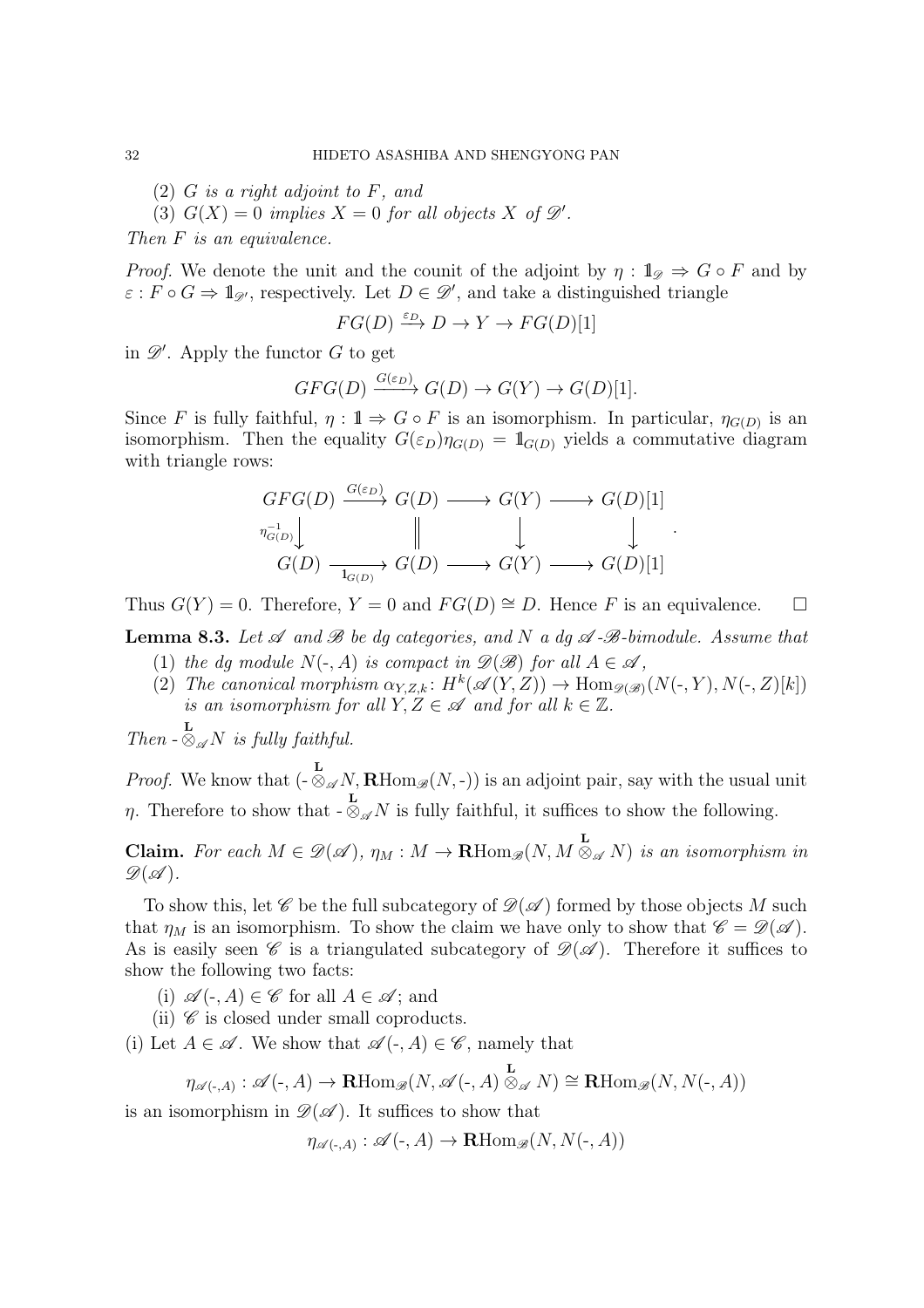(2) $G$ is a right adjoint to $F$, and

(3) $G(X) = 0$ implies $X = 0$ for all objects $X$ of $\mathscr{D}'$.

*Then $F$ is an equivalence.*

*Proof.* We denote the unit and the counit of the adjoint by $\eta : \mathbb{1}_{\mathscr{D}} \Rightarrow G \circ F$ and by $\varepsilon : F \circ G \Rightarrow \mathbb{1}_{\mathscr{D}'}$, respectively. Let $D \in \mathscr{D}'$, and take a distinguished triangle

$$FG(D) \xrightarrow{\varepsilon_D} D \to Y \to FG(D)[1]$$

in $\mathscr{D}'$. Apply the functor $G$ to get

$$GFG(D) \xrightarrow{G(\varepsilon_D)} G(D) \to G(Y) \to G(D)[1].$$

Since $F$ is fully faithful, $\eta : \mathbb{1} \Rightarrow G \circ F$ is an isomorphism. In particular, $\eta_{G(D)}$ is an isomorphism. Then the equality $G(\varepsilon_D)\eta_{G(D)} = \mathbb{1}_{G(D)}$ yields a commutative diagram with triangle rows:

$$\begin{array}{ccccccc}
GFG(D) & \xrightarrow{G(\varepsilon_D)} & G(D) & \longrightarrow & G(Y) & \longrightarrow & G(D)[1] \\
\downarrow{\scriptstyle \eta_{G(D)}^{-1}} & & \| & & \downarrow & & \downarrow \\
G(D) & \xrightarrow[\mathbb{1}_{G(D)}]{} & G(D) & \longrightarrow & G(Y) & \longrightarrow & G(D)[1]
\end{array}.$$

Thus $G(Y) = 0$. Therefore, $Y = 0$ and $FG(D) \cong D$. Hence $F$ is an equivalence. $\square$

**Lemma 8.3.** *Let $\mathscr{A}$ and $\mathscr{B}$ be dg categories, and $N$ a dg $\mathscr{A}$-$\mathscr{B}$-bimodule. Assume that*

(1) *the dg module $N(\text{-}, A)$ is compact in $\mathscr{D}(\mathscr{B})$ for all $A \in \mathscr{A}$,*

(2) *The canonical morphism $\alpha_{Y,Z,k} \colon H^k(\mathscr{A}(Y, Z)) \to \operatorname{Hom}_{\mathscr{D}(\mathscr{B})}(N(\text{-}, Y), N(\text{-}, Z)[k])$ is an isomorphism for all $Y, Z \in \mathscr{A}$ and for all $k \in \mathbb{Z}$.*

*Then $\text{-} \overset{\mathbf{L}}{\otimes}_{\mathscr{A}} N$ is fully faithful.*

*Proof.* We know that $(\text{-} \overset{\mathbf{L}}{\otimes}_{\mathscr{A}} N, \mathbf{R}\operatorname{Hom}_{\mathscr{B}}(N, \text{-}))$ is an adjoint pair, say with the usual unit $\eta$. Therefore to show that $\text{-} \overset{\mathbf{L}}{\otimes}_{\mathscr{A}} N$ is fully faithful, it suffices to show the following.

**Claim.** *For each $M \in \mathscr{D}(\mathscr{A})$, $\eta_M : M \to \mathbf{R}\operatorname{Hom}_{\mathscr{B}}(N, M \overset{\mathbf{L}}{\otimes}_{\mathscr{A}} N)$ is an isomorphism in $\mathscr{D}(\mathscr{A})$.*

To show this, let $\mathscr{C}$ be the full subcategory of $\mathscr{D}(\mathscr{A})$ formed by those objects $M$ such that $\eta_M$ is an isomorphism. To show the claim we have only to show that $\mathscr{C} = \mathscr{D}(\mathscr{A})$. As is easily seen $\mathscr{C}$ is a triangulated subcategory of $\mathscr{D}(\mathscr{A})$. Therefore it suffices to show the following two facts:

(i) $\mathscr{A}(\text{-}, A) \in \mathscr{C}$ for all $A \in \mathscr{A}$; and

(ii) $\mathscr{C}$ is closed under small coproducts.

(i) Let $A \in \mathscr{A}$. We show that $\mathscr{A}(\text{-}, A) \in \mathscr{C}$, namely that

$$\eta_{\mathscr{A}(\text{-},A)} : \mathscr{A}(\text{-}, A) \to \mathbf{R}\operatorname{Hom}_{\mathscr{B}}(N, \mathscr{A}(\text{-}, A) \overset{\mathbf{L}}{\otimes}_{\mathscr{A}} N) \cong \mathbf{R}\operatorname{Hom}_{\mathscr{B}}(N, N(\text{-}, A))$$

is an isomorphism in $\mathscr{D}(\mathscr{A})$. It suffices to show that

$$\eta_{\mathscr{A}(\text{-},A)} : \mathscr{A}(\text{-}, A) \to \mathbf{R}\operatorname{Hom}_{\mathscr{B}}(N, N(\text{-}, A))$$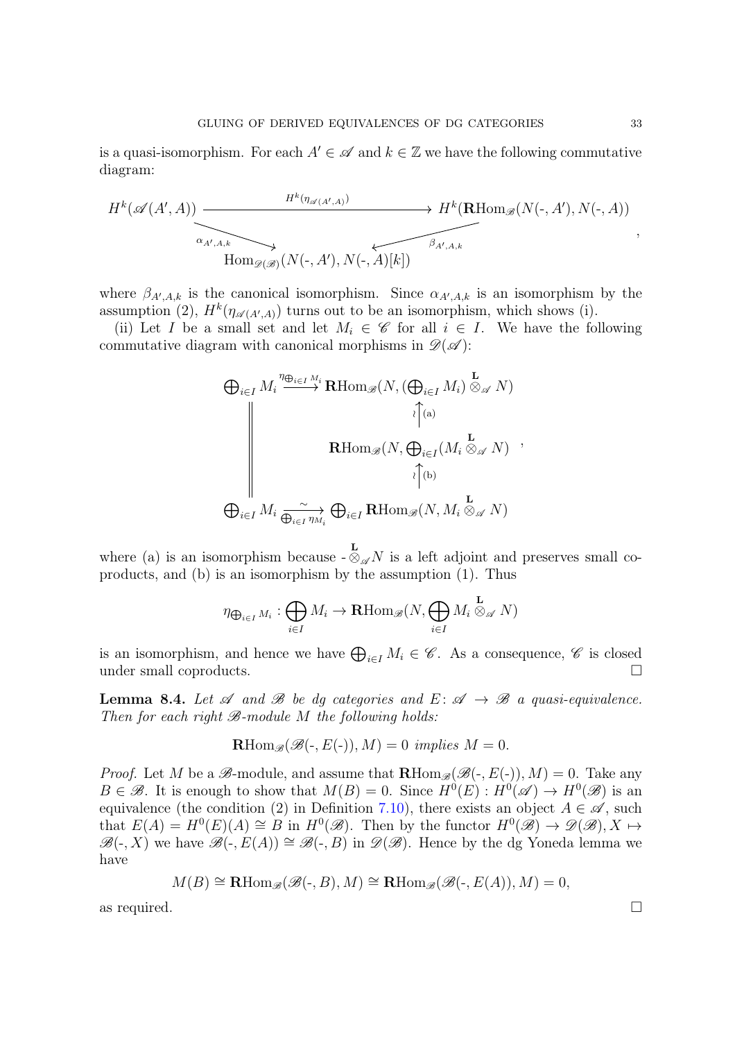is a quasi-isomorphism. For each $A' \in \mathscr{A}$ and $k \in \mathbb{Z}$ we have the following commutative diagram:

$$\begin{array}{ccc} H^k(\mathscr{A}(A',A)) & \xrightarrow{H^k(\eta_{\mathscr{A}(A',A)})} & H^k(\mathbf{R}\mathrm{Hom}_{\mathscr{B}}(N(\text{-},A'),N(\text{-},A)) \\ & \searrow^{\alpha_{A',A,k}} \quad \swarrow^{\beta_{A',A,k}} & \\ & \mathrm{Hom}_{\mathscr{D}(\mathscr{B})}(N(\text{-},A'),N(\text{-},A)[k]) & \end{array},$$

where $\beta_{A',A,k}$ is the canonical isomorphism. Since $\alpha_{A',A,k}$ is an isomorphism by the assumption (2), $H^k(\eta_{\mathscr{A}(A',A)})$ turns out to be an isomorphism, which shows (i).

(ii) Let $I$ be a small set and let $M_i \in \mathscr{C}$ for all $i \in I$. We have the following commutative diagram with canonical morphisms in $\mathscr{D}(\mathscr{A})$:

$$\begin{array}{ccc} \bigoplus_{i\in I} M_i & \xrightarrow{\eta_{\bigoplus_{i\in I} M_i}} & \mathbf{R}\mathrm{Hom}_{\mathscr{B}}(N, (\bigoplus_{i\in I} M_i) \overset{\mathbf{L}}{\otimes}_{\mathscr{A}} N) \\ \Big\| & & \wr\uparrow \text{(a)} \\ & & \mathbf{R}\mathrm{Hom}_{\mathscr{B}}(N, \bigoplus_{i\in I}(M_i \overset{\mathbf{L}}{\otimes}_{\mathscr{A}} N) \\ & & \wr\uparrow \text{(b)} \\ \bigoplus_{i\in I} M_i & \xrightarrow[\bigoplus_{i\in I} \eta_{M_i}]{\sim} & \bigoplus_{i\in I} \mathbf{R}\mathrm{Hom}_{\mathscr{B}}(N, M_i \overset{\mathbf{L}}{\otimes}_{\mathscr{A}} N) \end{array},$$

where (a) is an isomorphism because $\text{-} \overset{\mathbf{L}}{\otimes}_{\mathscr{A}} N$ is a left adjoint and preserves small coproducts, and (b) is an isomorphism by the assumption (1). Thus

$$\eta_{\bigoplus_{i\in I} M_i} : \bigoplus_{i\in I} M_i \to \mathbf{R}\mathrm{Hom}_{\mathscr{B}}(N, \bigoplus_{i\in I} M_i \overset{\mathbf{L}}{\otimes}_{\mathscr{A}} N)$$

is an isomorphism, and hence we have $\bigoplus_{i\in I} M_i \in \mathscr{C}$. As a consequence, $\mathscr{C}$ is closed under small coproducts. □

**Lemma 8.4.** *Let $\mathscr{A}$ and $\mathscr{B}$ be dg categories and $E\colon \mathscr{A} \to \mathscr{B}$ a quasi-equivalence. Then for each right $\mathscr{B}$-module $M$ the following holds:*

$$\mathbf{R}\mathrm{Hom}_{\mathscr{B}}(\mathscr{B}(\text{-}, E(\text{-})), M) = 0 \textit{ implies } M = 0.$$

*Proof.* Let $M$ be a $\mathscr{B}$-module, and assume that $\mathbf{R}\mathrm{Hom}_{\mathscr{B}}(\mathscr{B}(\text{-}, E(\text{-})), M) = 0$. Take any $B \in \mathscr{B}$. It is enough to show that $M(B) = 0$. Since $H^0(E) : H^0(\mathscr{A}) \to H^0(\mathscr{B})$ is an equivalence (the condition (2) in Definition 7.10), there exists an object $A \in \mathscr{A}$, such that $E(A) = H^0(E)(A) \cong B$ in $H^0(\mathscr{B})$. Then by the functor $H^0(\mathscr{B}) \to \mathscr{D}(\mathscr{B}), X \mapsto \mathscr{B}(\text{-}, X)$ we have $\mathscr{B}(\text{-}, E(A)) \cong \mathscr{B}(\text{-}, B)$ in $\mathscr{D}(\mathscr{B})$. Hence by the dg Yoneda lemma we have

$$M(B) \cong \mathbf{R}\mathrm{Hom}_{\mathscr{B}}(\mathscr{B}(\text{-}, B), M) \cong \mathbf{R}\mathrm{Hom}_{\mathscr{B}}(\mathscr{B}(\text{-}, E(A)), M) = 0,$$

as required. □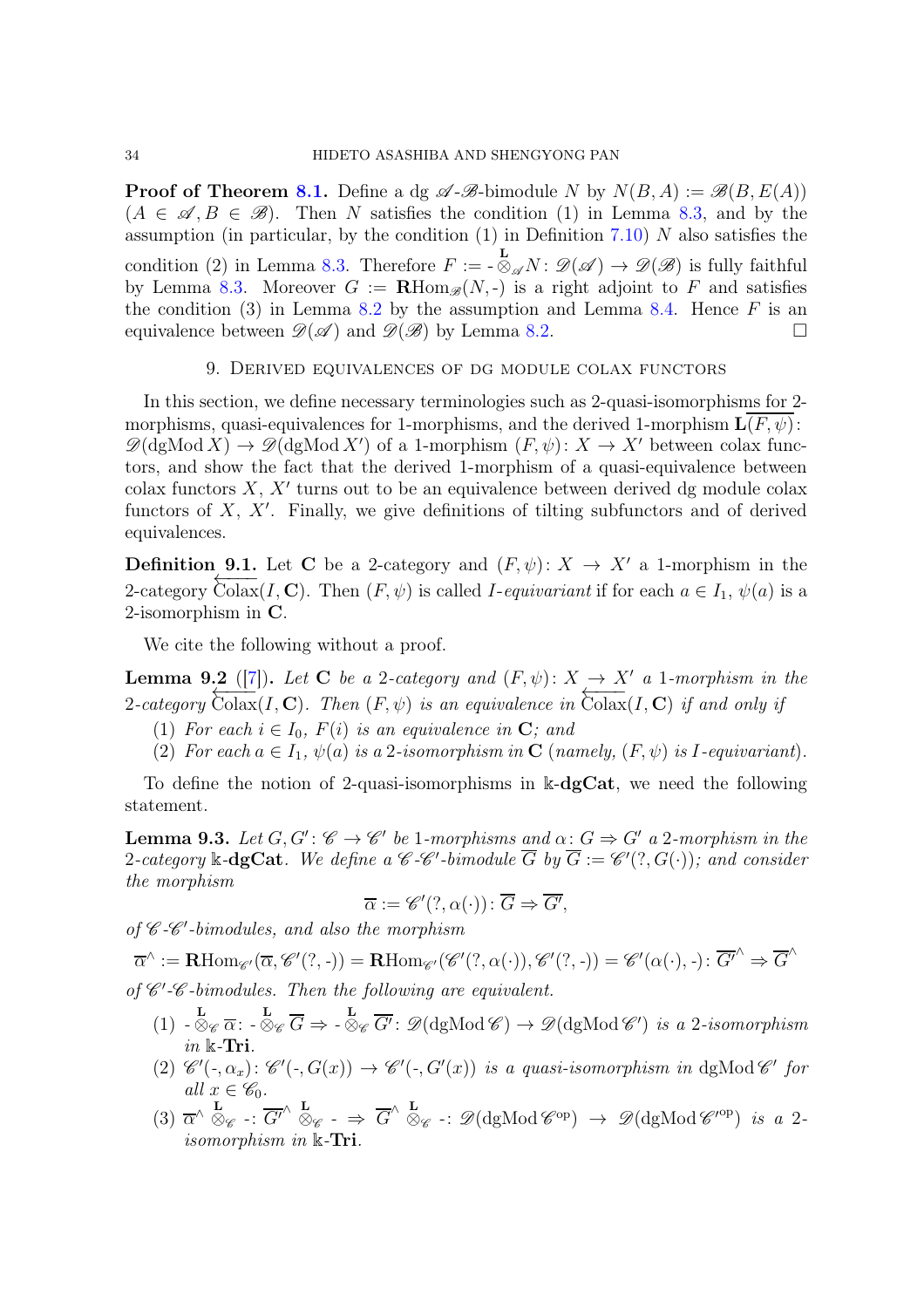**Proof of Theorem 8.1.** Define a dg $\mathscr{A}$-$\mathscr{B}$-bimodule $N$ by $N(B,A) := \mathscr{B}(B, E(A))$ ($A \in \mathscr{A}, B \in \mathscr{B}$). Then $N$ satisfies the condition (1) in Lemma 8.3, and by the assumption (in particular, by the condition (1) in Definition 7.10) $N$ also satisfies the condition (2) in Lemma 8.3. Therefore $F := \text{-} \overset{\mathbf{L}}{\otimes}_{\mathscr{A}} N \colon \mathscr{D}(\mathscr{A}) \to \mathscr{D}(\mathscr{B})$ is fully faithful by Lemma 8.3. Moreover $G := \mathbf{R}\mathrm{Hom}_{\mathscr{B}}(N, \text{-})$ is a right adjoint to $F$ and satisfies the condition (3) in Lemma 8.2 by the assumption and Lemma 8.4. Hence $F$ is an equivalence between $\mathscr{D}(\mathscr{A})$ and $\mathscr{D}(\mathscr{B})$ by Lemma 8.2. $\square$

## 9. Derived equivalences of dg module colax functors

In this section, we define necessary terminologies such as 2-quasi-isomorphisms for 2-morphisms, quasi-equivalences for 1-morphisms, and the derived 1-morphism $\mathbf{L}\overline{(F,\psi)} \colon \mathscr{D}(\mathrm{dgMod}\, X) \to \mathscr{D}(\mathrm{dgMod}\, X')$ of a 1-morphism $(F,\psi) \colon X \to X'$ between colax functors, and show the fact that the derived 1-morphism of a quasi-equivalence between colax functors $X$, $X'$ turns out to be an equivalence between derived dg module colax functors of $X$, $X'$. Finally, we give definitions of tilting subfunctors and of derived equivalences.

**Definition 9.1.** Let $\mathbf{C}$ be a 2-category and $(F,\psi) \colon X \to X'$ a 1-morphism in the 2-category $\overleftarrow{\mathrm{Colax}}(I, \mathbf{C})$. Then $(F,\psi)$ is called *$I$-equivariant* if for each $a \in I_1$, $\psi(a)$ is a 2-isomorphism in $\mathbf{C}$.

We cite the following without a proof.

**Lemma 9.2** ([7]). *Let $\mathbf{C}$ be a 2-category and $(F,\psi) \colon X \to X'$ a 1-morphism in the 2-category $\overleftarrow{\mathrm{Colax}}(I, \mathbf{C})$. Then $(F,\psi)$ is an equivalence in $\overleftarrow{\mathrm{Colax}}(I, \mathbf{C})$ if and only if*

1. *For each $i \in I_0$, $F(i)$ is an equivalence in $\mathbf{C}$; and*
2. *For each $a \in I_1$, $\psi(a)$ is a 2-isomorphism in $\mathbf{C}$ (namely, $(F,\psi)$ is $I$-equivariant).*

To define the notion of 2-quasi-isomorphisms in $\Bbbk$-$\mathbf{dgCat}$, we need the following statement.

**Lemma 9.3.** *Let $G, G' \colon \mathscr{C} \to \mathscr{C}'$ be 1-morphisms and $\alpha \colon G \Rightarrow G'$ a 2-morphism in the 2-category $\Bbbk$-$\mathbf{dgCat}$. We define a $\mathscr{C}$-$\mathscr{C}'$-bimodule $\overline{G}$ by $\overline{G} := \mathscr{C}'(?, G(\cdot))$; and consider the morphism*

$$\overline{\alpha} := \mathscr{C}'(?, \alpha(\cdot)) \colon \overline{G} \Rightarrow \overline{G'},$$

*of $\mathscr{C}$-$\mathscr{C}'$-bimodules, and also the morphism*

$$\overline{\alpha}^{\wedge} := \mathbf{R}\mathrm{Hom}_{\mathscr{C}'}(\overline{\alpha}, \mathscr{C}'(?, \text{-})) = \mathbf{R}\mathrm{Hom}_{\mathscr{C}'}(\mathscr{C}'(?, \alpha(\cdot)), \mathscr{C}'(?, \text{-})) = \mathscr{C}'(\alpha(\cdot), \text{-}) \colon \overline{G'}^{\wedge} \Rightarrow \overline{G}^{\wedge}$$

*of $\mathscr{C}'$-$\mathscr{C}$-bimodules. Then the following are equivalent.*

1. *$\text{-} \overset{\mathbf{L}}{\otimes}_{\mathscr{C}} \overline{\alpha} \colon \text{-} \overset{\mathbf{L}}{\otimes}_{\mathscr{C}} \overline{G} \Rightarrow \text{-} \overset{\mathbf{L}}{\otimes}_{\mathscr{C}} \overline{G'} \colon \mathscr{D}(\mathrm{dgMod}\, \mathscr{C}) \to \mathscr{D}(\mathrm{dgMod}\, \mathscr{C}')$ is a 2-isomorphism in $\Bbbk$-$\mathbf{Tri}$.*
2. *$\mathscr{C}'(\text{-}, \alpha_x) \colon \mathscr{C}'(\text{-}, G(x)) \to \mathscr{C}'(\text{-}, G'(x))$ is a quasi-isomorphism in $\mathrm{dgMod}\, \mathscr{C}'$ for all $x \in \mathscr{C}_0$.*
3. *$\overline{\alpha}^{\wedge} \overset{\mathbf{L}}{\otimes}_{\mathscr{C}} \text{-} \colon \overline{G'}^{\wedge} \overset{\mathbf{L}}{\otimes}_{\mathscr{C}} \text{-} \Rightarrow \overline{G}^{\wedge} \overset{\mathbf{L}}{\otimes}_{\mathscr{C}} \text{-} \colon \mathscr{D}(\mathrm{dgMod}\, \mathscr{C}^{\mathrm{op}}) \to \mathscr{D}(\mathrm{dgMod}\, \mathscr{C}'^{\mathrm{op}})$ is a 2-isomorphism in $\Bbbk$-$\mathbf{Tri}$.*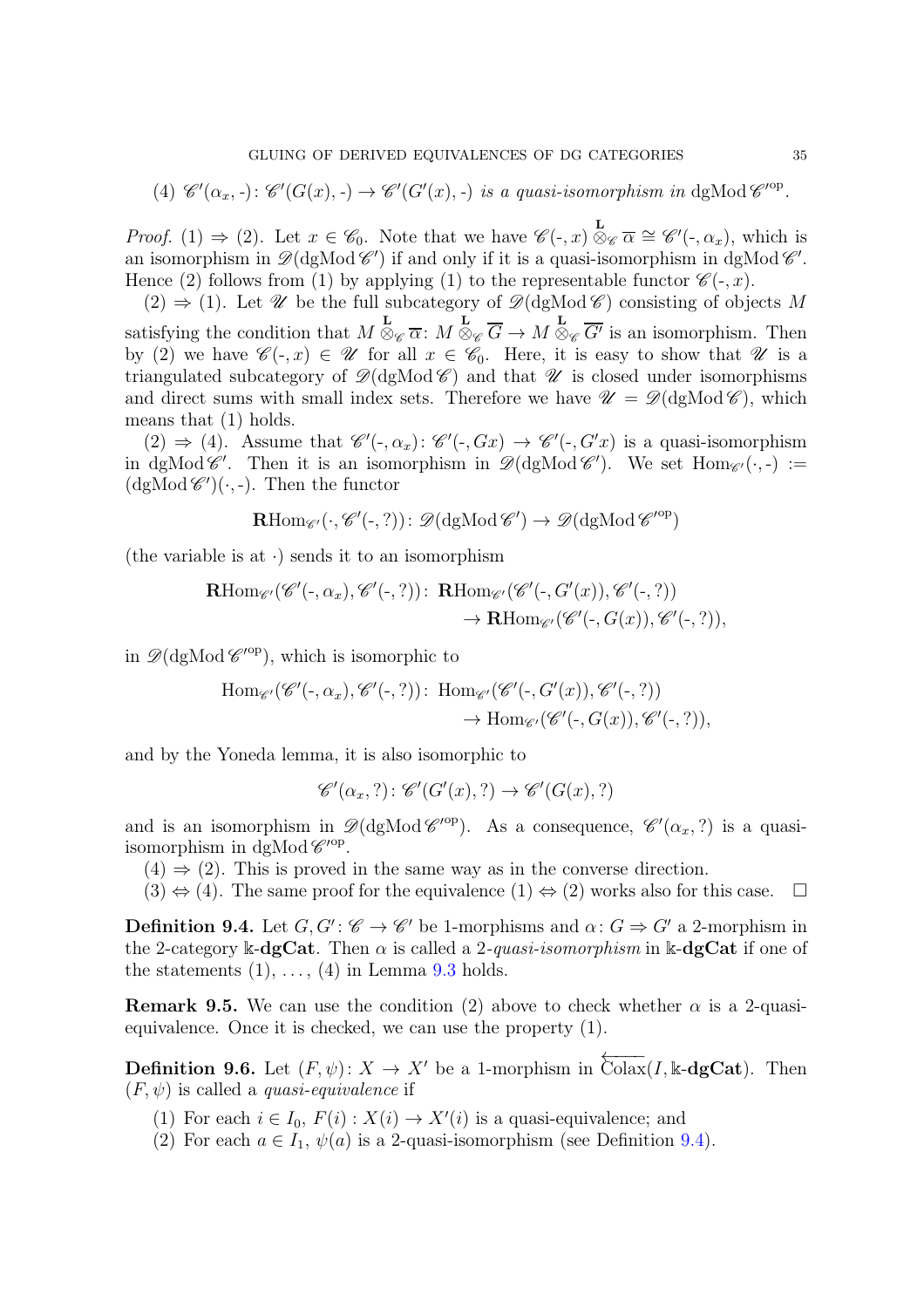(4) $\mathscr{C}'(\alpha_x, \text{-})\colon \mathscr{C}'(G(x), \text{-}) \to \mathscr{C}'(G'(x), \text{-})$ *is a quasi-isomorphism in* $\operatorname{dgMod}\mathscr{C}'^{\mathrm{op}}$.

*Proof.* (1) ⇒ (2). Let $x \in \mathscr{C}_0$. Note that we have $\mathscr{C}(\text{-}, x) \overset{\mathbf{L}}{\otimes}_{\mathscr{C}} \overline{\alpha} \cong \mathscr{C}'(\text{-}, \alpha_x)$, which is an isomorphism in $\mathscr{D}(\operatorname{dgMod}\mathscr{C}')$ if and only if it is a quasi-isomorphism in $\operatorname{dgMod}\mathscr{C}'$. Hence (2) follows from (1) by applying (1) to the representable functor $\mathscr{C}(\text{-}, x)$.

(2) ⇒ (1). Let $\mathscr{U}$ be the full subcategory of $\mathscr{D}(\operatorname{dgMod}\mathscr{C})$ consisting of objects $M$ satisfying the condition that $M \overset{\mathbf{L}}{\otimes}_{\mathscr{C}} \overline{\alpha}\colon M \overset{\mathbf{L}}{\otimes}_{\mathscr{C}} \overline{G} \to M \overset{\mathbf{L}}{\otimes}_{\mathscr{C}} \overline{G'}$ is an isomorphism. Then by (2) we have $\mathscr{C}(\text{-}, x) \in \mathscr{U}$ for all $x \in \mathscr{C}_0$. Here, it is easy to show that $\mathscr{U}$ is a triangulated subcategory of $\mathscr{D}(\operatorname{dgMod}\mathscr{C})$ and that $\mathscr{U}$ is closed under isomorphisms and direct sums with small index sets. Therefore we have $\mathscr{U} = \mathscr{D}(\operatorname{dgMod}\mathscr{C})$, which means that (1) holds.

(2) ⇒ (4). Assume that $\mathscr{C}'(\text{-}, \alpha_x)\colon \mathscr{C}'(\text{-}, Gx) \to \mathscr{C}'(\text{-}, G'x)$ is a quasi-isomorphism in $\operatorname{dgMod}\mathscr{C}'$. Then it is an isomorphism in $\mathscr{D}(\operatorname{dgMod}\mathscr{C}')$. We set $\operatorname{Hom}_{\mathscr{C}'}(\cdot, \text{-}) := (\operatorname{dgMod}\mathscr{C}')(\cdot, \text{-})$. Then the functor

$$\mathbf{R}\mathrm{Hom}_{\mathscr{C}'}(\cdot, \mathscr{C}'(\text{-}, ?))\colon \mathscr{D}(\operatorname{dgMod}\mathscr{C}') \to \mathscr{D}(\operatorname{dgMod}\mathscr{C}'^{\mathrm{op}})$$

(the variable is at $\cdot$) sends it to an isomorphism

$$\begin{aligned}\mathbf{R}\mathrm{Hom}_{\mathscr{C}'}(\mathscr{C}'(\text{-}, \alpha_x), \mathscr{C}'(\text{-}, ?))\colon\ &\mathbf{R}\mathrm{Hom}_{\mathscr{C}'}(\mathscr{C}'(\text{-}, G'(x)), \mathscr{C}'(\text{-}, ?)) \\ &\to \mathbf{R}\mathrm{Hom}_{\mathscr{C}'}(\mathscr{C}'(\text{-}, G(x)), \mathscr{C}'(\text{-}, ?)),\end{aligned}$$

in $\mathscr{D}(\operatorname{dgMod}\mathscr{C}'^{\mathrm{op}})$, which is isomorphic to

$$\begin{aligned}\mathrm{Hom}_{\mathscr{C}'}(\mathscr{C}'(\text{-}, \alpha_x), \mathscr{C}'(\text{-}, ?))\colon\ &\mathrm{Hom}_{\mathscr{C}'}(\mathscr{C}'(\text{-}, G'(x)), \mathscr{C}'(\text{-}, ?)) \\ &\to \mathrm{Hom}_{\mathscr{C}'}(\mathscr{C}'(\text{-}, G(x)), \mathscr{C}'(\text{-}, ?)),\end{aligned}$$

and by the Yoneda lemma, it is also isomorphic to

$$\mathscr{C}'(\alpha_x, ?)\colon \mathscr{C}'(G'(x), ?) \to \mathscr{C}'(G(x), ?)$$

and is an isomorphism in $\mathscr{D}(\operatorname{dgMod}\mathscr{C}'^{\mathrm{op}})$. As a consequence, $\mathscr{C}'(\alpha_x, ?)$ is a quasi-isomorphism in $\operatorname{dgMod}\mathscr{C}'^{\mathrm{op}}$.

(4) ⇒ (2). This is proved in the same way as in the converse direction.

(3) ⇔ (4). The same proof for the equivalence (1) ⇔ (2) works also for this case. □

**Definition 9.4.** Let $G, G'\colon \mathscr{C} \to \mathscr{C}'$ be 1-morphisms and $\alpha\colon G \Rightarrow G'$ a 2-morphism in the 2-category $\Bbbk$-**dgCat**. Then $\alpha$ is called a *2-quasi-isomorphism* in $\Bbbk$-**dgCat** if one of the statements (1), ..., (4) in Lemma 9.3 holds.

**Remark 9.5.** We can use the condition (2) above to check whether $\alpha$ is a 2-quasi-equivalence. Once it is checked, we can use the property (1).

**Definition 9.6.** Let $(F, \psi)\colon X \to X'$ be a 1-morphism in $\overleftarrow{\mathrm{Colax}}(I, \Bbbk\text{-}\mathbf{dgCat})$. Then $(F, \psi)$ is called a *quasi-equivalence* if

1. For each $i \in I_0$, $F(i) : X(i) \to X'(i)$ is a quasi-equivalence; and
2. For each $a \in I_1$, $\psi(a)$ is a 2-quasi-isomorphism (see Definition 9.4).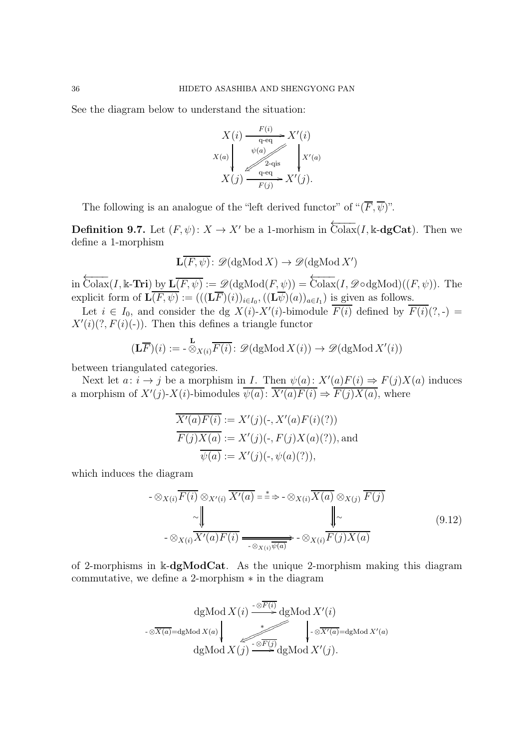See the diagram below to understand the situation:

$$
\begin{array}{ccc}
X(i) & \xrightarrow[\text{q-eq}]{F(i)} & X'(i) \\
{\scriptstyle X(a)}\downarrow & \overset{\psi(a)}{\Swarrow}\ {\scriptstyle \text{2-qis}} & \downarrow{\scriptstyle X'(a)} \\
X(j) & \xrightarrow[F(j)]{\text{q-eq}} & X'(j).
\end{array}
$$

The following is an analogue of the "left derived functor" of "$(\overline{F}, \overline{\psi})$".

**Definition 9.7.** Let $(F, \psi)\colon X \to X'$ be a 1-morhism in $\overleftarrow{\text{Colax}}(I, \Bbbk\text{-}\mathbf{dgCat})$. Then we define a 1-morphism

$$
\mathbf{L}\overline{(F,\psi)}\colon \mathscr{D}(\text{dgMod}\, X) \to \mathscr{D}(\text{dgMod}\, X')
$$

in $\overleftarrow{\text{Colax}}(I, \Bbbk\text{-}\mathbf{Tri})$ by $\mathbf{L}\overline{(F,\psi)} := \mathscr{D}(\text{dgMod}(F,\psi)) = \overleftarrow{\text{Colax}}(I, \mathscr{D}\circ\text{dgMod})((F,\psi))$. The explicit form of $\mathbf{L}\overline{(F,\psi)} := (((\mathbf{L}\overline{F})(i))_{i\in I_0}, ((\mathbf{L}\overline{\psi})(a))_{a\in I_1})$ is given as follows.

Let $i \in I_0$, and consider the dg $X(i)$-$X'(i)$-bimodule $\overline{F(i)}$ defined by $\overline{F(i)}(?, \text{-}) = X'(i)(?, F(i)(\text{-}))$. Then this defines a triangle functor

$$
(\mathbf{L}\overline{F})(i) := \text{-} \overset{\mathbf{L}}{\otimes}_{X(i)} \overline{F(i)}\colon \mathscr{D}(\text{dgMod}\, X(i)) \to \mathscr{D}(\text{dgMod}\, X'(i))
$$

between triangulated categories.

Next let $a\colon i \to j$ be a morphism in $I$. Then $\psi(a)\colon X'(a)F(i) \Rightarrow F(j)X(a)$ induces a morphism of $X'(j)$-$X(i)$-bimodules $\overline{\psi(a)}\colon \overline{X'(a)F(i)} \Rightarrow \overline{F(j)X(a)}$, where

$$
\begin{aligned}
\overline{X'(a)F(i)} &:= X'(j)(\text{-}, X'(a)F(i)(?)) \\
\overline{F(j)X(a)} &:= X'(j)(\text{-}, F(j)X(a)(?)), \text{and} \\
\overline{\psi(a)} &:= X'(j)(\text{-}, \psi(a)(?)),
\end{aligned}
$$

which induces the diagram

$$
\begin{array}{ccc}
\text{-} \otimes_{X(i)} \overline{F(i)} \otimes_{X'(i)} \overline{X'(a)} & \overset{*}{\Rightarrow} & \text{-} \otimes_{X(i)} \overline{X(a)} \otimes_{X(j)} \overline{F(j)} \\
\sim\Downarrow & & \Downarrow\sim \\
\text{-} \otimes_{X(i)} \overline{X'(a)F(i)} & \xRightarrow[\text{-}\otimes_{X(i)}\overline{\psi(a)}]{} & \text{-} \otimes_{X(i)} \overline{F(j)X(a)}
\end{array}
\tag{9.12}
$$

of 2-morphisms in $\Bbbk\text{-}\mathbf{dgModCat}$. As the unique 2-morphism making this diagram commutative, we define a 2-morphism $*$ in the diagram

$$
\begin{array}{ccc}
\text{dgMod}\, X(i) & \xrightarrow{\text{-}\otimes\overline{F(i)}} & \text{dgMod}\, X'(i) \\
{\scriptstyle \text{-}\otimes\overline{X(a)} = \text{dgMod}\, X(a)}\downarrow & \overset{*}{\Swarrow} & \downarrow{\scriptstyle \text{-}\otimes\overline{X'(a)} = \text{dgMod}\, X'(a)} \\
\text{dgMod}\, X(j) & \xrightarrow{\text{-}\otimes\overline{F(j)}} & \text{dgMod}\, X'(j).
\end{array}
$$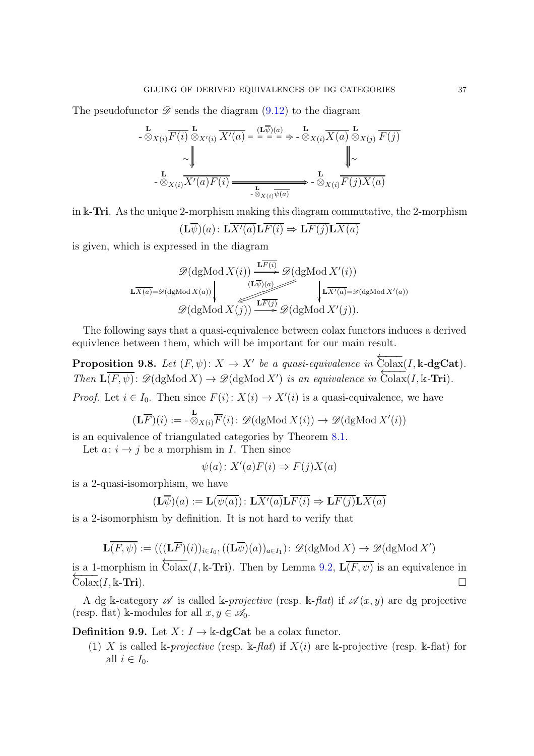The pseudofunctor $\mathscr{D}$ sends the diagram (9.12) to the diagram

$$\begin{array}{ccc}
-\overset{\mathbf{L}}{\otimes}_{X(i)}\overline{F(i)}\overset{\mathbf{L}}{\otimes}_{X'(i)}\overline{X'(a)} & \overset{(\mathbf{L}\overline{\psi})(a)}{\Longrightarrow} & -\overset{\mathbf{L}}{\otimes}_{X(i)}\overline{X(a)}\overset{\mathbf{L}}{\otimes}_{X(j)}\overline{F(j)} \\
\sim\Big\Downarrow & & \Big\Downarrow\sim \\
-\overset{\mathbf{L}}{\otimes}_{X(i)}\overline{X'(a)F(i)} & \underset{-\overset{\mathbf{L}}{\otimes}_{X(i)}\overline{\psi(a)}}{\Longrightarrow} & -\overset{\mathbf{L}}{\otimes}_{X(i)}\overline{F(j)X(a)}
\end{array}$$

in $\Bbbk$-**Tri**. As the unique 2-morphism making this diagram commutative, the 2-morphism

$$(\mathbf{L}\overline{\psi})(a)\colon \mathbf{L}\overline{X'(a)}\mathbf{L}\overline{F(i)} \Rightarrow \mathbf{L}\overline{F(j)}\mathbf{L}\overline{X(a)}$$

is given, which is expressed in the diagram

$$\begin{array}{ccc}
\mathscr{D}(\operatorname{dgMod} X(i)) & \xrightarrow{\mathbf{L}\overline{F(i)}} & \mathscr{D}(\operatorname{dgMod} X'(i)) \\
{\scriptstyle \mathbf{L}\overline{X(a)}=\mathscr{D}(\operatorname{dgMod} X(a))}\Big\downarrow & \overset{(\mathbf{L}\overline{\psi})(a)}{\Longleftarrow} & \Big\downarrow{\scriptstyle \mathbf{L}\overline{X'(a)}=\mathscr{D}(\operatorname{dgMod} X'(a))} \\
\mathscr{D}(\operatorname{dgMod} X(j)) & \xrightarrow{\mathbf{L}\overline{F(j)}} & \mathscr{D}(\operatorname{dgMod} X'(j)).
\end{array}$$

The following says that a quasi-equivalence between colax functors induces a derived equivlence between them, which will be important for our main result.

**Proposition 9.8.** *Let $(F,\psi)\colon X \to X'$ be a quasi-equivalence in $\overleftarrow{\operatorname{Colax}}(I, \Bbbk\text{-}\mathbf{dgCat})$. Then $\mathbf{L}\overline{(F,\psi)}\colon \mathscr{D}(\operatorname{dgMod} X) \to \mathscr{D}(\operatorname{dgMod} X')$ is an equivalence in $\overleftarrow{\operatorname{Colax}}(I, \Bbbk\text{-}\mathbf{Tri})$.*

*Proof.* Let $i \in I_0$. Then since $F(i)\colon X(i) \to X'(i)$ is a quasi-equivalence, we have

$$(\mathbf{L}\overline{F})(i) := -\overset{\mathbf{L}}{\otimes}_{X(i)}\overline{F}(i)\colon \mathscr{D}(\operatorname{dgMod} X(i)) \to \mathscr{D}(\operatorname{dgMod} X'(i))$$

is an equivalence of triangulated categories by Theorem 8.1.

Let $a\colon i \to j$ be a morphism in $I$. Then since

$$\psi(a)\colon X'(a)F(i) \Rightarrow F(j)X(a)$$

is a 2-quasi-isomorphism, we have

$$(\mathbf{L}\overline{\psi})(a) := \mathbf{L}(\overline{\psi(a)})\colon \mathbf{L}\overline{X'(a)}\mathbf{L}\overline{F(i)} \Rightarrow \mathbf{L}\overline{F(j)}\mathbf{L}\overline{X(a)}$$

is a 2-isomorphism by definition. It is not hard to verify that

$$\mathbf{L}\overline{(F,\psi)} := (((\mathbf{L}\overline{F})(i))_{i\in I_0}, ((\mathbf{L}\overline{\psi})(a))_{a\in I_1})\colon \mathscr{D}(\operatorname{dgMod} X) \to \mathscr{D}(\operatorname{dgMod} X')$$

is a 1-morphism in $\overleftarrow{\operatorname{Colax}}(I, \Bbbk\text{-}\mathbf{Tri})$. Then by Lemma 9.2, $\mathbf{L}\overline{(F,\psi)}$ is an equivalence in $\overleftarrow{\operatorname{Colax}}(I, \Bbbk\text{-}\mathbf{Tri})$. $\square$

A dg $\Bbbk$-category $\mathscr{A}$ is called $\Bbbk$-*projective* (resp. $\Bbbk$-*flat*) if $\mathscr{A}(x,y)$ are dg projective (resp. flat) $\Bbbk$-modules for all $x, y \in \mathscr{A}_0$.

**Definition 9.9.** Let $X\colon I \to \Bbbk$-**dgCat** be a colax functor.

(1) $X$ is called $\Bbbk$-*projective* (resp. $\Bbbk$-*flat*) if $X(i)$ are $\Bbbk$-projective (resp. $\Bbbk$-flat) for all $i \in I_0$.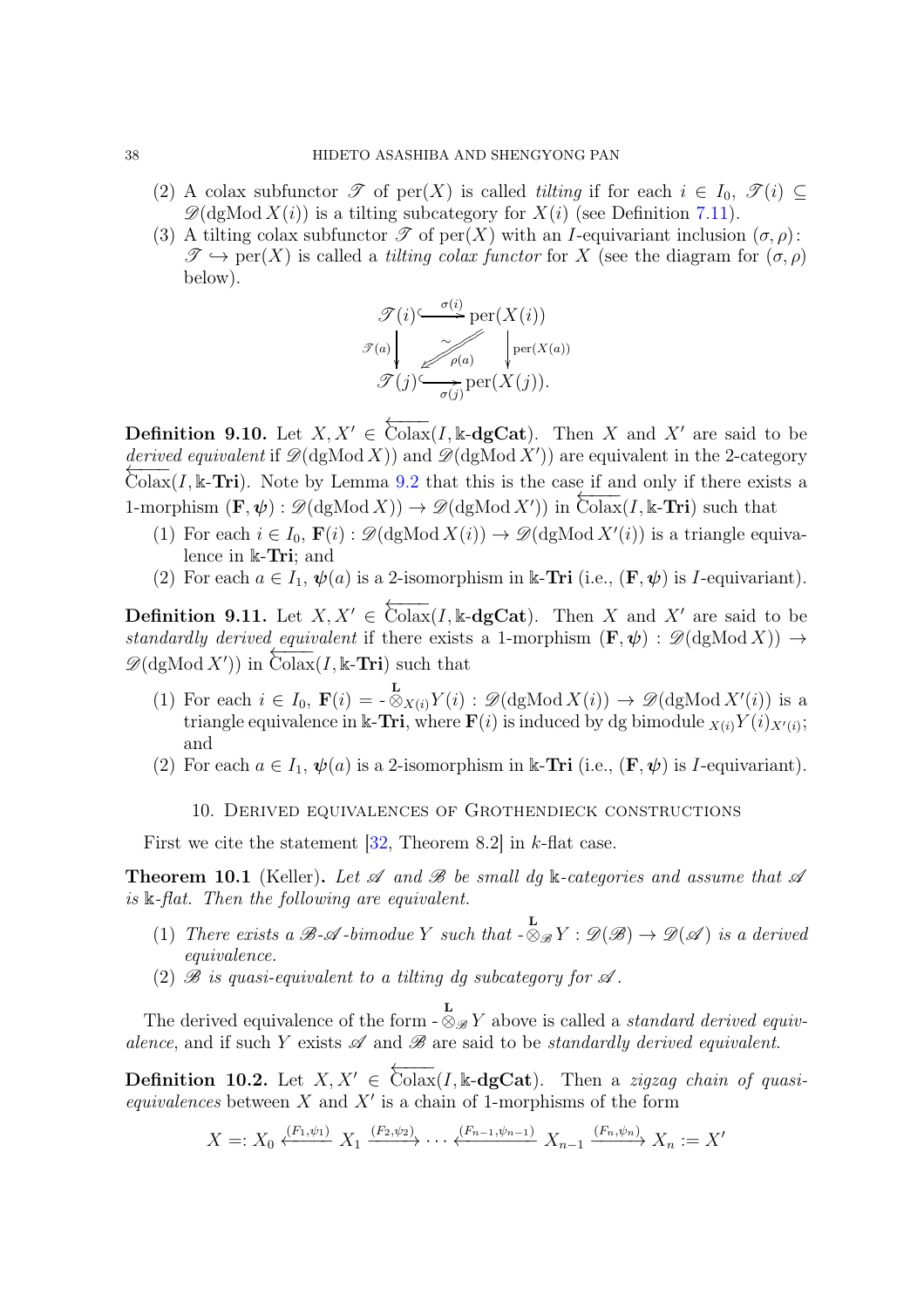(2) A colax subfunctor $\mathscr{T}$ of $\mathrm{per}(X)$ is called *tilting* if for each $i \in I_0$, $\mathscr{T}(i) \subseteq \mathscr{D}(\mathrm{dgMod}\, X(i))$ is a tilting subcategory for $X(i)$ (see Definition 7.11).

(3) A tilting colax subfunctor $\mathscr{T}$ of $\mathrm{per}(X)$ with an $I$-equivariant inclusion $(\sigma, \rho)$: $\mathscr{T} \hookrightarrow \mathrm{per}(X)$ is called a *tilting colax functor* for $X$ (see the diagram for $(\sigma, \rho)$ below).

$$
\begin{array}{ccc}
\mathscr{T}(i) & \xhookrightarrow{\sigma(i)} & \mathrm{per}(X(i)) \\
{\scriptstyle \mathscr{T}(a)}\downarrow & \overset{\sim}{\underset{\rho(a)}{\swarrow}} & \downarrow{\scriptstyle \mathrm{per}(X(a))} \\
\mathscr{T}(j) & \xhookrightarrow[\sigma(j)]{} & \mathrm{per}(X(j)).
\end{array}
$$

**Definition 9.10.** Let $X, X' \in \overleftarrow{\mathrm{Colax}}(I, \Bbbk\text{-}\mathbf{dgCat})$. Then $X$ and $X'$ are said to be *derived equivalent* if $\mathscr{D}(\mathrm{dgMod}\, X))$ and $\mathscr{D}(\mathrm{dgMod}\, X'))$ are equivalent in the 2-category $\overleftarrow{\mathrm{Colax}}(I, \Bbbk\text{-}\mathbf{Tri})$. Note by Lemma 9.2 that this is the case if and only if there exists a 1-morphism $(\mathbf{F}, \boldsymbol{\psi}) : \mathscr{D}(\mathrm{dgMod}\, X)) \to \mathscr{D}(\mathrm{dgMod}\, X'))$ in $\overleftarrow{\mathrm{Colax}}(I, \Bbbk\text{-}\mathbf{Tri})$ such that

(1) For each $i \in I_0$, $\mathbf{F}(i) : \mathscr{D}(\mathrm{dgMod}\, X(i)) \to \mathscr{D}(\mathrm{dgMod}\, X'(i))$ is a triangle equivalence in $\Bbbk$-$\mathbf{Tri}$; and

(2) For each $a \in I_1$, $\boldsymbol{\psi}(a)$ is a 2-isomorphism in $\Bbbk$-$\mathbf{Tri}$ (i.e., $(\mathbf{F}, \boldsymbol{\psi})$ is $I$-equivariant).

**Definition 9.11.** Let $X, X' \in \overleftarrow{\mathrm{Colax}}(I, \Bbbk\text{-}\mathbf{dgCat})$. Then $X$ and $X'$ are said to be *standardly derived equivalent* if there exists a 1-morphism $(\mathbf{F}, \boldsymbol{\psi}) : \mathscr{D}(\mathrm{dgMod}\, X)) \to \mathscr{D}(\mathrm{dgMod}\, X'))$ in $\overleftarrow{\mathrm{Colax}}(I, \Bbbk\text{-}\mathbf{Tri})$ such that

(1) For each $i \in I_0$, $\mathbf{F}(i) = \text{-} \overset{\mathbf{L}}{\otimes}_{X(i)} Y(i) : \mathscr{D}(\mathrm{dgMod}\, X(i)) \to \mathscr{D}(\mathrm{dgMod}\, X'(i))$ is a triangle equivalence in $\Bbbk$-$\mathbf{Tri}$, where $\mathbf{F}(i)$ is induced by dg bimodule ${}_{X(i)}Y(i)_{X'(i)}$; and

(2) For each $a \in I_1$, $\boldsymbol{\psi}(a)$ is a 2-isomorphism in $\Bbbk$-$\mathbf{Tri}$ (i.e., $(\mathbf{F}, \boldsymbol{\psi})$ is $I$-equivariant).

## 10. Derived equivalences of Grothendieck constructions

First we cite the statement [32, Theorem 8.2] in $k$-flat case.

**Theorem 10.1** (Keller)**.** *Let $\mathscr{A}$ and $\mathscr{B}$ be small dg $\Bbbk$-categories and assume that $\mathscr{A}$ is $\Bbbk$-flat. Then the following are equivalent.*

(1) *There exists a $\mathscr{B}$-$\mathscr{A}$-bimodue $Y$ such that $\text{-} \overset{\mathbf{L}}{\otimes}_{\mathscr{B}} Y : \mathscr{D}(\mathscr{B}) \to \mathscr{D}(\mathscr{A})$ is a derived equivalence.*

(2) *$\mathscr{B}$ is quasi-equivalent to a tilting dg subcategory for $\mathscr{A}$.*

The derived equivalence of the form $\text{-} \overset{\mathbf{L}}{\otimes}_{\mathscr{B}} Y$ above is called a *standard derived equivalence*, and if such $Y$ exists $\mathscr{A}$ and $\mathscr{B}$ are said to be *standardly derived equivalent*.

**Definition 10.2.** Let $X, X' \in \overleftarrow{\mathrm{Colax}}(I, \Bbbk\text{-}\mathbf{dgCat})$. Then a *zigzag chain of quasi-equivalences* between $X$ and $X'$ is a chain of 1-morphisms of the form

$$
X =: X_0 \xleftarrow{(F_1, \psi_1)} X_1 \xrightarrow{(F_2, \psi_2)} \cdots \xleftarrow{(F_{n-1}, \psi_{n-1})} X_{n-1} \xrightarrow{(F_n, \psi_n)} X_n := X'
$$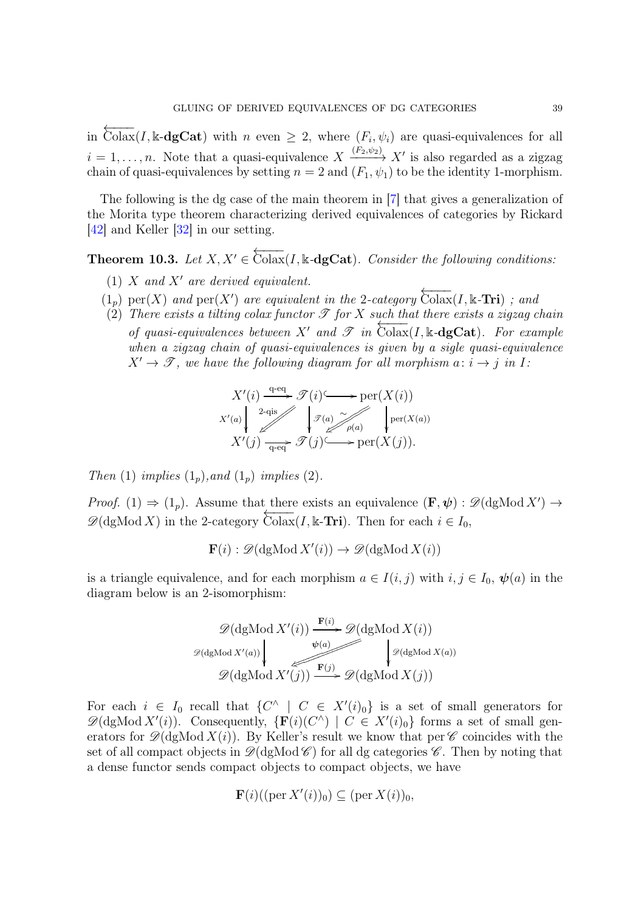in $\overleftarrow{\mathrm{Colax}}(I, \Bbbk\text{-}\mathbf{dgCat})$ with $n$ even $\geq 2$, where $(F_i, \psi_i)$ are quasi-equivalences for all $i = 1, \dots, n$. Note that a quasi-equivalence $X \xrightarrow{(F_2,\psi_2)} X'$ is also regarded as a zigzag chain of quasi-equivalences by setting $n = 2$ and $(F_1, \psi_1)$ to be the identity 1-morphism.

The following is the dg case of the main theorem in [7] that gives a generalization of the Morita type theorem characterizing derived equivalences of categories by Rickard [42] and Keller [32] in our setting.

**Theorem 10.3.** *Let $X, X' \in \overleftarrow{\mathrm{Colax}}(I, \Bbbk\text{-}\mathbf{dgCat})$. Consider the following conditions:*

(1) *$X$ and $X'$ are derived equivalent.*

$(1_p)$ *$\mathrm{per}(X)$ and $\mathrm{per}(X')$ are equivalent in the 2-category $\overleftarrow{\mathrm{Colax}}(I, \Bbbk\text{-}\mathbf{Tri})$ ; and*

(2) *There exists a tilting colax functor $\mathscr{T}$ for $X$ such that there exists a zigzag chain of quasi-equivalences between $X'$ and $\mathscr{T}$ in $\overleftarrow{\mathrm{Colax}}(I, \Bbbk\text{-}\mathbf{dgCat})$. For example when a zigzag chain of quasi-equivalences is given by a sigle quasi-equivalence $X' \to \mathscr{T}$, we have the following diagram for all morphism $a\colon i \to j$ in $I$:*

$$\begin{array}{ccccc} X'(i) & \xrightarrow{\text{q-eq}} & \mathscr{T}(i) & \hookrightarrow & \mathrm{per}(X(i)) \\ {\scriptstyle X'(a)}\downarrow & \swarrow_{\text{2-qis}} & \downarrow{\scriptstyle \mathscr{T}(a)} & \swarrow_{\rho(a)}^{\sim} & \downarrow{\scriptstyle \mathrm{per}(X(a))} \\ X'(j) & \xrightarrow[\text{q-eq}]{} & \mathscr{T}(j) & \hookrightarrow & \mathrm{per}(X(j)). \end{array}$$

*Then (1) implies $(1_p)$, and $(1_p)$ implies (2).*

*Proof.* (1) $\Rightarrow$ $(1_p)$. Assume that there exists an equivalence $(\mathbf{F}, \boldsymbol{\psi}) : \mathscr{D}(\mathrm{dgMod}\, X') \to \mathscr{D}(\mathrm{dgMod}\, X)$ in the 2-category $\overleftarrow{\mathrm{Colax}}(I, \Bbbk\text{-}\mathbf{Tri})$. Then for each $i \in I_0$,

$$\mathbf{F}(i) : \mathscr{D}(\mathrm{dgMod}\, X'(i)) \to \mathscr{D}(\mathrm{dgMod}\, X(i))$$

is a triangle equivalence, and for each morphism $a \in I(i, j)$ with $i, j \in I_0$, $\boldsymbol{\psi}(a)$ in the diagram below is an 2-isomorphism:

$$\begin{array}{ccc} \mathscr{D}(\mathrm{dgMod}\, X'(i)) & \xrightarrow{\mathbf{F}(i)} & \mathscr{D}(\mathrm{dgMod}\, X(i)) \\ {\scriptstyle \mathscr{D}(\mathrm{dgMod}\, X'(a))}\downarrow & \swarrow_{\boldsymbol{\psi}(a)} & \downarrow{\scriptstyle \mathscr{D}(\mathrm{dgMod}\, X(a))} \\ \mathscr{D}(\mathrm{dgMod}\, X'(j)) & \xrightarrow{\mathbf{F}(j)} & \mathscr{D}(\mathrm{dgMod}\, X(j)) \end{array}$$

For each $i \in I_0$ recall that $\{C^\wedge \mid C \in X'(i)_0\}$ is a set of small generators for $\mathscr{D}(\mathrm{dgMod}\, X'(i))$. Consequently, $\{\mathbf{F}(i)(C^\wedge) \mid C \in X'(i)_0\}$ forms a set of small generators for $\mathscr{D}(\mathrm{dgMod}\, X(i))$. By Keller's result we know that $\mathrm{per}\,\mathscr{C}$ coincides with the set of all compact objects in $\mathscr{D}(\mathrm{dgMod}\,\mathscr{C})$ for all dg categories $\mathscr{C}$. Then by noting that a dense functor sends compact objects to compact objects, we have

$$\mathbf{F}(i)((\mathrm{per}\, X'(i))_0) \subseteq (\mathrm{per}\, X(i))_0,$$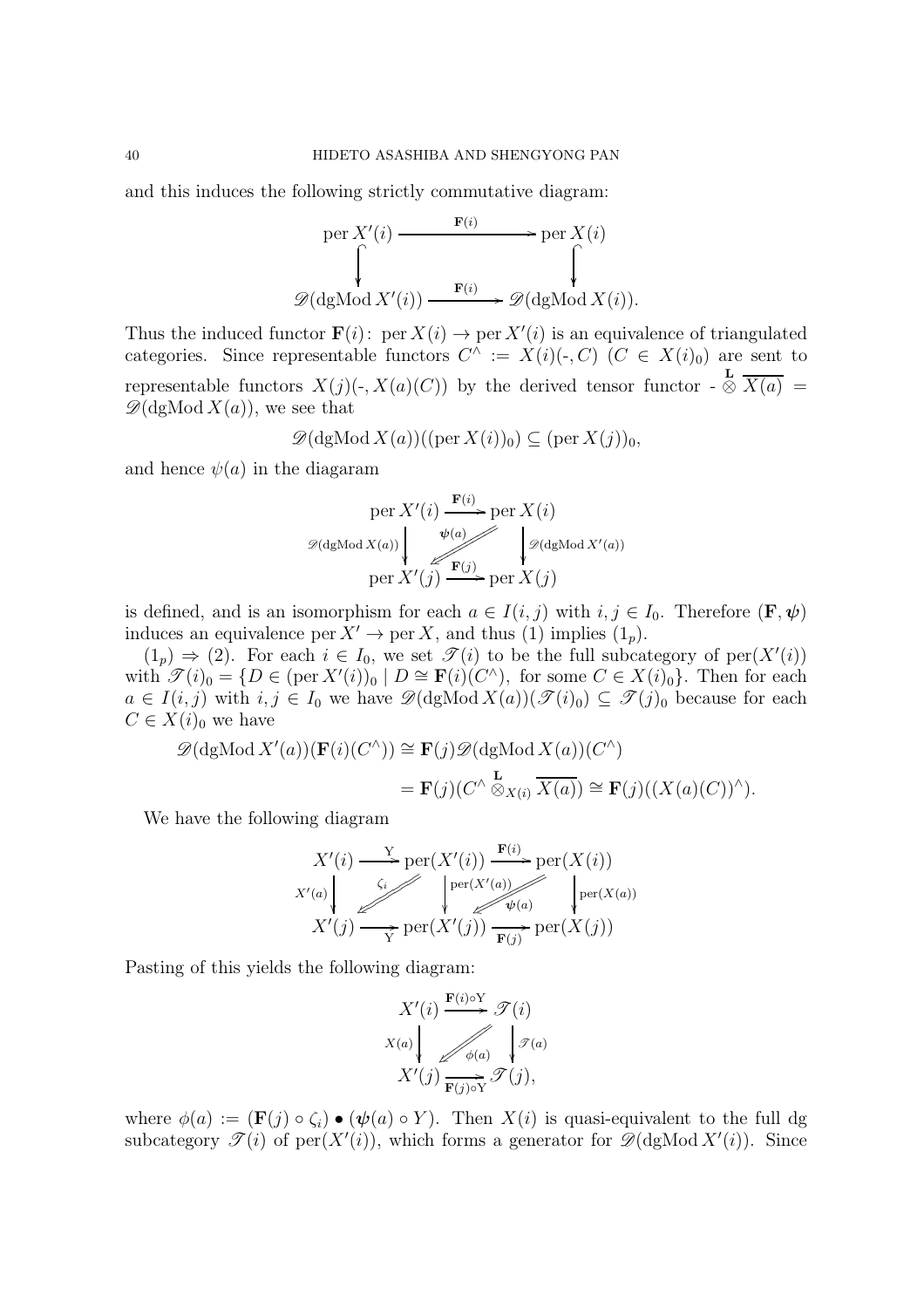and this induces the following strictly commutative diagram:

$$\begin{array}{ccc}
\operatorname{per} X'(i) & \xrightarrow{\mathbf{F}(i)} & \operatorname{per} X(i) \\
\downarrow & & \downarrow \\
\mathscr{D}(\operatorname{dgMod} X'(i)) & \xrightarrow{\mathbf{F}(i)} & \mathscr{D}(\operatorname{dgMod} X(i)).
\end{array}$$

Thus the induced functor $\mathbf{F}(i)\colon \operatorname{per} X(i) \to \operatorname{per} X'(i)$ is an equivalence of triangulated categories. Since representable functors $C^\wedge := X(i)(\text{-}, C)$ $(C \in X(i)_0)$ are sent to representable functors $X(j)(\text{-}, X(a)(C))$ by the derived tensor functor $\text{-} \overset{\mathbf{L}}{\otimes} \overline{X(a)} = \mathscr{D}(\operatorname{dgMod} X(a))$, we see that

$$\mathscr{D}(\operatorname{dgMod} X(a))((\operatorname{per} X(i))_0) \subseteq (\operatorname{per} X(j))_0,$$

and hence $\psi(a)$ in the diagaram

$$\begin{array}{ccc}
\operatorname{per} X'(i) & \xrightarrow{\mathbf{F}(i)} & \operatorname{per} X(i) \\
{\scriptstyle \mathscr{D}(\operatorname{dgMod} X(a))}\downarrow & \swarrow\!\!\!\swarrow {\scriptstyle \psi(a)} & \downarrow{\scriptstyle \mathscr{D}(\operatorname{dgMod} X'(a))} \\
\operatorname{per} X'(j) & \xrightarrow{\mathbf{F}(j)} & \operatorname{per} X(j)
\end{array}$$

is defined, and is an isomorphism for each $a \in I(i,j)$ with $i, j \in I_0$. Therefore $(\mathbf{F}, \boldsymbol{\psi})$ induces an equivalence $\operatorname{per} X' \to \operatorname{per} X$, and thus (1) implies $(1_p)$.

$(1_p) \Rightarrow (2)$. For each $i \in I_0$, we set $\mathscr{T}(i)$ to be the full subcategory of $\operatorname{per}(X'(i))$ with $\mathscr{T}(i)_0 = \{D \in (\operatorname{per} X'(i))_0 \mid D \cong \mathbf{F}(i)(C^\wedge),\text{ for some } C \in X(i)_0\}$. Then for each $a \in I(i,j)$ with $i, j \in I_0$ we have $\mathscr{D}(\operatorname{dgMod} X(a))(\mathscr{T}(i)_0) \subseteq \mathscr{T}(j)_0$ because for each $C \in X(i)_0$ we have

$$\begin{aligned}
\mathscr{D}(\operatorname{dgMod} X'(a))(\mathbf{F}(i)(C^\wedge)) &\cong \mathbf{F}(j)\mathscr{D}(\operatorname{dgMod} X(a))(C^\wedge) \\
&= \mathbf{F}(j)(C^\wedge \overset{\mathbf{L}}{\otimes}_{X(i)} \overline{X(a)}) \cong \mathbf{F}(j)((X(a)(C))^\wedge).
\end{aligned}$$

We have the following diagram

$$\begin{array}{ccccc}
X'(i) & \xrightarrow{\mathrm{Y}} & \operatorname{per}(X'(i)) & \xrightarrow{\mathbf{F}(i)} & \operatorname{per}(X(i)) \\
{\scriptstyle X'(a)}\downarrow & \swarrow\!\!\!\swarrow {\scriptstyle \zeta_i} & \downarrow{\scriptstyle \operatorname{per}(X'(a))} & \swarrow\!\!\!\swarrow {\scriptstyle \psi(a)} & \downarrow{\scriptstyle \operatorname{per}(X(a))} \\
X'(j) & \xrightarrow[\mathrm{Y}]{} & \operatorname{per}(X'(j)) & \xrightarrow[\mathbf{F}(j)]{} & \operatorname{per}(X(j))
\end{array}$$

Pasting of this yields the following diagram:

$$\begin{array}{ccc}
X'(i) & \xrightarrow{\mathbf{F}(i)\circ \mathrm{Y}} & \mathscr{T}(i) \\
{\scriptstyle X(a)}\downarrow & \swarrow\!\!\!\swarrow {\scriptstyle \phi(a)} & \downarrow{\scriptstyle \mathscr{T}(a)} \\
X'(j) & \xrightarrow[\mathbf{F}(j)\circ \mathrm{Y}]{} & \mathscr{T}(j),
\end{array}$$

where $\phi(a) := (\mathbf{F}(j) \circ \zeta_i) \bullet (\boldsymbol{\psi}(a) \circ Y)$. Then $X(i)$ is quasi-equivalent to the full dg subcategory $\mathscr{T}(i)$ of $\operatorname{per}(X'(i))$, which forms a generator for $\mathscr{D}(\operatorname{dgMod} X'(i))$. Since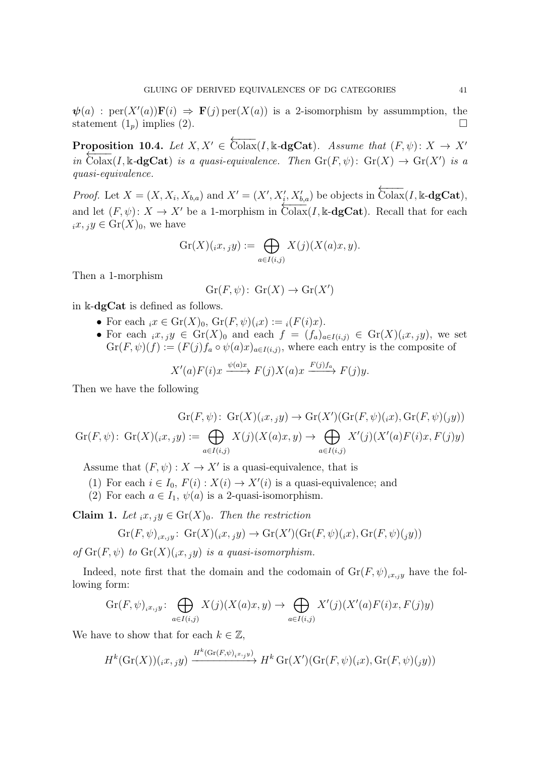$\boldsymbol{\psi}(a)$ : $\operatorname{per}(X'(a))\mathbf{F}(i) \Rightarrow \mathbf{F}(j)\operatorname{per}(X(a))$ is a 2-isomorphism by assummption, the statement $(1_p)$ implies (2). $\square$

**Proposition 10.4.** *Let $X, X' \in \overleftarrow{\operatorname{Colax}}(I, \Bbbk\text{-}\mathbf{dgCat})$. Assume that $(F, \psi)\colon X \to X'$ in $\overleftarrow{\operatorname{Colax}}(I, \Bbbk\text{-}\mathbf{dgCat})$ is a quasi-equivalence. Then $\operatorname{Gr}(F, \psi)\colon \operatorname{Gr}(X) \to \operatorname{Gr}(X')$ is a quasi-equivalence.*

*Proof.* Let $X = (X, X_i, X_{b,a})$ and $X' = (X', X'_i, X'_{b,a})$ be objects in $\overleftarrow{\operatorname{Colax}}(I, \Bbbk\text{-}\mathbf{dgCat})$, and let $(F, \psi)\colon X \to X'$ be a 1-morphism in $\overleftarrow{\operatorname{Colax}}(I, \Bbbk\text{-}\mathbf{dgCat})$. Recall that for each ${}_ix, {}_jy \in \operatorname{Gr}(X)_0$, we have

$$\operatorname{Gr}(X)({}_ix, {}_jy) := \bigoplus_{a\in I(i,j)} X(j)(X(a)x, y).$$

Then a 1-morphism

$$\operatorname{Gr}(F, \psi)\colon \operatorname{Gr}(X) \to \operatorname{Gr}(X')$$

in $\Bbbk$-$\mathbf{dgCat}$ is defined as follows.

- For each ${}_ix \in \operatorname{Gr}(X)_0$, $\operatorname{Gr}(F, \psi)({}_ix) := {}_i(F(i)x)$.
- For each ${}_ix, {}_jy \in \operatorname{Gr}(X)_0$ and each $f = (f_a)_{a\in I(i,j)} \in \operatorname{Gr}(X)({}_ix, {}_jy)$, we set $\operatorname{Gr}(F, \psi)(f) := (F(j)f_a \circ \psi(a)x)_{a\in I(i,j)}$, where each entry is the composite of

$$X'(a)F(i)x \xrightarrow{\psi(a)x} F(j)X(a)x \xrightarrow{F(j)f_a} F(j)y.$$

Then we have the following

$$\operatorname{Gr}(F, \psi)\colon \operatorname{Gr}(X)({}_ix, {}_jy) \to \operatorname{Gr}(X')(\operatorname{Gr}(F, \psi)({}_ix), \operatorname{Gr}(F, \psi)({}_jy))$$

$$\operatorname{Gr}(F, \psi)\colon \operatorname{Gr}(X)({}_ix, {}_jy) := \bigoplus_{a\in I(i,j)} X(j)(X(a)x, y) \to \bigoplus_{a\in I(i,j)} X'(j)(X'(a)F(i)x, F(j)y)$$

Assume that $(F, \psi) : X \to X'$ is a quasi-equivalence, that is

1. For each $i \in I_0$, $F(i) : X(i) \to X'(i)$ is a quasi-equivalence; and
2. For each $a \in I_1$, $\psi(a)$ is a 2-quasi-isomorphism.

**Claim 1.** *Let ${}_ix, {}_jy \in \operatorname{Gr}(X)_0$. Then the restriction*

$$\operatorname{Gr}(F, \psi)_{{}_ix,{}_jy}\colon \operatorname{Gr}(X)({}_ix, {}_jy) \to \operatorname{Gr}(X')(\operatorname{Gr}(F, \psi)({}_ix), \operatorname{Gr}(F, \psi)({}_jy))$$

*of $\operatorname{Gr}(F, \psi)$ to $\operatorname{Gr}(X)({}_ix, {}_jy)$ is a quasi-isomorphism.*

Indeed, note first that the domain and the codomain of $\operatorname{Gr}(F, \psi)_{{}_ix,{}_jy}$ have the following form:

$$\operatorname{Gr}(F, \psi)_{{}_ix,{}_jy}\colon \bigoplus_{a\in I(i,j)} X(j)(X(a)x, y) \to \bigoplus_{a\in I(i,j)} X'(j)(X'(a)F(i)x, F(j)y)$$

We have to show that for each $k \in \mathbb{Z}$,

$$H^k(\operatorname{Gr}(X))({}_ix, {}_jy) \xrightarrow{H^k(\operatorname{Gr}(F,\psi)_{{}_ix,{}_jy})} H^k \operatorname{Gr}(X')(\operatorname{Gr}(F, \psi)({}_ix), \operatorname{Gr}(F, \psi)({}_jy))$$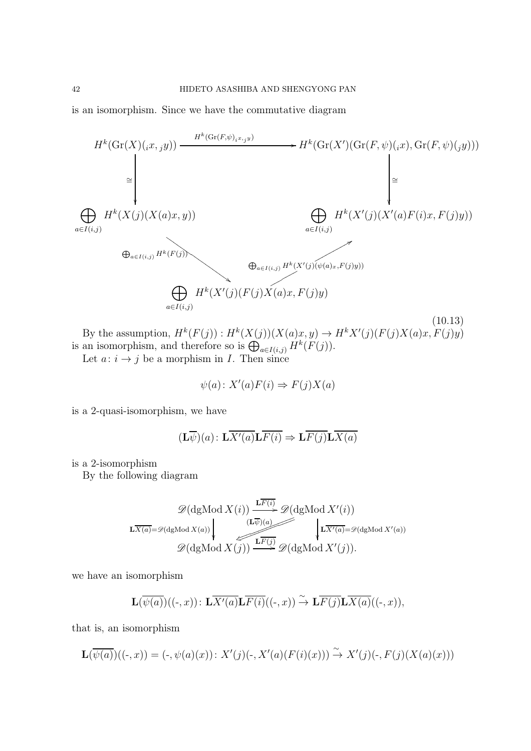is an isomorphism. Since we have the commutative diagram

$$
\begin{array}{ccc}
H^k(\mathrm{Gr}(X)({}_ix, {}_jy)) & \xrightarrow{H^k(\mathrm{Gr}(F,\psi)_{{}_ix,{}_jy})} & H^k(\mathrm{Gr}(X')(\mathrm{Gr}(F,\psi)({}_ix), \mathrm{Gr}(F,\psi)({}_jy))) \\
\Big\downarrow \cong & & \Big\downarrow \cong \\
\bigoplus_{a\in I(i,j)} H^k(X(j)(X(a)x, y)) & & \bigoplus_{a\in I(i,j)} H^k(X'(j)(X'(a)F(i)x, F(j)y)) \\
& \searrow^{\bigoplus_{a\in I(i,j)} H^k(F(j))} \quad \nearrow_{\bigoplus_{a\in I(i,j)} H^k(X'(j)(\psi(a)_x, F(j)y))} & \\
& \bigoplus_{a\in I(i,j)} H^k(X'(j)(F(j)X(a)x, F(j)y)) &
\end{array}
\tag{10.13}
$$

By the assumption, $H^k(F(j)) : H^k(X(j))(X(a)x, y) \to H^k X'(j)(F(j)X(a)x, F(j)y)$ is an isomorphism, and therefore so is $\bigoplus_{a\in I(i,j)} H^k(F(j))$.

Let $a\colon i \to j$ be a morphism in $I$. Then since

$$\psi(a)\colon X'(a)F(i) \Rightarrow F(j)X(a)$$

is a 2-quasi-isomorphism, we have

$$(\mathbf{L}\overline{\psi})(a)\colon \mathbf{L}\overline{X'(a)}\mathbf{L}\overline{F(i)} \Rightarrow \mathbf{L}\overline{F(j)}\mathbf{L}\overline{X(a)}$$

is a 2-isomorphism

By the following diagram

$$
\begin{array}{ccc}
\mathscr{D}(\mathrm{dgMod}\, X(i)) & \xrightarrow{\mathbf{L}\overline{F(i)}} & \mathscr{D}(\mathrm{dgMod}\, X'(i)) \\
{\scriptstyle \mathbf{L}\overline{X(a)}=\mathscr{D}(\mathrm{dgMod}\, X(a))}\Big\downarrow & \overset{(\mathbf{L}\overline{\psi})(a)}{\Longleftarrow} & \Big\downarrow{\scriptstyle \mathbf{L}\overline{X'(a)}=\mathscr{D}(\mathrm{dgMod}\, X'(a))} \\
\mathscr{D}(\mathrm{dgMod}\, X(j)) & \xrightarrow{\mathbf{L}\overline{F(j)}} & \mathscr{D}(\mathrm{dgMod}\, X'(j)).
\end{array}
$$

we have an isomorphism

$$\mathbf{L}(\overline{\psi(a)})((\text{-}, x))\colon \mathbf{L}\overline{X'(a)}\mathbf{L}\overline{F(i)}((\text{-}, x)) \xrightarrow{\sim} \mathbf{L}\overline{F(j)}\mathbf{L}\overline{X(a)}((\text{-}, x)),$$

that is, an isomorphism

$$\mathbf{L}(\overline{\psi(a)})((\text{-}, x)) = (\text{-}, \psi(a)(x))\colon X'(j)(\text{-}, X'(a)(F(i)(x))) \xrightarrow{\sim} X'(j)(\text{-}, F(j)(X(a)(x)))$$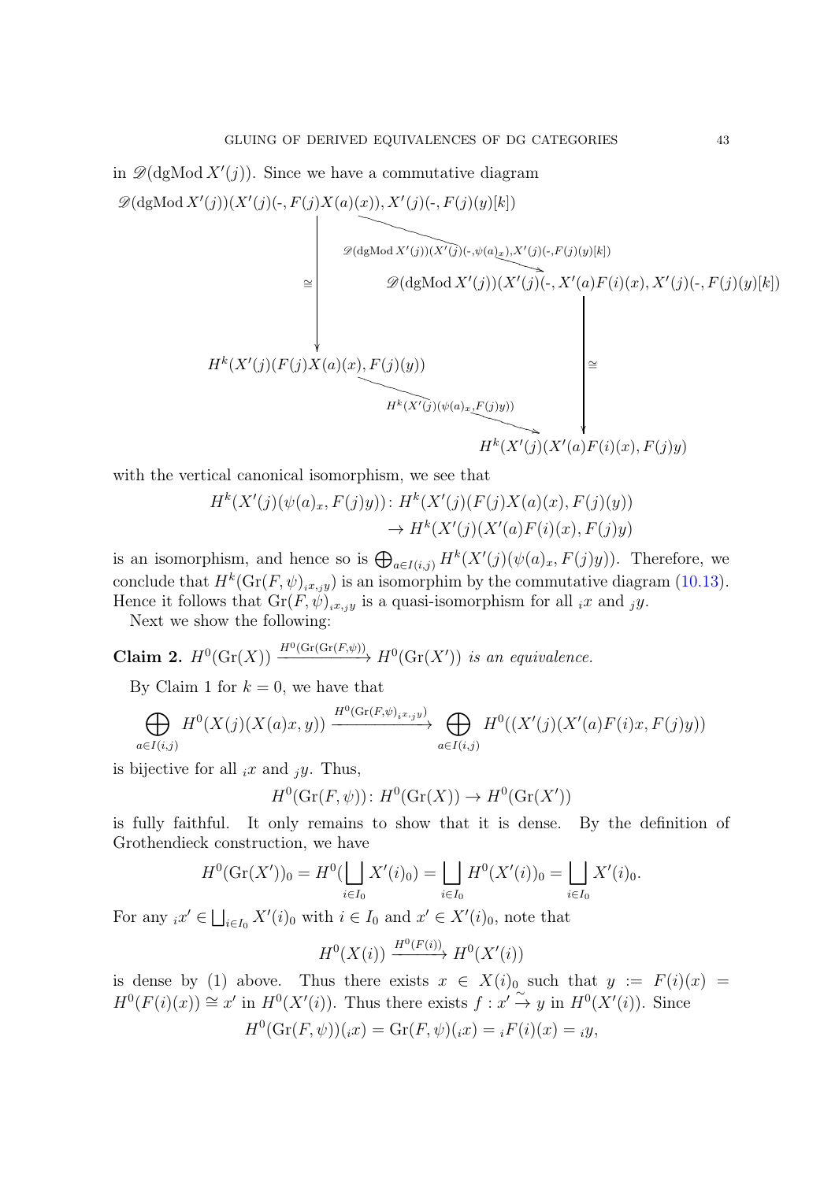in $\mathscr{D}(\mathrm{dgMod}\, X'(j))$. Since we have a commutative diagram

$$
\begin{array}{ccc}
\mathscr{D}(\mathrm{dgMod}\, X'(j))(X'(j)(\text{-}, F(j)X(a)(x)), X'(j)(\text{-}, F(j)(y)[k]) & \xrightarrow{\mathscr{D}(\mathrm{dgMod}\, X'(j))(X'(j)(\text{-},\psi(a)_x), X'(j)(\text{-},F(j)(y)[k])} & \mathscr{D}(\mathrm{dgMod}\, X'(j))(X'(j)(\text{-}, X'(a)F(i)(x), X'(j)(\text{-}, F(j)(y)[k]) \\
\downarrow \cong & & \downarrow \cong \\
H^k(X'(j)(F(j)X(a)(x), F(j)(y)) & \xrightarrow{H^k(X'(j)(\psi(a)_x, F(j)y))} & H^k(X'(j)(X'(a)F(i)(x), F(j)y)
\end{array}
$$

with the vertical canonical isomorphism, we see that

$$
\begin{aligned}
H^k(X'(j)(\psi(a)_x, F(j)y))\colon & H^k(X'(j)(F(j)X(a)(x), F(j)(y)) \\
& \to H^k(X'(j)(X'(a)F(i)(x), F(j)y)
\end{aligned}
$$

is an isomorphism, and hence so is $\bigoplus_{a\in I(i,j)} H^k(X'(j)(\psi(a)_x, F(j)y))$. Therefore, we conclude that $H^k(\mathrm{Gr}(F,\psi)_{{}_ix,{}_jy})$ is an isomorphim by the commutative diagram (10.13). Hence it follows that $\mathrm{Gr}(F,\psi)_{{}_ix,{}_jy}$ is a quasi-isomorphism for all ${}_ix$ and ${}_jy$.

Next we show the following:

**Claim 2.** $H^0(\mathrm{Gr}(X)) \xrightarrow{H^0(\mathrm{Gr}(\mathrm{Gr}(F,\psi))} H^0(\mathrm{Gr}(X'))$ *is an equivalence.*

By Claim 1 for $k=0$, we have that

$$
\bigoplus_{a\in I(i,j)} H^0(X(j)(X(a)x, y)) \xrightarrow{H^0(\mathrm{Gr}(F,\psi)_{{}_ix,{}_jy})} \bigoplus_{a\in I(i,j)} H^0((X'(j)(X'(a)F(i)x, F(j)y))
$$

is bijective for all ${}_ix$ and ${}_jy$. Thus,

$$
H^0(\mathrm{Gr}(F,\psi))\colon H^0(\mathrm{Gr}(X)) \to H^0(\mathrm{Gr}(X'))
$$

is fully faithful. It only remains to show that it is dense. By the definition of Grothendieck construction, we have

$$
H^0(\mathrm{Gr}(X'))_0 = H^0(\bigsqcup_{i\in I_0} X'(i)_0) = \bigsqcup_{i\in I_0} H^0(X'(i))_0 = \bigsqcup_{i\in I_0} X'(i)_0.
$$

For any ${}_ix' \in \bigsqcup_{i\in I_0} X'(i)_0$ with $i\in I_0$ and $x'\in X'(i)_0$, note that

$$
H^0(X(i)) \xrightarrow{H^0(F(i))} H^0(X'(i))
$$

is dense by (1) above. Thus there exists $x\in X(i)_0$ such that $y := F(i)(x) = H^0(F(i)(x)) \cong x'$ in $H^0(X'(i))$. Thus there exists $f\colon x' \xrightarrow{\sim} y$ in $H^0(X'(i))$. Since

$$
H^0(\mathrm{Gr}(F,\psi))({}_ix) = \mathrm{Gr}(F,\psi)({}_ix) = {}_iF(i)(x) = {}_iy,
$$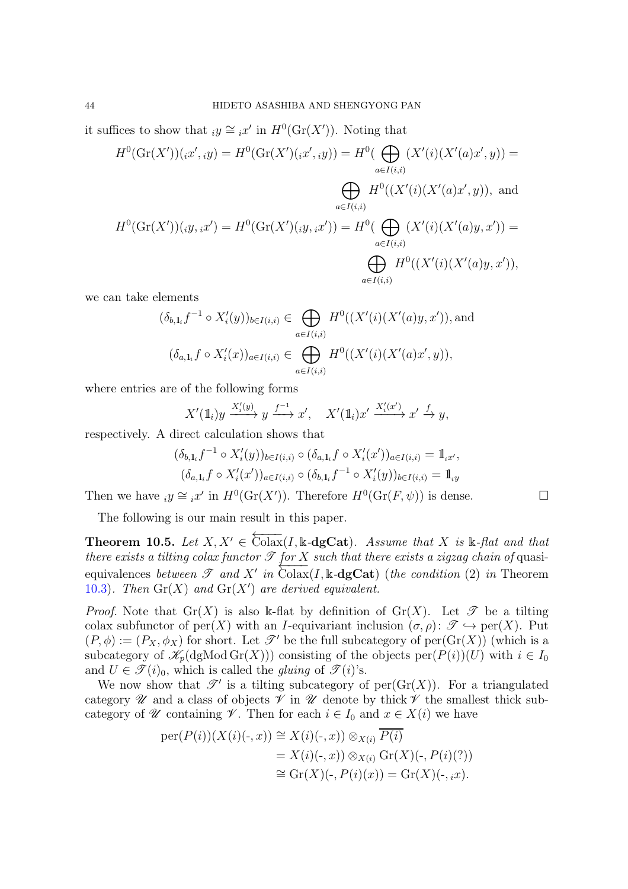it suffices to show that ${}_iy \cong {}_ix'$ in $H^0(\mathrm{Gr}(X'))$. Noting that

$$H^0(\mathrm{Gr}(X'))({}_ix', {}_iy) = H^0(\mathrm{Gr}(X')({}_ix', {}_iy)) = H^0(\bigoplus_{a\in I(i,i)} (X'(i)(X'(a)x', y)) = \bigoplus_{a\in I(i,i)} H^0((X'(i)(X'(a)x', y)), \text{ and}$$

$$H^0(\mathrm{Gr}(X'))({}_iy, {}_ix') = H^0(\mathrm{Gr}(X')({}_iy, {}_ix')) = H^0(\bigoplus_{a\in I(i,i)} (X'(i)(X'(a)y, x')) = \bigoplus_{a\in I(i,i)} H^0((X'(i)(X'(a)y, x')),$$

we can take elements

$$(\delta_{b,\mathbf{1}_i} f^{-1} \circ X'_i(y))_{b\in I(i,i)} \in \bigoplus_{a\in I(i,i)} H^0((X'(i)(X'(a)y, x')), \text{and}$$

$$(\delta_{a,\mathbf{1}_i} f \circ X'_i(x'))_{a\in I(i,i)} \in \bigoplus_{a\in I(i,i)} H^0((X'(i)(X'(a)x', y)),$$

where entries are of the following forms

$$X'(\mathbb{1}_i)y \xrightarrow{X'_i(y)} y \xrightarrow{f^{-1}} x', \quad X'(\mathbb{1}_i)x' \xrightarrow{X'_i(x')} x' \xrightarrow{f} y,$$

respectively. A direct calculation shows that

$$(\delta_{b,\mathbf{1}_i} f^{-1} \circ X'_i(y))_{b\in I(i,i)} \circ (\delta_{a,\mathbf{1}_i} f \circ X'_i(x'))_{a\in I(i,i)} = \mathbb{1}_{{}_ix'},$$
$$(\delta_{a,\mathbf{1}_i} f \circ X'_i(x'))_{a\in I(i,i)} \circ (\delta_{b,\mathbf{1}_i} f^{-1} \circ X'_i(y))_{b\in I(i,i)} = \mathbb{1}_{{}_iy}$$

Then we have ${}_iy \cong {}_ix'$ in $H^0(\mathrm{Gr}(X'))$. Therefore $H^0(\mathrm{Gr}(F, \psi))$ is dense. □

The following is our main result in this paper.

**Theorem 10.5.** *Let* $X, X' \in \overleftarrow{\mathrm{Colax}}(I, \Bbbk\text{-}\mathbf{dgCat})$. *Assume that* $X$ *is* $\Bbbk$*-flat and that there exists a tilting colax functor* $\mathscr{T}$ *for* $X$ *such that there exists a zigzag chain of* quasi-equivalences *between* $\mathscr{T}$ *and* $X'$ *in* $\overleftarrow{\mathrm{Colax}}(I, \Bbbk\text{-}\mathbf{dgCat})$ *(the condition* (2) *in* Theorem 10.3*). Then* $\mathrm{Gr}(X)$ *and* $\mathrm{Gr}(X')$ *are derived equivalent.*

*Proof.* Note that $\mathrm{Gr}(X)$ is also $\Bbbk$-flat by definition of $\mathrm{Gr}(X)$. Let $\mathscr{T}$ be a tilting colax subfunctor of $\mathrm{per}(X)$ with an $I$-equivariant inclusion $(\sigma, \rho) \colon \mathscr{T} \hookrightarrow \mathrm{per}(X)$. Put $(P, \phi) := (P_X, \phi_X)$ for short. Let $\mathscr{T}'$ be the full subcategory of $\mathrm{per}(\mathrm{Gr}(X))$ (which is a subcategory of $\mathscr{K}_p(\mathrm{dgMod}\,\mathrm{Gr}(X))$) consisting of the objects $\mathrm{per}(P(i))(U)$ with $i \in I_0$ and $U \in \mathscr{T}(i)_0$, which is called the *gluing* of $\mathscr{T}(i)$'s.

We now show that $\mathscr{T}'$ is a tilting subcategory of $\mathrm{per}(\mathrm{Gr}(X))$. For a triangulated category $\mathscr{U}$ and a class of objects $\mathscr{V}$ in $\mathscr{U}$ denote by thick $\mathscr{V}$ the smallest thick subcategory of $\mathscr{U}$ containing $\mathscr{V}$. Then for each $i \in I_0$ and $x \in X(i)$ we have

$$\begin{aligned}
\mathrm{per}(P(i))(X(i)(\text{-}, x)) &\cong X(i)(\text{-}, x)) \otimes_{X(i)} \overline{P(i)} \\
&= X(i)(\text{-}, x)) \otimes_{X(i)} \mathrm{Gr}(X)(\text{-}, P(i)(?)) \\
&\cong \mathrm{Gr}(X)(\text{-}, P(i)(x)) = \mathrm{Gr}(X)(\text{-}, {}_ix).
\end{aligned}$$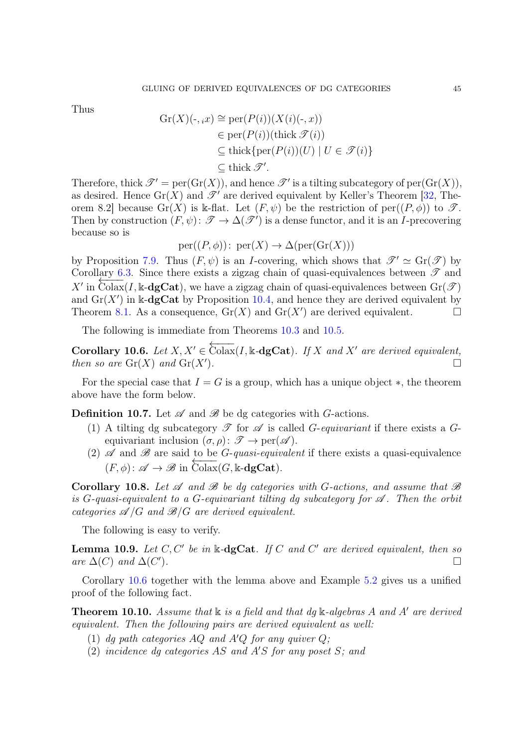Thus

$$
\begin{aligned}
\mathrm{Gr}(X)(\text{-}, {}_ix) &\cong \mathrm{per}(P(i))(X(i)(\text{-}, x)) \\
&\in \mathrm{per}(P(i))(\mathrm{thick}\,\mathscr{T}(i)) \\
&\subseteq \mathrm{thick}\{\mathrm{per}(P(i))(U) \mid U \in \mathscr{T}(i)\} \\
&\subseteq \mathrm{thick}\,\mathscr{T}'.
\end{aligned}
$$

Therefore, $\mathrm{thick}\,\mathscr{T}' = \mathrm{per}(\mathrm{Gr}(X))$, and hence $\mathscr{T}'$ is a tilting subcategory of $\mathrm{per}(\mathrm{Gr}(X))$, as desired. Hence $\mathrm{Gr}(X)$ and $\mathscr{T}'$ are derived equivalent by Keller's Theorem [32, Theorem 8.2] because $\mathrm{Gr}(X)$ is $\Bbbk$-flat. Let $(F, \psi)$ be the restriction of $\mathrm{per}((P, \phi))$ to $\mathscr{T}$. Then by construction $(F, \psi)\colon \mathscr{T} \to \Delta(\mathscr{T}')$ is a dense functor, and it is an $I$-precovering because so is

$$\mathrm{per}((P, \phi))\colon \mathrm{per}(X) \to \Delta(\mathrm{per}(\mathrm{Gr}(X)))$$

by Proposition 7.9. Thus $(F, \psi)$ is an $I$-covering, which shows that $\mathscr{T}' \simeq \mathrm{Gr}(\mathscr{T})$ by Corollary 6.3. Since there exists a zigzag chain of quasi-equivalences between $\mathscr{T}$ and $X'$ in $\overleftarrow{\mathrm{Colax}}(I, \Bbbk\text{-}\mathbf{dgCat})$, we have a zigzag chain of quasi-equivalences between $\mathrm{Gr}(\mathscr{T})$ and $\mathrm{Gr}(X')$ in $\Bbbk\text{-}\mathbf{dgCat}$ by Proposition 10.4, and hence they are derived equivalent by Theorem 8.1. As a consequence, $\mathrm{Gr}(X)$ and $\mathrm{Gr}(X')$ are derived equivalent. $\square$

The following is immediate from Theorems 10.3 and 10.5.

**Corollary 10.6.** *Let $X, X' \in \overleftarrow{\mathrm{Colax}}(I, \Bbbk\text{-}\mathbf{dgCat})$. If $X$ and $X'$ are derived equivalent, then so are $\mathrm{Gr}(X)$ and $\mathrm{Gr}(X')$.* $\square$

For the special case that $I = G$ is a group, which has a unique object $*$, the theorem above have the form below.

**Definition 10.7.** Let $\mathscr{A}$ and $\mathscr{B}$ be dg categories with $G$-actions.

1. A tilting dg subcategory $\mathscr{T}$ for $\mathscr{A}$ is called *$G$-equivariant* if there exists a $G$-equivariant inclusion $(\sigma, \rho)\colon \mathscr{T} \to \mathrm{per}(\mathscr{A})$.
2. $\mathscr{A}$ and $\mathscr{B}$ are said to be *$G$-quasi-equivalent* if there exists a quasi-equivalence $(F, \phi)\colon \mathscr{A} \to \mathscr{B}$ in $\overleftarrow{\mathrm{Colax}}(G, \Bbbk\text{-}\mathbf{dgCat})$.

**Corollary 10.8.** *Let $\mathscr{A}$ and $\mathscr{B}$ be dg categories with $G$-actions, and assume that $\mathscr{B}$ is $G$-quasi-equivalent to a $G$-equivariant tilting dg subcategory for $\mathscr{A}$. Then the orbit categories $\mathscr{A}/G$ and $\mathscr{B}/G$ are derived equivalent.*

The following is easy to verify.

**Lemma 10.9.** *Let $C, C'$ be in $\Bbbk\text{-}\mathbf{dgCat}$. If $C$ and $C'$ are derived equivalent, then so are $\Delta(C)$ and $\Delta(C')$.* $\square$

Corollary 10.6 together with the lemma above and Example 5.2 gives us a unified proof of the following fact.

**Theorem 10.10.** *Assume that $\Bbbk$ is a field and that dg $\Bbbk$-algebras $A$ and $A'$ are derived equivalent. Then the following pairs are derived equivalent as well:*

1. *dg path categories $AQ$ and $A'Q$ for any quiver $Q$;*
2. *incidence dg categories $AS$ and $A'S$ for any poset $S$; and*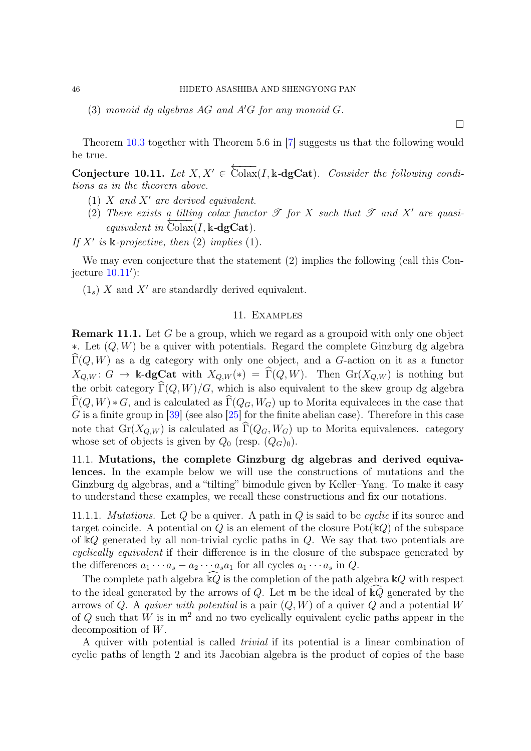(3) *monoid dg algebras $AG$ and $A'G$ for any monoid $G$.*

$\square$

Theorem 10.3 together with Theorem 5.6 in [7] suggests us that the following would be true.

**Conjecture 10.11.** *Let $X, X' \in \overleftarrow{\text{Colax}}(I, \Bbbk\text{-}\mathbf{dgCat})$. Consider the following conditions as in the theorem above.*

1. *$X$ and $X'$ are derived equivalent.*
2. *There exists a tilting colax functor $\mathscr{T}$ for $X$ such that $\mathscr{T}$ and $X'$ are quasi-equivalent in $\overleftarrow{\text{Colax}}(I, \Bbbk\text{-}\mathbf{dgCat})$.*

*If $X'$ is $\Bbbk$-projective, then (2) implies (1).*

We may even conjecture that the statement (2) implies the following (call this Conjecture 10.11$'$):

$(1_s)$ $X$ and $X'$ are standardly derived equivalent.

## 11. Examples

**Remark 11.1.** Let $G$ be a group, which we regard as a groupoid with only one object $*$. Let $(Q, W)$ be a quiver with potentials. Regard the complete Ginzburg dg algebra $\widehat{\Gamma}(Q, W)$ as a dg category with only one object, and a $G$-action on it as a functor $X_{Q,W} \colon G \to \Bbbk\text{-}\mathbf{dgCat}$ with $X_{Q,W}(*) = \widehat{\Gamma}(Q, W)$. Then $\text{Gr}(X_{Q,W})$ is nothing but the orbit category $\widehat{\Gamma}(Q, W)/G$, which is also equivalent to the skew group dg algebra $\widehat{\Gamma}(Q, W) * G$, and is calculated as $\widehat{\Gamma}(Q_G, W_G)$ up to Morita equivaleces in the case that $G$ is a finite group in [39] (see also [25] for the finite abelian case). Therefore in this case note that $\text{Gr}(X_{Q,W})$ is calculated as $\widehat{\Gamma}(Q_G, W_G)$ up to Morita equivalences. category whose set of objects is given by $Q_0$ (resp. $(Q_G)_0$).

### 11.1. Mutations, the complete Ginzburg dg algebras and derived equivalences.

In the example below we will use the constructions of mutations and the Ginzburg dg algebras, and a "tilting" bimodule given by Keller–Yang. To make it easy to understand these examples, we recall these constructions and fix our notations.

11.1.1. *Mutations.* Let $Q$ be a quiver. A path in $Q$ is said to be *cyclic* if its source and target coincide. A potential on $Q$ is an element of the closure $\text{Pot}(\Bbbk Q)$ of the subspace of $\Bbbk Q$ generated by all non-trivial cyclic paths in $Q$. We say that two potentials are *cyclically equivalent* if their difference is in the closure of the subspace generated by the differences $a_1 \cdots a_s - a_2 \cdots a_s a_1$ for all cycles $a_1 \cdots a_s$ in $Q$.

The complete path algebra $\widehat{\Bbbk Q}$ is the completion of the path algebra $\Bbbk Q$ with respect to the ideal generated by the arrows of $Q$. Let $\mathfrak{m}$ be the ideal of $\widehat{\Bbbk Q}$ generated by the arrows of $Q$. A *quiver with potential* is a pair $(Q, W)$ of a quiver $Q$ and a potential $W$ of $Q$ such that $W$ is in $\mathfrak{m}^2$ and no two cyclically equivalent cyclic paths appear in the decomposition of $W$.

A quiver with potential is called *trivial* if its potential is a linear combination of cyclic paths of length 2 and its Jacobian algebra is the product of copies of the base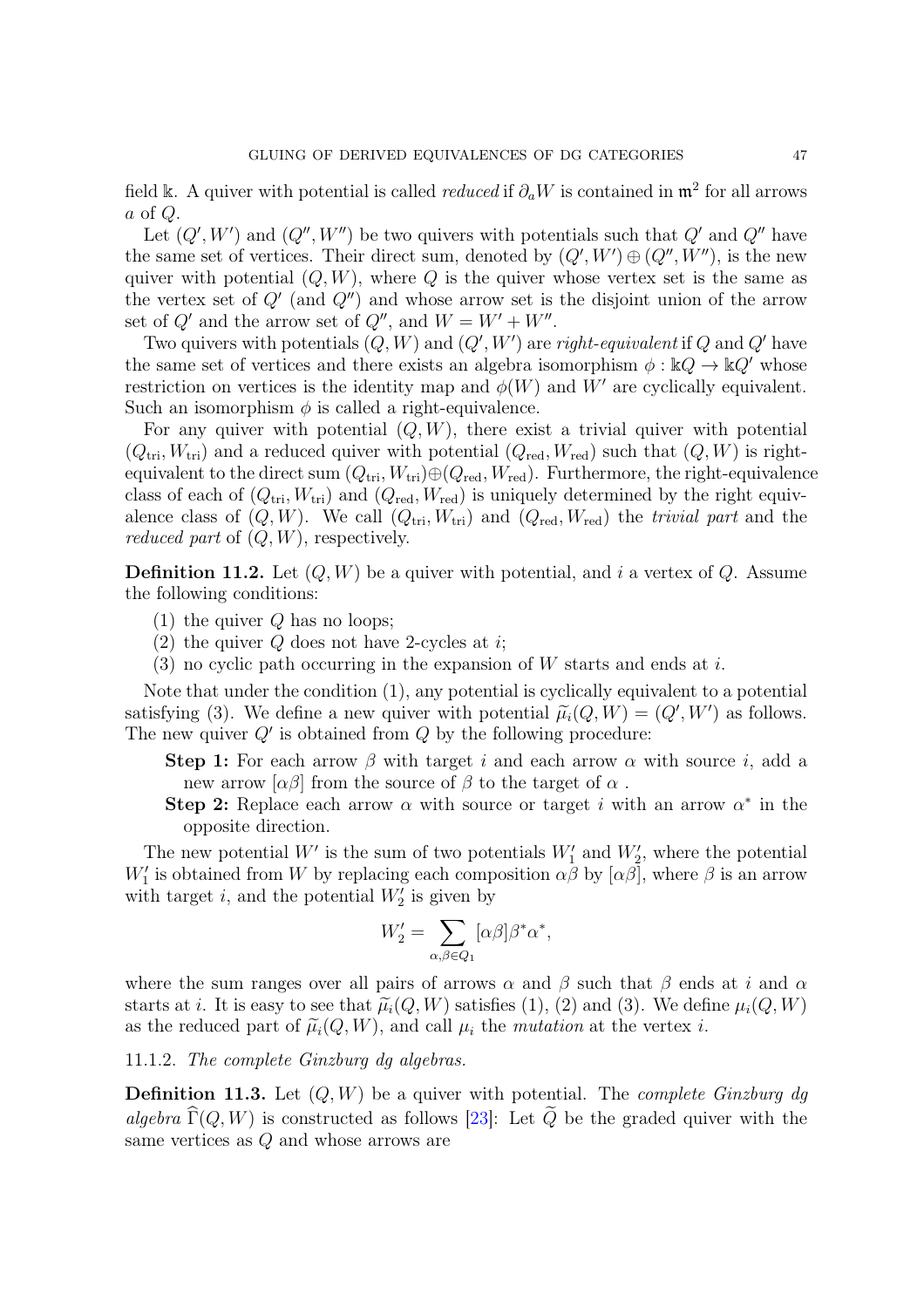field $\Bbbk$. A quiver with potential is called *reduced* if $\partial_a W$ is contained in $\mathfrak{m}^2$ for all arrows $a$ of $Q$.

Let $(Q', W')$ and $(Q'', W'')$ be two quivers with potentials such that $Q'$ and $Q''$ have the same set of vertices. Their direct sum, denoted by $(Q', W') \oplus (Q'', W'')$, is the new quiver with potential $(Q, W)$, where $Q$ is the quiver whose vertex set is the same as the vertex set of $Q'$ (and $Q''$) and whose arrow set is the disjoint union of the arrow set of $Q'$ and the arrow set of $Q''$, and $W = W' + W''$.

Two quivers with potentials $(Q, W)$ and $(Q', W')$ are *right-equivalent* if $Q$ and $Q'$ have the same set of vertices and there exists an algebra isomorphism $\phi : \Bbbk Q \to \Bbbk Q'$ whose restriction on vertices is the identity map and $\phi(W)$ and $W'$ are cyclically equivalent. Such an isomorphism $\phi$ is called a right-equivalence.

For any quiver with potential $(Q, W)$, there exist a trivial quiver with potential $(Q_{\rm tri}, W_{\rm tri})$ and a reduced quiver with potential $(Q_{\rm red}, W_{\rm red})$ such that $(Q, W)$ is right-equivalent to the direct sum $(Q_{\rm tri}, W_{\rm tri}) \oplus (Q_{\rm red}, W_{\rm red})$. Furthermore, the right-equivalence class of each of $(Q_{\rm tri}, W_{\rm tri})$ and $(Q_{\rm red}, W_{\rm red})$ is uniquely determined by the right equivalence class of $(Q, W)$. We call $(Q_{\rm tri}, W_{\rm tri})$ and $(Q_{\rm red}, W_{\rm red})$ the *trivial part* and the *reduced part* of $(Q, W)$, respectively.

**Definition 11.2.** Let $(Q, W)$ be a quiver with potential, and $i$ a vertex of $Q$. Assume the following conditions:

1. the quiver $Q$ has no loops;
2. the quiver $Q$ does not have 2-cycles at $i$;
3. no cyclic path occurring in the expansion of $W$ starts and ends at $i$.

Note that under the condition (1), any potential is cyclically equivalent to a potential satisfying (3). We define a new quiver with potential $\widetilde{\mu}_i(Q, W) = (Q', W')$ as follows. The new quiver $Q'$ is obtained from $Q$ by the following procedure:

- **Step 1:** For each arrow $\beta$ with target $i$ and each arrow $\alpha$ with source $i$, add a new arrow $[\alpha\beta]$ from the source of $\beta$ to the target of $\alpha$ .
- **Step 2:** Replace each arrow $\alpha$ with source or target $i$ with an arrow $\alpha^*$ in the opposite direction.

The new potential $W'$ is the sum of two potentials $W'_1$ and $W'_2$, where the potential $W'_1$ is obtained from $W$ by replacing each composition $\alpha\beta$ by $[\alpha\beta]$, where $\beta$ is an arrow with target $i$, and the potential $W'_2$ is given by

$$W'_2 = \sum_{\alpha,\beta \in Q_1} [\alpha\beta]\beta^*\alpha^*,$$

where the sum ranges over all pairs of arrows $\alpha$ and $\beta$ such that $\beta$ ends at $i$ and $\alpha$ starts at $i$. It is easy to see that $\widetilde{\mu}_i(Q, W)$ satisfies (1), (2) and (3). We define $\mu_i(Q, W)$ as the reduced part of $\widetilde{\mu}_i(Q, W)$, and call $\mu_i$ the *mutation* at the vertex $i$.

11.1.2. *The complete Ginzburg dg algebras.*

**Definition 11.3.** Let $(Q, W)$ be a quiver with potential. The *complete Ginzburg dg algebra* $\widehat{\Gamma}(Q, W)$ is constructed as follows [23]: Let $\widetilde{Q}$ be the graded quiver with the same vertices as $Q$ and whose arrows are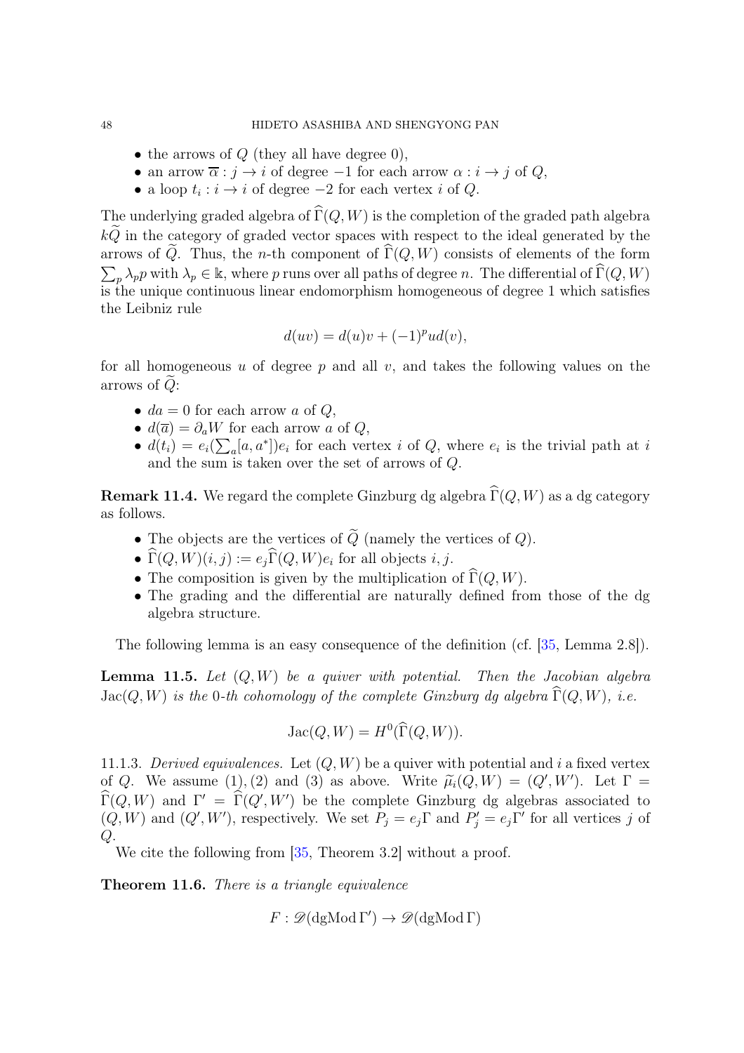- the arrows of $Q$ (they all have degree 0),
- an arrow $\overline{\alpha} : j \to i$ of degree $-1$ for each arrow $\alpha : i \to j$ of $Q$,
- a loop $t_i : i \to i$ of degree $-2$ for each vertex $i$ of $Q$.

The underlying graded algebra of $\widehat{\Gamma}(Q, W)$ is the completion of the graded path algebra $k\widetilde{Q}$ in the category of graded vector spaces with respect to the ideal generated by the arrows of $\widetilde{Q}$. Thus, the $n$-th component of $\widehat{\Gamma}(Q, W)$ consists of elements of the form $\sum_p \lambda_p p$ with $\lambda_p \in \Bbbk$, where $p$ runs over all paths of degree $n$. The differential of $\widehat{\Gamma}(Q, W)$ is the unique continuous linear endomorphism homogeneous of degree 1 which satisfies the Leibniz rule

$$d(uv) = d(u)v + (-1)^p u d(v),$$

for all homogeneous $u$ of degree $p$ and all $v$, and takes the following values on the arrows of $\widetilde{Q}$:

- $da = 0$ for each arrow $a$ of $Q$,
- $d(\overline{a}) = \partial_a W$ for each arrow $a$ of $Q$,
- $d(t_i) = e_i(\sum_a [a, a^*])e_i$ for each vertex $i$ of $Q$, where $e_i$ is the trivial path at $i$ and the sum is taken over the set of arrows of $Q$.

**Remark 11.4.** We regard the complete Ginzburg dg algebra $\widehat{\Gamma}(Q, W)$ as a dg category as follows.

- The objects are the vertices of $\widetilde{Q}$ (namely the vertices of $Q$).
- $\widehat{\Gamma}(Q, W)(i, j) := e_j \widehat{\Gamma}(Q, W) e_i$ for all objects $i, j$.
- The composition is given by the multiplication of $\widehat{\Gamma}(Q, W)$.
- The grading and the differential are naturally defined from those of the dg algebra structure.

The following lemma is an easy consequence of the definition (cf. [35, Lemma 2.8]).

**Lemma 11.5.** *Let $(Q, W)$ be a quiver with potential. Then the Jacobian algebra $\mathrm{Jac}(Q, W)$ is the 0-th cohomology of the complete Ginzburg dg algebra $\widehat{\Gamma}(Q, W)$, i.e.*

$$\mathrm{Jac}(Q, W) = H^0(\widehat{\Gamma}(Q, W)).$$

11.1.3. *Derived equivalences.* Let $(Q, W)$ be a quiver with potential and $i$ a fixed vertex of $Q$. We assume (1), (2) and (3) as above. Write $\widetilde{\mu}_i(Q, W) = (Q', W')$. Let $\Gamma = \widehat{\Gamma}(Q, W)$ and $\Gamma' = \widehat{\Gamma}(Q', W')$ be the complete Ginzburg dg algebras associated to $(Q, W)$ and $(Q', W')$, respectively. We set $P_j = e_j \Gamma$ and $P'_j = e_j \Gamma'$ for all vertices $j$ of $Q$.

We cite the following from [35, Theorem 3.2] without a proof.

**Theorem 11.6.** *There is a triangle equivalence*

$$F : \mathscr{D}(\mathrm{dgMod}\, \Gamma') \to \mathscr{D}(\mathrm{dgMod}\, \Gamma)$$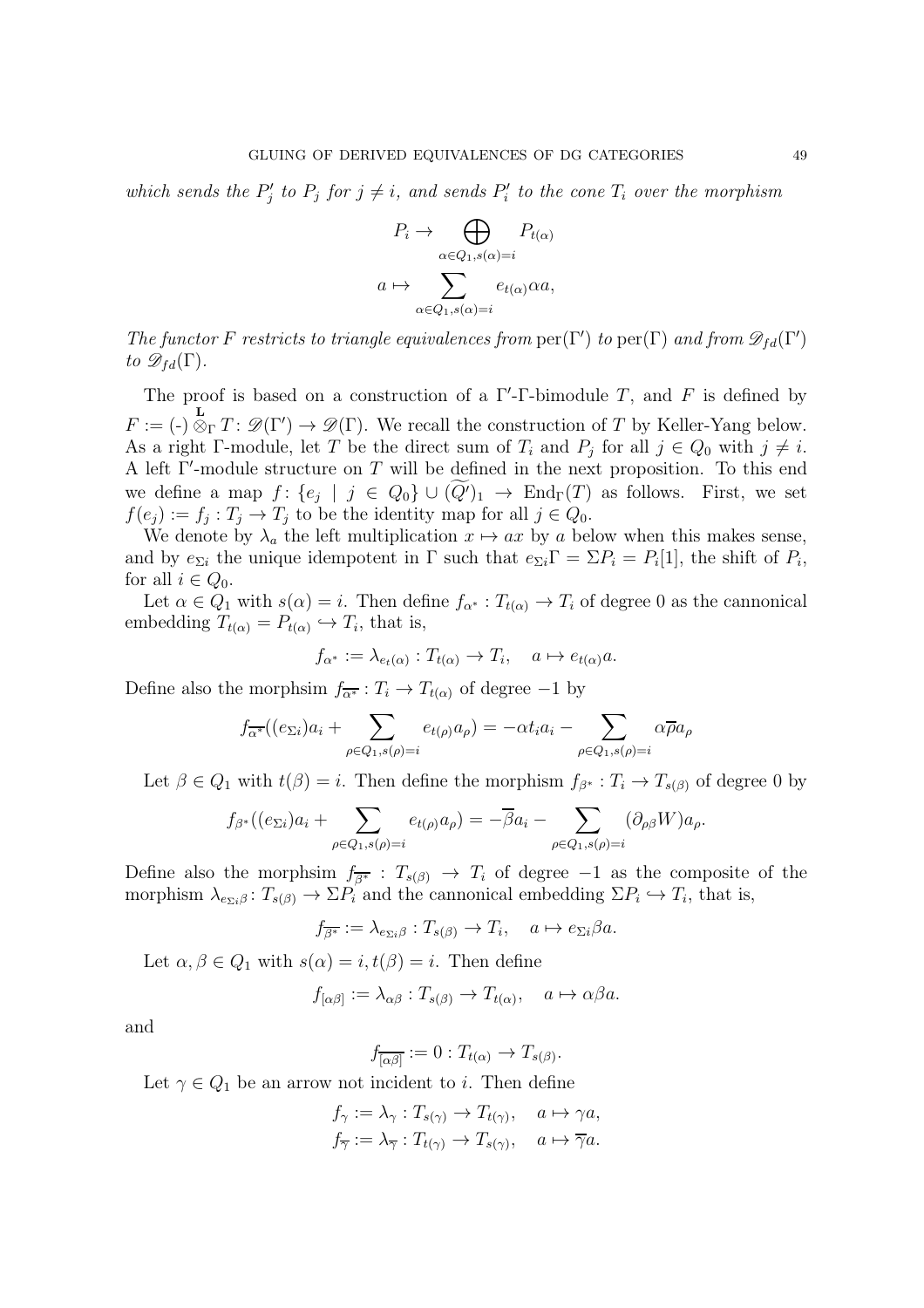*which sends the $P'_j$ to $P_j$ for $j \neq i$, and sends $P'_i$ to the cone $T_i$ over the morphism*

$$P_i \to \bigoplus_{\alpha\in Q_1, s(\alpha)=i} P_{t(\alpha)}$$
$$a \mapsto \sum_{\alpha\in Q_1, s(\alpha)=i} e_{t(\alpha)}\alpha a,$$

*The functor $F$ restricts to triangle equivalences from $\mathrm{per}(\Gamma')$ to $\mathrm{per}(\Gamma)$ and from $\mathscr{D}_{fd}(\Gamma')$ to $\mathscr{D}_{fd}(\Gamma)$.*

The proof is based on a construction of a $\Gamma'$-$\Gamma$-bimodule $T$, and $F$ is defined by $F := (\text{-}) \overset{\mathbf{L}}{\otimes}_\Gamma T \colon \mathscr{D}(\Gamma') \to \mathscr{D}(\Gamma)$. We recall the construction of $T$ by Keller-Yang below. As a right $\Gamma$-module, let $T$ be the direct sum of $T_i$ and $P_j$ for all $j \in Q_0$ with $j \neq i$. A left $\Gamma'$-module structure on $T$ will be defined in the next proposition. To this end we define a map $f\colon \{e_j \mid j \in Q_0\} \cup (\widetilde{Q'})_1 \to \mathrm{End}_\Gamma(T)$ as follows. First, we set $f(e_j) := f_j : T_j \to T_j$ to be the identity map for all $j \in Q_0$.

We denote by $\lambda_a$ the left multiplication $x \mapsto ax$ by $a$ below when this makes sense, and by $e_{\Sigma i}$ the unique idempotent in $\Gamma$ such that $e_{\Sigma i}\Gamma = \Sigma P_i = P_i[1]$, the shift of $P_i$, for all $i \in Q_0$.

Let $\alpha \in Q_1$ with $s(\alpha) = i$. Then define $f_{\alpha^*} : T_{t(\alpha)} \to T_i$ of degree 0 as the cannonical embedding $T_{t(\alpha)} = P_{t(\alpha)} \hookrightarrow T_i$, that is,

$$f_{\alpha^*} := \lambda_{e_{t(\alpha)}} : T_{t(\alpha)} \to T_i, \quad a \mapsto e_{t(\alpha)}a.$$

Define also the morphsim $f_{\overline{\alpha^*}} : T_i \to T_{t(\alpha)}$ of degree $-1$ by

$$f_{\overline{\alpha^*}}((e_{\Sigma i})a_i + \sum_{\rho\in Q_1, s(\rho)=i} e_{t(\rho)}a_\rho) = -\alpha t_i a_i - \sum_{\rho\in Q_1, s(\rho)=i} \alpha\overline{\rho}a_\rho$$

Let $\beta \in Q_1$ with $t(\beta) = i$. Then define the morphism $f_{\beta^*} : T_i \to T_{s(\beta)}$ of degree 0 by

$$f_{\beta^*}((e_{\Sigma i})a_i + \sum_{\rho\in Q_1, s(\rho)=i} e_{t(\rho)}a_\rho) = -\overline{\beta}a_i - \sum_{\rho\in Q_1, s(\rho)=i} (\partial_{\rho\beta}W)a_\rho.$$

Define also the morphsim $f_{\overline{\beta^*}} : T_{s(\beta)} \to T_i$ of degree $-1$ as the composite of the morphism $\lambda_{e_{\Sigma i}\beta}\colon T_{s(\beta)} \to \Sigma P_i$ and the cannonical embedding $\Sigma P_i \hookrightarrow T_i$, that is,

$$f_{\overline{\beta^*}} := \lambda_{e_{\Sigma i}\beta} : T_{s(\beta)} \to T_i, \quad a \mapsto e_{\Sigma i}\beta a.$$

Let $\alpha, \beta \in Q_1$ with $s(\alpha) = i, t(\beta) = i$. Then define

$$f_{[\alpha\beta]} := \lambda_{\alpha\beta} : T_{s(\beta)} \to T_{t(\alpha)}, \quad a \mapsto \alpha\beta a.$$

and

$$f_{\overline{[\alpha\beta]}} := 0 : T_{t(\alpha)} \to T_{s(\beta)}.$$

Let $\gamma \in Q_1$ be an arrow not incident to $i$. Then define

$$f_\gamma := \lambda_\gamma : T_{s(\gamma)} \to T_{t(\gamma)}, \quad a \mapsto \gamma a,$$
$$f_{\overline{\gamma}} := \lambda_{\overline{\gamma}} : T_{t(\gamma)} \to T_{s(\gamma)}, \quad a \mapsto \overline{\gamma}a.$$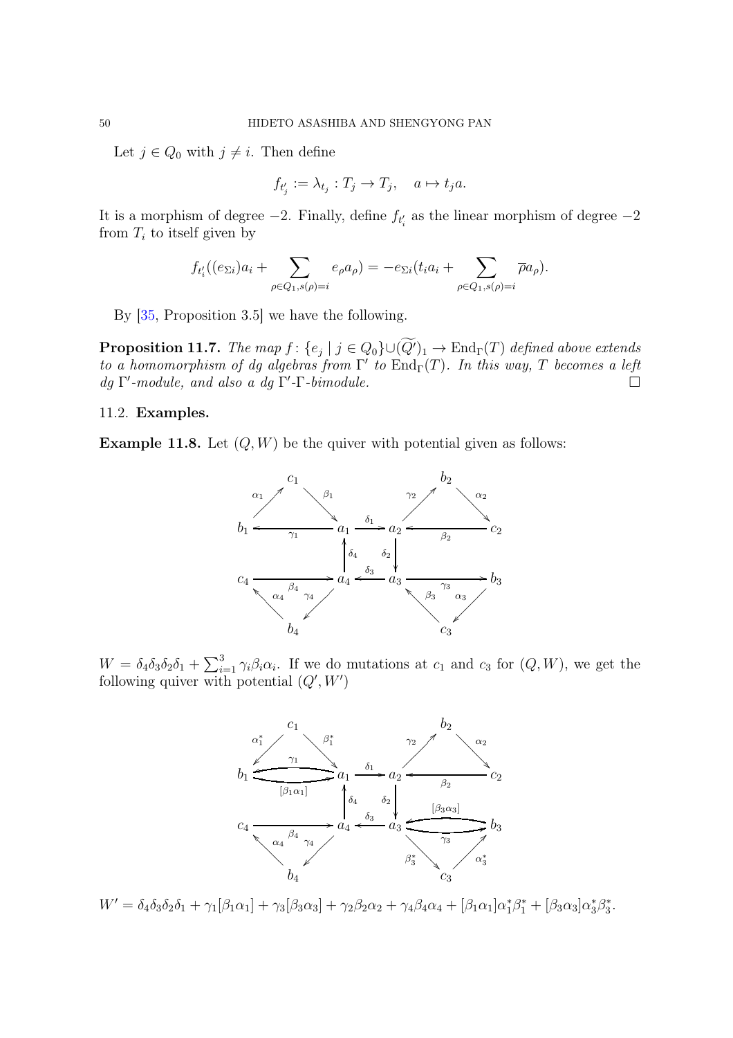Let $j \in Q_0$ with $j \neq i$. Then define

$$f_{t'_j} := \lambda_{t_j} : T_j \to T_j, \quad a \mapsto t_j a.$$

It is a morphism of degree $-2$. Finally, define $f_{t'_i}$ as the linear morphism of degree $-2$ from $T_i$ to itself given by

$$f_{t'_i}((e_{\Sigma i})a_i + \sum_{\rho \in Q_1, s(\rho)=i} e_\rho a_\rho) = -e_{\Sigma i}(t_i a_i + \sum_{\rho \in Q_1, s(\rho)=i} \overline{\rho} a_\rho).$$

By [35, Proposition 3.5] we have the following.

**Proposition 11.7.** *The map $f \colon \{e_j \mid j \in Q_0\} \cup (\widetilde{Q'})_1 \to \operatorname{End}_\Gamma(T)$ defined above extends to a homomorphism of dg algebras from $\Gamma'$ to $\operatorname{End}_\Gamma(T)$. In this way, $T$ becomes a left dg $\Gamma'$-module, and also a dg $\Gamma'$-$\Gamma$-bimodule.* $\square$

### 11.2. Examples.

**Example 11.8.** Let $(Q, W)$ be the quiver with potential given as follows:

$W = \delta_4\delta_3\delta_2\delta_1 + \sum_{i=1}^{3} \gamma_i\beta_i\alpha_i$. If we do mutations at $c_1$ and $c_3$ for $(Q, W)$, we get the following quiver with potential $(Q', W')$

$W' = \delta_4\delta_3\delta_2\delta_1 + \gamma_1[\beta_1\alpha_1] + \gamma_3[\beta_3\alpha_3] + \gamma_2\beta_2\alpha_2 + \gamma_4\beta_4\alpha_4 + [\beta_1\alpha_1]\alpha_1^*\beta_1^* + [\beta_3\alpha_3]\alpha_3^*\beta_3^*$.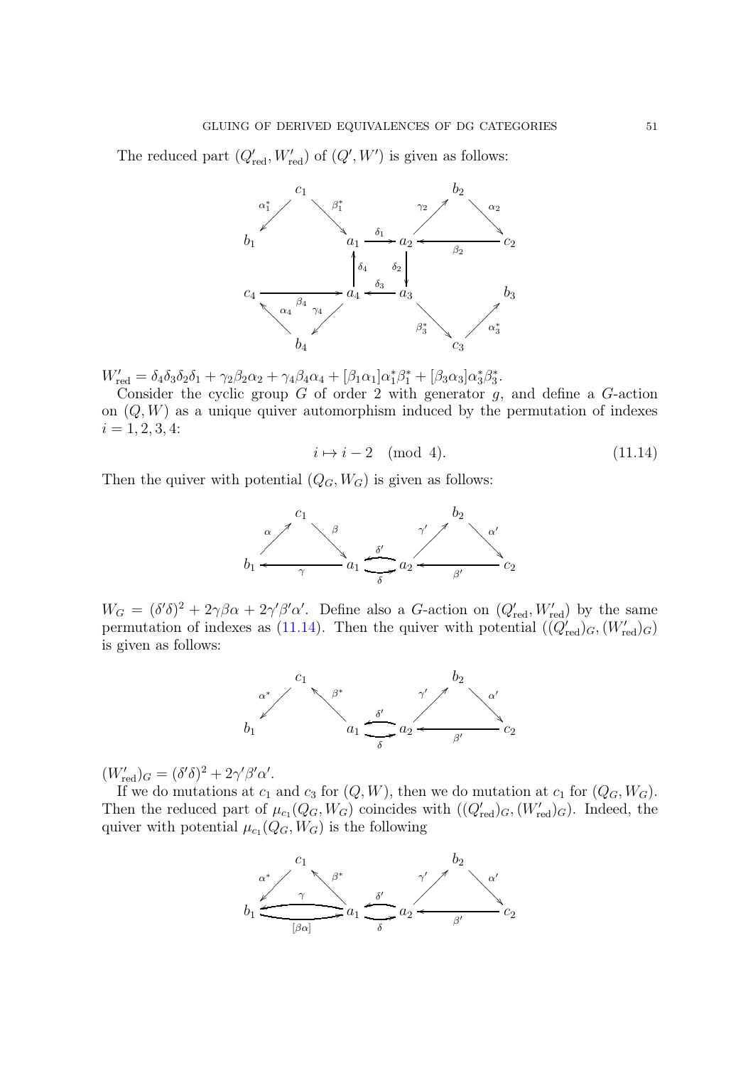The reduced part $(Q'_{\text{red}}, W'_{\text{red}})$ of $(Q', W')$ is given as follows:

$W'_{\text{red}} = \delta_4\delta_3\delta_2\delta_1 + \gamma_2\beta_2\alpha_2 + \gamma_4\beta_4\alpha_4 + [\beta_1\alpha_1]\alpha_1^*\beta_1^* + [\beta_3\alpha_3]\alpha_3^*\beta_3^*$.

Consider the cyclic group $G$ of order 2 with generator $g$, and define a $G$-action on $(Q, W)$ as a unique quiver automorphism induced by the permutation of indexes $i = 1, 2, 3, 4$:

$$i \mapsto i - 2 \pmod 4. \tag{11.14}$$

Then the quiver with potential $(Q_G, W_G)$ is given as follows:

$W_G = (\delta'\delta)^2 + 2\gamma\beta\alpha + 2\gamma'\beta'\alpha'$. Define also a $G$-action on $(Q'_{\text{red}}, W'_{\text{red}})$ by the same permutation of indexes as (11.14). Then the quiver with potential $((Q'_{\text{red}})_G, (W'_{\text{red}})_G)$ is given as follows:

$(W'_{\text{red}})_G = (\delta'\delta)^2 + 2\gamma'\beta'\alpha'$.

If we do mutations at $c_1$ and $c_3$ for $(Q, W)$, then we do mutation at $c_1$ for $(Q_G, W_G)$. Then the reduced part of $\mu_{c_1}(Q_G, W_G)$ coincides with $((Q'_{\text{red}})_G, (W'_{\text{red}})_G)$. Indeed, the quiver with potential $\mu_{c_1}(Q_G, W_G)$ is the following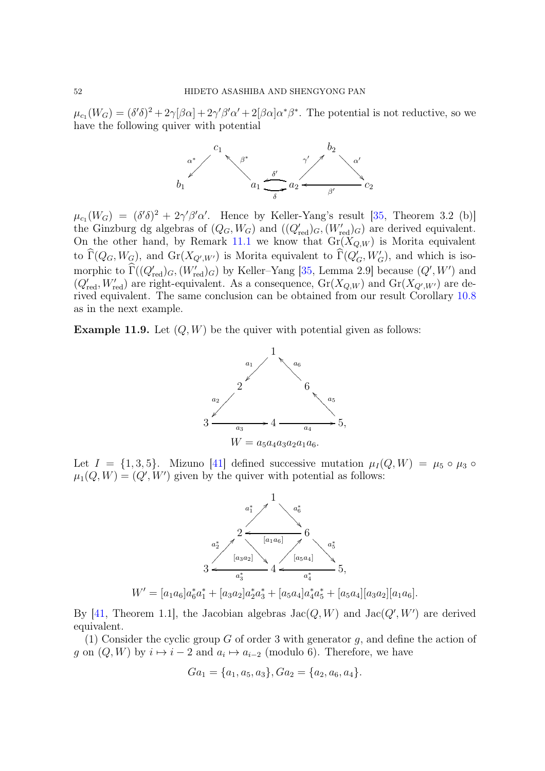$\mu_{c_1}(W_G) = (\delta'\delta)^2 + 2\gamma[\beta\alpha] + 2\gamma'\beta'\alpha' + 2[\beta\alpha]\alpha^*\beta^*$. The potential is not reductive, so we have the following quiver with potential

$$\mu_{c_1}(W_G) = (\delta'\delta)^2 + 2\gamma'\beta'\alpha'.$$

Hence by Keller-Yang's result [35, Theorem 3.2 (b)] the Ginzburg dg algebras of $(Q_G, W_G)$ and $((Q'_{\mathrm{red}})_G, (W'_{\mathrm{red}})_G)$ are derived equivalent. On the other hand, by Remark 11.1 we know that $\mathrm{Gr}(X_{Q,W})$ is Morita equivalent to $\widehat{\Gamma}(Q_G, W_G)$, and $\mathrm{Gr}(X_{Q',W'})$ is Morita equivalent to $\widehat{\Gamma}(Q'_G, W'_G)$, and which is isomorphic to $\widehat{\Gamma}((Q'_{\mathrm{red}})_G, (W'_{\mathrm{red}})_G)$ by Keller–Yang [35, Lemma 2.9] because $(Q', W')$ and $(Q'_{\mathrm{red}}, W'_{\mathrm{red}})$ are right-equivalent. As a consequence, $\mathrm{Gr}(X_{Q,W})$ and $\mathrm{Gr}(X_{Q',W'})$ are derived equivalent. The same conclusion can be obtained from our result Corollary 10.8 as in the next example.

**Example 11.9.** Let $(Q, W)$ be the quiver with potential given as follows:

$$W = a_5a_4a_3a_2a_1a_6.$$

Let $I = \{1, 3, 5\}$. Mizuno [41] defined successive mutation $\mu_I(Q, W) = \mu_5 \circ \mu_3 \circ \mu_1(Q, W) = (Q', W')$ given by the quiver with potential as follows:

$$W' = [a_1a_6]a_6^*a_1^* + [a_3a_2]a_2^*a_3^* + [a_5a_4]a_4^*a_5^* + [a_5a_4][a_3a_2][a_1a_6].$$

By [41, Theorem 1.1], the Jacobian algebras $\mathrm{Jac}(Q, W)$ and $\mathrm{Jac}(Q', W')$ are derived equivalent.

(1) Consider the cyclic group $G$ of order 3 with generator $g$, and define the action of $g$ on $(Q, W)$ by $i \mapsto i - 2$ and $a_i \mapsto a_{i-2}$ (modulo 6). Therefore, we have

$$Ga_1 = \{a_1, a_5, a_3\}, Ga_2 = \{a_2, a_6, a_4\}.$$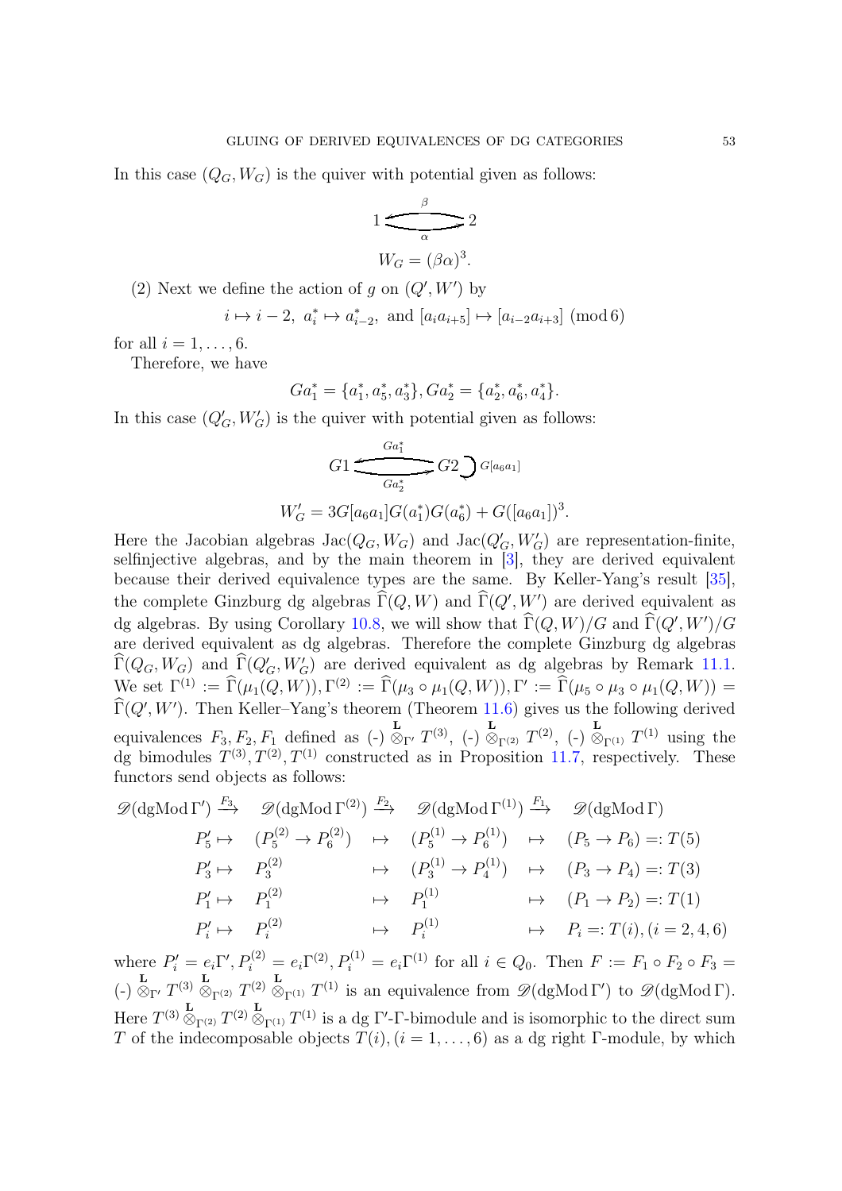In this case $(Q_G, W_G)$ is the quiver with potential given as follows:

$$1 \underset{\alpha}{\overset{\beta}{\rightleftarrows}} 2$$

$$W_G = (\beta\alpha)^3.$$

(2) Next we define the action of $g$ on $(Q', W')$ by

$$i \mapsto i-2,\ a_i^* \mapsto a_{i-2}^*,\ \text{and } [a_i a_{i+5}] \mapsto [a_{i-2}a_{i+3}] \pmod 6$$

for all $i = 1, \ldots, 6$.

Therefore, we have

$$Ga_1^* = \{a_1^*, a_5^*, a_3^*\}, Ga_2^* = \{a_2^*, a_6^*, a_4^*\}.$$

In this case $(Q'_G, W'_G)$ is the quiver with potential given as follows:

$$G1 \underset{Ga_2^*}{\overset{Ga_1^*}{\rightleftarrows}} G2 \circlearrowright G[a_6a_1]$$

$$W'_G = 3G[a_6a_1]G(a_1^*)G(a_6^*) + G([a_6a_1])^3.$$

Here the Jacobian algebras $\mathrm{Jac}(Q_G, W_G)$ and $\mathrm{Jac}(Q'_G, W'_G)$ are representation-finite, selfinjective algebras, and by the main theorem in [3], they are derived equivalent because their derived equivalence types are the same. By Keller-Yang's result [35], the complete Ginzburg dg algebras $\widehat{\Gamma}(Q, W)$ and $\widehat{\Gamma}(Q', W')$ are derived equivalent as dg algebras. By using Corollary 10.8, we will show that $\widehat{\Gamma}(Q, W)/G$ and $\widehat{\Gamma}(Q', W')/G$ are derived equivalent as dg algebras. Therefore the complete Ginzburg dg algebras $\widehat{\Gamma}(Q_G, W_G)$ and $\widehat{\Gamma}(Q'_G, W'_G)$ are derived equivalent as dg algebras by Remark 11.1. We set $\Gamma^{(1)} := \widehat{\Gamma}(\mu_1(Q, W)), \Gamma^{(2)} := \widehat{\Gamma}(\mu_3 \circ \mu_1(Q, W)), \Gamma' := \widehat{\Gamma}(\mu_5 \circ \mu_3 \circ \mu_1(Q, W)) = \widehat{\Gamma}(Q', W')$. Then Keller–Yang's theorem (Theorem 11.6) gives us the following derived equivalences $F_3, F_2, F_1$ defined as $(\text{-}) \overset{\mathbf{L}}{\otimes}_{\Gamma'} T^{(3)}$, $(\text{-}) \overset{\mathbf{L}}{\otimes}_{\Gamma^{(2)}} T^{(2)}$, $(\text{-}) \overset{\mathbf{L}}{\otimes}_{\Gamma^{(1)}} T^{(1)}$ using the dg bimodules $T^{(3)}, T^{(2)}, T^{(1)}$ constructed as in Proposition 11.7, respectively. These functors send objects as follows:

$$\begin{array}{ccccccc}
\mathscr{D}(\mathrm{dgMod}\,\Gamma') & \xrightarrow{F_3} & \mathscr{D}(\mathrm{dgMod}\,\Gamma^{(2)}) & \xrightarrow{F_2} & \mathscr{D}(\mathrm{dgMod}\,\Gamma^{(1)}) & \xrightarrow{F_1} & \mathscr{D}(\mathrm{dgMod}\,\Gamma) \\
P'_5 \mapsto & & (P_5^{(2)} \to P_6^{(2)}) & \mapsto & (P_5^{(1)} \to P_6^{(1)}) & \mapsto & (P_5 \to P_6) =: T(5) \\
P'_3 \mapsto & & P_3^{(2)} & \mapsto & (P_3^{(1)} \to P_4^{(1)}) & \mapsto & (P_3 \to P_4) =: T(3) \\
P'_1 \mapsto & & P_1^{(2)} & \mapsto & P_1^{(1)} & \mapsto & (P_1 \to P_2) =: T(1) \\
P'_i \mapsto & & P_i^{(2)} & \mapsto & P_i^{(1)} & \mapsto & P_i =: T(i), (i = 2, 4, 6)
\end{array}$$

where $P'_i = e_i\Gamma', P_i^{(2)} = e_i\Gamma^{(2)}, P_i^{(1)} = e_i\Gamma^{(1)}$ for all $i \in Q_0$. Then $F := F_1 \circ F_2 \circ F_3 = (\text{-}) \overset{\mathbf{L}}{\otimes}_{\Gamma'} T^{(3)} \overset{\mathbf{L}}{\otimes}_{\Gamma^{(2)}} T^{(2)} \overset{\mathbf{L}}{\otimes}_{\Gamma^{(1)}} T^{(1)}$ is an equivalence from $\mathscr{D}(\mathrm{dgMod}\,\Gamma')$ to $\mathscr{D}(\mathrm{dgMod}\,\Gamma)$. Here $T^{(3)} \overset{\mathbf{L}}{\otimes}_{\Gamma^{(2)}} T^{(2)} \overset{\mathbf{L}}{\otimes}_{\Gamma^{(1)}} T^{(1)}$ is a dg $\Gamma'$-$\Gamma$-bimodule and is isomorphic to the direct sum $T$ of the indecomposable objects $T(i), (i = 1, \ldots, 6)$ as a dg right $\Gamma$-module, by which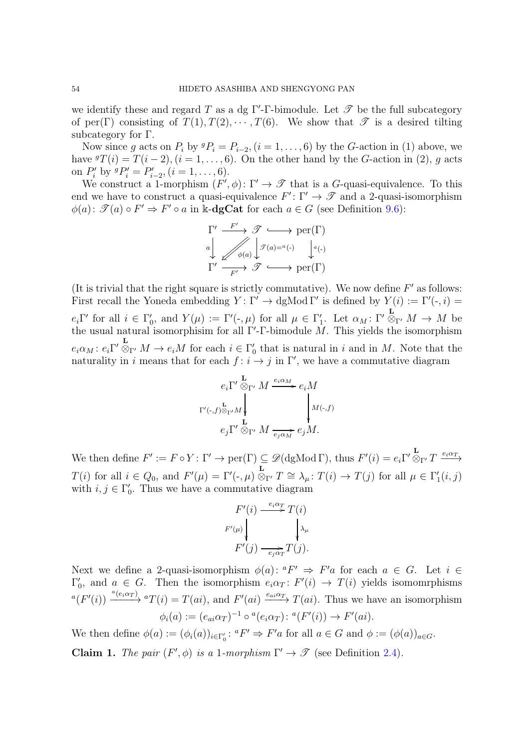we identify these and regard $T$ as a dg $\Gamma'$-$\Gamma$-bimodule. Let $\mathscr{T}$ be the full subcategory of $\mathrm{per}(\Gamma)$ consisting of $T(1), T(2), \cdots, T(6)$. We show that $\mathscr{T}$ is a desired tilting subcategory for $\Gamma$.

Now since $g$ acts on $P_i$ by ${}^gP_i = P_{i-2}, (i = 1, \ldots, 6)$ by the $G$-action in (1) above, we have ${}^gT(i) = T(i-2), (i = 1, \ldots, 6)$. On the other hand by the $G$-action in (2), $g$ acts on $P'_i$ by ${}^gP'_i = P'_{i-2}, (i = 1, \ldots, 6)$.

We construct a 1-morphism $(F', \phi)\colon \Gamma' \to \mathscr{T}$ that is a $G$-quasi-equivalence. To this end we have to construct a quasi-equivalence $F'\colon \Gamma' \to \mathscr{T}$ and a 2-quasi-isomorphism $\phi(a)\colon \mathscr{T}(a) \circ F' \Rightarrow F' \circ a$ in $\Bbbk$-**dgCat** for each $a \in G$ (see Definition 9.6):

$$
\begin{array}{ccccc}
\Gamma' & \xrightarrow{F'} & \mathscr{T} & \hookrightarrow & \mathrm{per}(\Gamma) \\
{\scriptstyle a}\downarrow & \swarrow_{\phi(a)} & \downarrow{\scriptstyle \mathscr{T}(a) = {}^a(\text{-})} & & \downarrow{\scriptstyle {}^a(\text{-})} \\
\Gamma' & \xrightarrow[F']{} & \mathscr{T} & \hookrightarrow & \mathrm{per}(\Gamma)
\end{array}
$$

(It is trivial that the right square is strictly commutative). We now define $F'$ as follows: First recall the Yoneda embedding $Y\colon \Gamma' \to \mathrm{dgMod}\,\Gamma'$ is defined by $Y(i) := \Gamma'(\text{-}, i) = e_i\Gamma'$ for all $i \in \Gamma'_0$, and $Y(\mu) := \Gamma'(\text{-}, \mu)$ for all $\mu \in \Gamma'_1$. Let $\alpha_M\colon \Gamma' \overset{\mathbf{L}}{\otimes}_{\Gamma'} M \to M$ be the usual natural isomorphisim for all $\Gamma'$-$\Gamma$-bimodule $M$. This yields the isomorphism $e_i\alpha_M\colon e_i\Gamma' \overset{\mathbf{L}}{\otimes}_{\Gamma'} M \to e_iM$ for each $i \in \Gamma'_0$ that is natural in $i$ and in $M$. Note that the naturality in $i$ means that for each $f\colon i \to j$ in $\Gamma'$, we have a commutative diagram

$$
\begin{array}{ccc}
e_i\Gamma' \overset{\mathbf{L}}{\otimes}_{\Gamma'} M & \xrightarrow{e_i\alpha_M} & e_iM \\
{\scriptstyle \Gamma'(\text{-},f)\overset{\mathbf{L}}{\otimes}_{\Gamma'}M}\downarrow & & \downarrow{\scriptstyle M(\text{-},f)} \\
e_j\Gamma' \overset{\mathbf{L}}{\otimes}_{\Gamma'} M & \xrightarrow[e_j\alpha_M]{} & e_jM.
\end{array}
$$

We then define $F' := F \circ Y\colon \Gamma' \to \mathrm{per}(\Gamma) \subseteq \mathscr{D}(\mathrm{dgMod}\,\Gamma)$, thus $F'(i) = e_i\Gamma' \overset{\mathbf{L}}{\otimes}_{\Gamma'} T \xrightarrow{e_i\alpha_T} T(i)$ for all $i \in Q_0$, and $F'(\mu) = \Gamma'(\text{-}, \mu) \overset{\mathbf{L}}{\otimes}_{\Gamma'} T \cong \lambda_\mu\colon T(i) \to T(j)$ for all $\mu \in \Gamma'_1(i,j)$ with $i, j \in \Gamma'_0$. Thus we have a commutative diagram

$$
\begin{array}{ccc}
F'(i) & \xrightarrow{e_i\alpha_T} & T(i) \\
{\scriptstyle F'(\mu)}\downarrow & & \downarrow{\scriptstyle \lambda_\mu} \\
F'(j) & \xrightarrow[e_j\alpha_T]{} & T(j).
\end{array}
$$

Next we define a 2-quasi-isomorphism $\phi(a)\colon {}^aF' \Rightarrow F'a$ for each $a \in G$. Let $i \in \Gamma'_0$, and $a \in G$. Then the isomorphism $e_i\alpha_T\colon F'(i) \to T(i)$ yields isomomrphisms ${}^a(F'(i)) \xrightarrow{{}^a(e_i\alpha_T)} {}^aT(i) = T(ai)$, and $F'(ai) \xrightarrow{e_{ai}\alpha_T} T(ai)$. Thus we have an isomorphism

$$
\phi_i(a) := (e_{ai}\alpha_T)^{-1} \circ {}^a(e_i\alpha_T)\colon {}^a(F'(i)) \to F'(ai).
$$

We then define $\phi(a) := (\phi_i(a))_{i\in\Gamma'_0}\colon {}^aF' \Rightarrow F'a$ for all $a \in G$ and $\phi := (\phi(a))_{a\in G}$.

**Claim 1.** *The pair $(F', \phi)$ is a 1-morphism $\Gamma' \to \mathscr{T}$* (see Definition 2.4).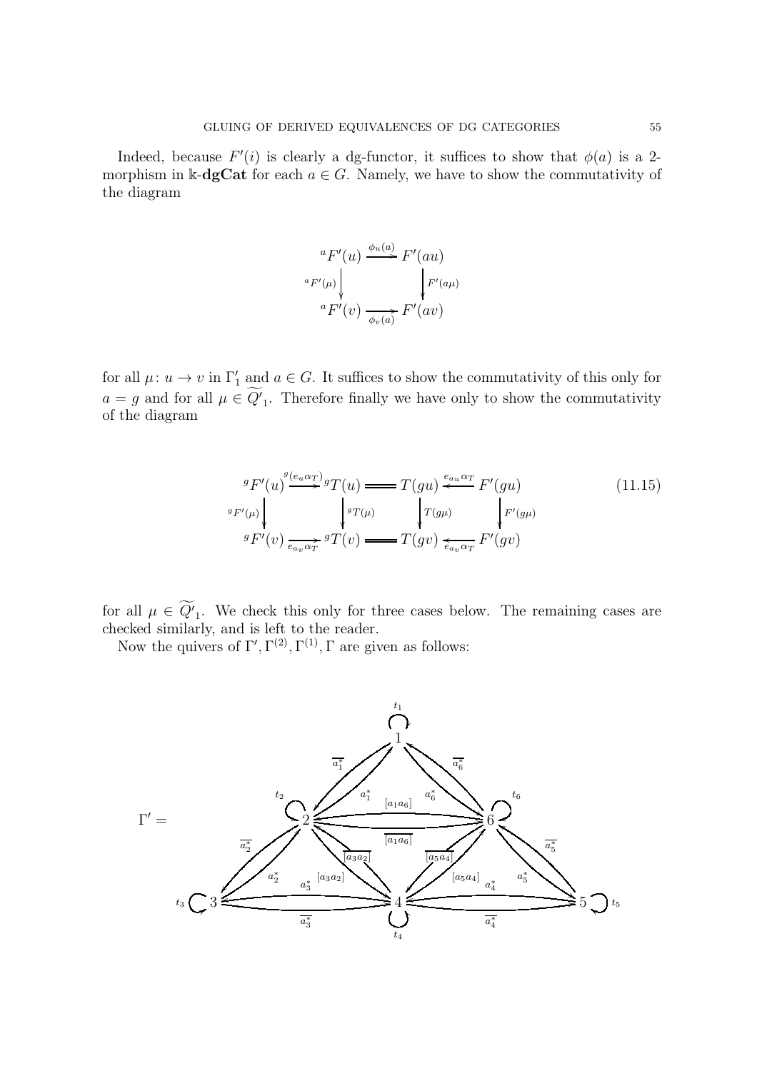Indeed, because $F'(i)$ is clearly a dg-functor, it suffices to show that $\phi(a)$ is a 2-morphism in $\Bbbk$-**dgCat** for each $a \in G$. Namely, we have to show the commutativity of the diagram

$$
\begin{array}{ccc}
{}^aF'(u) & \xrightarrow{\phi_u(a)} & F'(au) \\
{\scriptstyle {}^aF'(\mu)}\downarrow & & \downarrow{\scriptstyle F'(a\mu)} \\
{}^aF'(v) & \xrightarrow[\phi_v(a)]{} & F'(av)
\end{array}
$$

for all $\mu\colon u \to v$ in $\Gamma'_1$ and $a \in G$. It suffices to show the commutativity of this only for $a = g$ and for all $\mu \in \widetilde{Q'}_1$. Therefore finally we have only to show the commutativity of the diagram

$$
\begin{array}{ccccccc}
{}^gF'(u) & \xrightarrow{{}^g(e_u\alpha_T)} & {}^gT(u) & = & T(gu) & \xleftarrow{e_{au}\alpha_T} & F'(gu) \\
{\scriptstyle {}^gF'(\mu)}\downarrow & & \downarrow{\scriptstyle {}^gT(\mu)} & & \downarrow{\scriptstyle T(g\mu)} & & \downarrow{\scriptstyle F'(g\mu)} \\
{}^gF'(v) & \xrightarrow[e_{a_v}\alpha_T]{} & {}^gT(v) & = & T(gv) & \xleftarrow[e_{a_v}\alpha_T]{} & F'(gv)
\end{array}
\tag{11.15}
$$

for all $\mu \in \widetilde{Q'}_1$. We check this only for three cases below. The remaining cases are checked similarly, and is left to the reader.

Now the quivers of $\Gamma', \Gamma^{(2)}, \Gamma^{(1)}, \Gamma$ are given as follows:

$\Gamma' =$ [quiver with vertices 1, 2, 3, 4, 5, 6; loops $t_1, \dots, t_6$; arrows $a_1^*, \overline{a_1^*}$ between 2 and 1; $a_6^*, \overline{a_6^*}$ between 6 and 1; $[a_1a_6], \overline{[a_1a_6]}$ between 2 and 6; $a_2^*, \overline{a_2^*}$ between 2 and 3; $[a_3a_2], \overline{[a_3a_2]}$ between 2 and 4; $a_3^*, \overline{a_3^*}$ between 3 and 4; $[a_5a_4], \overline{[a_5a_4]}$ between 6 and 4; $a_4^*, \overline{a_4^*}$ between 4 and 5; $a_5^*, \overline{a_5^*}$ between 6 and 5]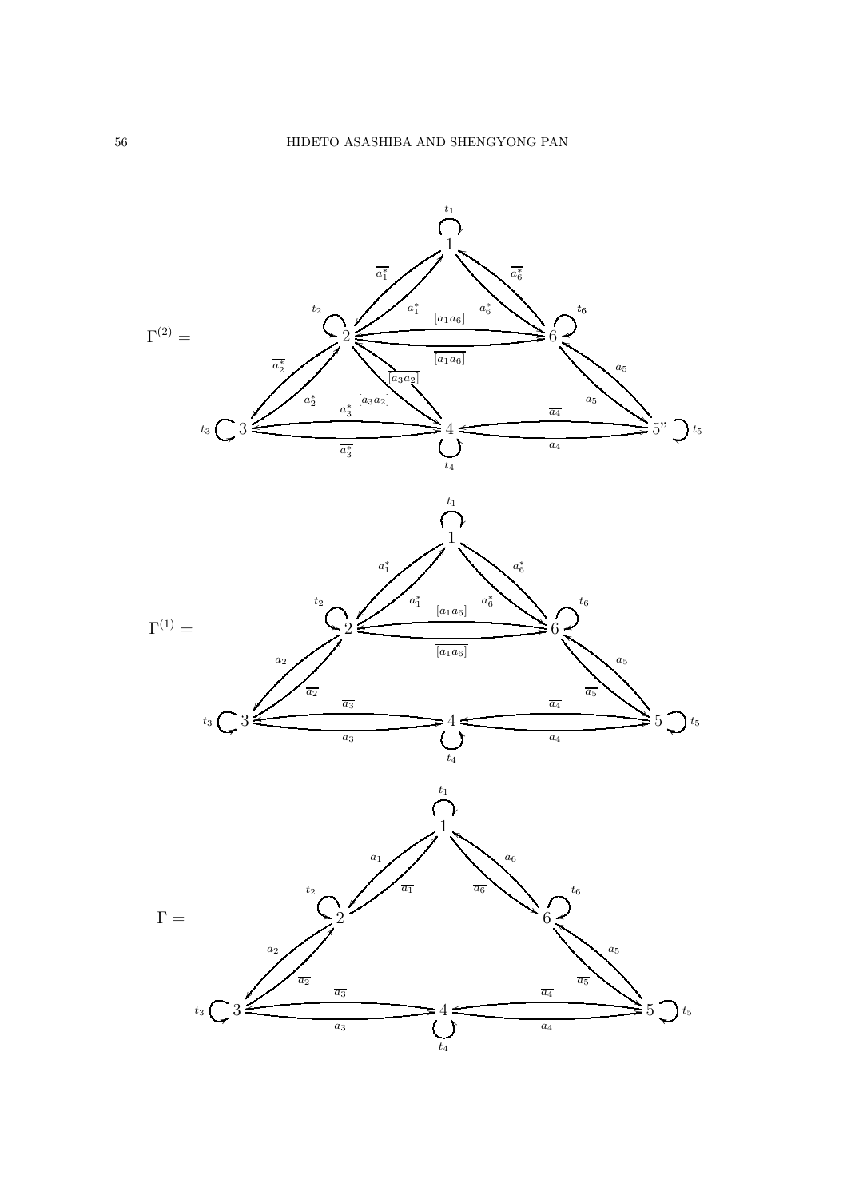$\Gamma^{(2)} =$

$\Gamma^{(1)} =$

$\Gamma =$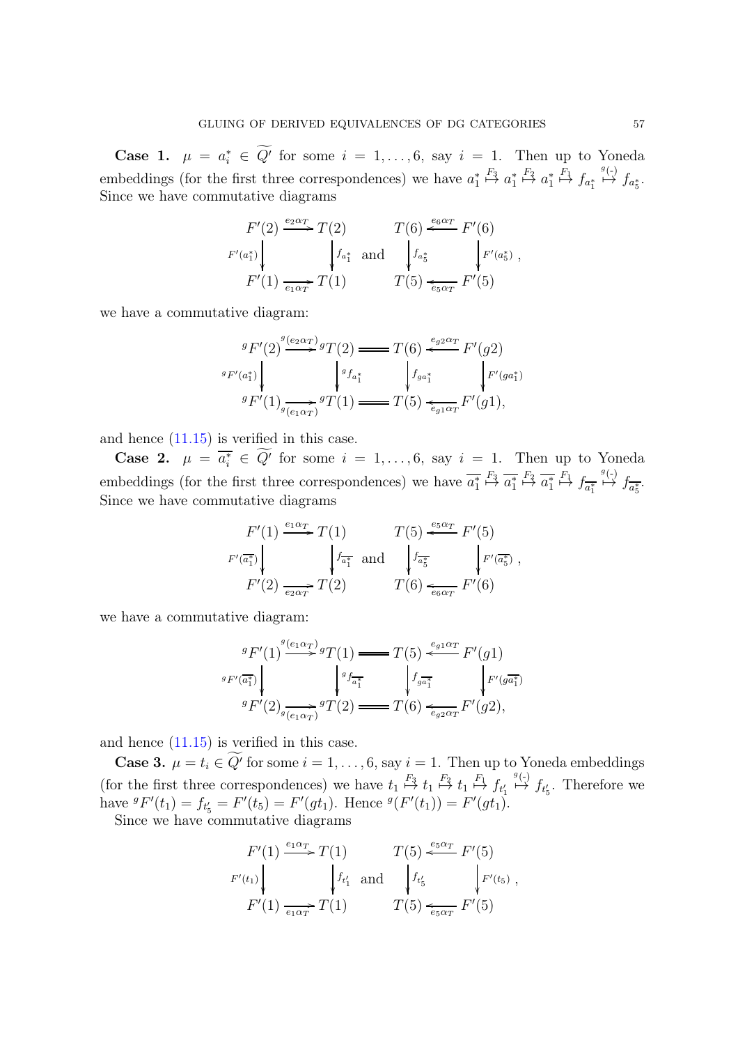**Case 1.** $\mu = a_i^* \in \widetilde{Q'}$ for some $i = 1, \ldots, 6$, say $i = 1$. Then up to Yoneda embeddings (for the first three correspondences) we have $a_1^* \overset{F_3}{\mapsto} a_1^* \overset{F_2}{\mapsto} a_1^* \overset{F_1}{\mapsto} f_{a_1^*} \overset{{}^g(\text{-})}{\mapsto} f_{a_5^*}$. Since we have commutative diagrams

$$
\begin{array}{ccc}
F'(2) & \xrightarrow{e_2\alpha_T} & T(2) \\
{\scriptstyle F'(a_1^*)}\downarrow & & \downarrow{\scriptstyle f_{a_1^*}} \\
F'(1) & \xrightarrow[e_1\alpha_T]{} & T(1)
\end{array}
\quad\text{and}\quad
\begin{array}{ccc}
T(6) & \xleftarrow{e_6\alpha_T} & F'(6) \\
{\scriptstyle f_{a_5^*}}\downarrow & & \downarrow{\scriptstyle F'(a_5^*)} \\
T(5) & \xleftarrow[e_5\alpha_T]{} & F'(5)
\end{array},
$$

we have a commutative diagram:

$$
\begin{array}{ccccccc}
{}^gF'(2) & \xrightarrow{{}^g(e_2\alpha_T)} & {}^gT(2) & = & T(6) & \xleftarrow{e_{g2}\alpha_T} & F'(g2) \\
{\scriptstyle {}^gF'(a_1^*)}\downarrow & & \downarrow{\scriptstyle {}^gf_{a_1^*}} & & \downarrow{\scriptstyle f_{ga_1^*}} & & \downarrow{\scriptstyle F'(ga_1^*)} \\
{}^gF'(1) & \xrightarrow[{}^g(e_1\alpha_T)]{} & {}^gT(1) & = & T(5) & \xleftarrow[e_{g1}\alpha_T]{} & F'(g1),
\end{array}
$$

and hence (11.15) is verified in this case.

**Case 2.** $\mu = \overline{a_i^*} \in \widetilde{Q'}$ for some $i = 1, \ldots, 6$, say $i = 1$. Then up to Yoneda embeddings (for the first three correspondences) we have $\overline{a_1^*} \overset{F_3}{\mapsto} \overline{a_1^*} \overset{F_2}{\mapsto} \overline{a_1^*} \overset{F_1}{\mapsto} f_{\overline{a_1^*}} \overset{{}^g(\text{-})}{\mapsto} f_{\overline{a_5^*}}$. Since we have commutative diagrams

$$
\begin{array}{ccc}
F'(1) & \xrightarrow{e_1\alpha_T} & T(1) \\
{\scriptstyle F'(\overline{a_1^*})}\downarrow & & \downarrow{\scriptstyle f_{\overline{a_1^*}}} \\
F'(2) & \xrightarrow[e_2\alpha_T]{} & T(2)
\end{array}
\quad\text{and}\quad
\begin{array}{ccc}
T(5) & \xleftarrow{e_5\alpha_T} & F'(5) \\
{\scriptstyle f_{\overline{a_5^*}}}\downarrow & & \downarrow{\scriptstyle F'(\overline{a_5^*})} \\
T(6) & \xleftarrow[e_6\alpha_T]{} & F'(6)
\end{array},
$$

we have a commutative diagram:

$$
\begin{array}{ccccccc}
{}^gF'(1) & \xrightarrow{{}^g(e_1\alpha_T)} & {}^gT(1) & = & T(5) & \xleftarrow{e_{g1}\alpha_T} & F'(g1) \\
{\scriptstyle {}^gF'(\overline{a_1^*})}\downarrow & & \downarrow{\scriptstyle {}^gf_{\overline{a_1^*}}} & & \downarrow{\scriptstyle f_{g\overline{a_1^*}}} & & \downarrow{\scriptstyle F'(g\overline{a_1^*})} \\
{}^gF'(2) & \xrightarrow[{}^g(e_1\alpha_T)]{} & {}^gT(2) & = & T(6) & \xleftarrow[e_{g2}\alpha_T]{} & F'(g2),
\end{array}
$$

and hence (11.15) is verified in this case.

**Case 3.** $\mu = t_i \in \widetilde{Q'}$ for some $i = 1, \ldots, 6$, say $i = 1$. Then up to Yoneda embeddings (for the first three correspondences) we have $t_1 \overset{F_3}{\mapsto} t_1 \overset{F_2}{\mapsto} t_1 \overset{F_1}{\mapsto} f_{t_1'} \overset{{}^g(\text{-})}{\mapsto} f_{t_5'}$. Therefore we have ${}^gF'(t_1) = f_{t_5'} = F'(t_5) = F'(gt_1)$. Hence ${}^g(F'(t_1)) = F'(gt_1)$.

Since we have commutative diagrams

$$
\begin{array}{ccc}
F'(1) & \xrightarrow{e_1\alpha_T} & T(1) \\
{\scriptstyle F'(t_1)}\downarrow & & \downarrow{\scriptstyle f_{t_1'}} \\
F'(1) & \xrightarrow[e_1\alpha_T]{} & T(1)
\end{array}
\quad\text{and}\quad
\begin{array}{ccc}
T(5) & \xleftarrow{e_5\alpha_T} & F'(5) \\
{\scriptstyle f_{t_5'}}\downarrow & & \downarrow{\scriptstyle F'(t_5)} \\
T(5) & \xleftarrow[e_5\alpha_T]{} & F'(5)
\end{array},
$$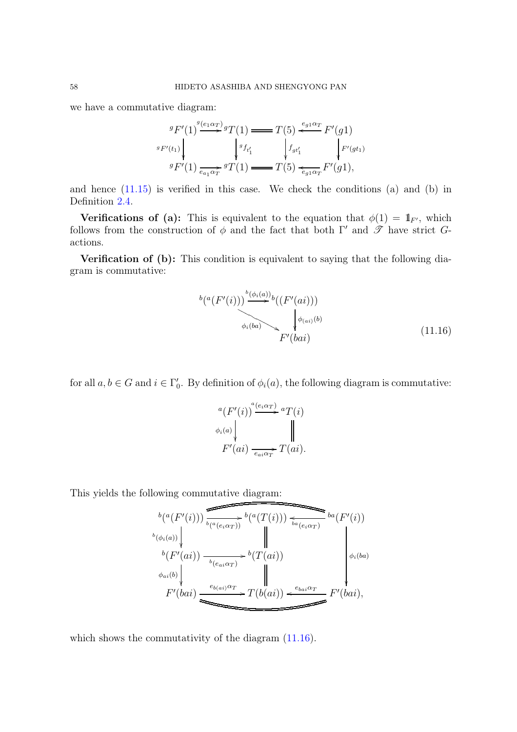we have a commutative diagram:

$$
\begin{array}{ccccccc}
{}^gF'(1) & \xrightarrow{{}^g(e_1\alpha_T)} & {}^gT(1) & = & T(5) & \xleftarrow{e_{g1}\alpha_T} & F'(g1) \\
\Big\downarrow {}^{g}F'(t_1) & & \Big\downarrow {}^gf_{t'_1} & & \Big\downarrow f_{gt'_1} & & \Big\downarrow F'(gt_1) \\
{}^gF'(1) & \xrightarrow[e_{a_1}\alpha_T]{} & {}^gT(1) & = & T(5) & \xleftarrow[e_{g1}\alpha_T]{} & F'(g1),
\end{array}
$$

and hence (11.15) is verified in this case. We check the conditions (a) and (b) in Definition 2.4.

**Verifications of (a):** This is equivalent to the equation that $\phi(1) = \mathbb{1}_{F'}$, which follows from the construction of $\phi$ and the fact that both $\Gamma'$ and $\mathscr{T}$ have strict $G$-actions.

**Verification of (b):** This condition is equivalent to saying that the following diagram is commutative:

$$
\begin{array}{ccc}
{}^b({}^a(F'(i))) & \xrightarrow{{}^b(\phi_i(a))} & {}^b((F'(ai))) \\
& \searrow_{\phi_i(ba)} & \Big\downarrow \phi_{(ai)}(b) \\
& & F'(bai)
\end{array}
\tag{11.16}
$$

for all $a, b \in G$ and $i \in \Gamma'_0$. By definition of $\phi_i(a)$, the following diagram is commutative:

$$
\begin{array}{ccc}
{}^a(F'(i)) & \xrightarrow{{}^a(e_i\alpha_T)} & {}^aT(i) \\
\Big\downarrow \phi_i(a) & & \Big\| \\
F'(ai) & \xrightarrow[e_{ai}\alpha_T]{} & T(ai).
\end{array}
$$

This yields the following commutative diagram:

$$
\begin{array}{ccccc}
{}^b({}^a(F'(i))) & \xrightarrow{{}^b({}^a(e_i\alpha_T))} & {}^b({}^a(T(i))) & \xleftarrow{{}^{ba}(e_i\alpha_T)} & {}^{ba}(F'(i)) \\
\Big\downarrow {}^b(\phi_i(a)) & & \Big\| & & \\
{}^b(F'(ai)) & \xrightarrow[{}^b(e_{ai}\alpha_T)]{} & {}^b(T(ai)) & & \Big\downarrow \phi_i(ba) \\
\Big\downarrow \phi_{ai}(b) & & \Big\| & & \\
F'(bai) & \xrightarrow{e_{b(ai)}\alpha_T} & T(b(ai)) & \xleftarrow{e_{bai}\alpha_T} & F'(bai),
\end{array}
$$

which shows the commutativity of the diagram (11.16).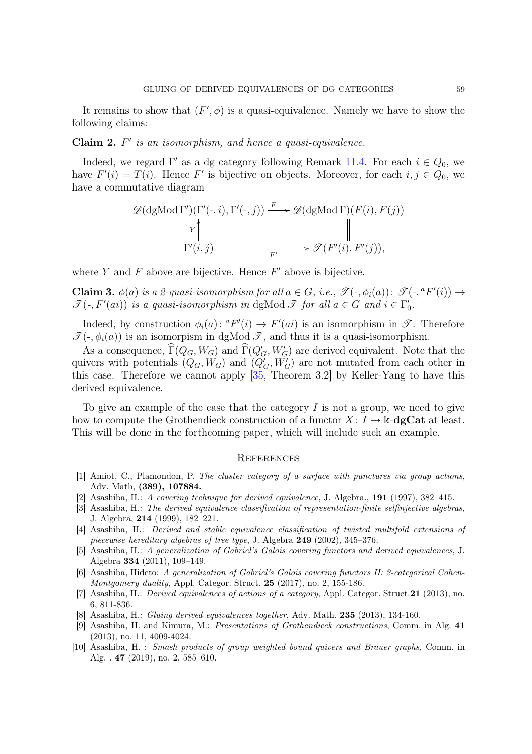It remains to show that $(F', \phi)$ is a quasi-equivalence. Namely we have to show the following claims:

**Claim 2.** *$F'$ is an isomorphism, and hence a quasi-equivalence.*

Indeed, we regard $\Gamma'$ as a dg category following Remark 11.4. For each $i \in Q_0$, we have $F'(i) = T(i)$. Hence $F'$ is bijective on objects. Moreover, for each $i, j \in Q_0$, we have a commutative diagram

$$\begin{array}{ccc}
\mathscr{D}(\mathrm{dgMod}\,\Gamma')(\Gamma'(\text{-}, i), \Gamma'(\text{-}, j)) & \xrightarrow{F} & \mathscr{D}(\mathrm{dgMod}\,\Gamma)(F(i), F(j)) \\
{\scriptstyle Y}\uparrow & & \| \\
\Gamma'(i, j) & \xrightarrow[F']{} & \mathscr{T}(F'(i), F'(j)),
\end{array}$$

where $Y$ and $F$ above are bijective. Hence $F'$ above is bijective.

**Claim 3.** *$\phi(a)$ is a 2-quasi-isomorphism for all $a \in G$, i.e., $\mathscr{T}(\text{-}, \phi_i(a)) \colon \mathscr{T}(\text{-}, {}^aF'(i)) \to \mathscr{T}(\text{-}, F'(ai))$ is a quasi-isomorphism in $\mathrm{dgMod}\,\mathscr{T}$ for all $a \in G$ and $i \in \Gamma'_0$.*

Indeed, by construction $\phi_i(a) \colon {}^aF'(i) \to F'(ai)$ is an isomorphism in $\mathscr{T}$. Therefore $\mathscr{T}(\text{-}, \phi_i(a))$ is an isomorpism in $\mathrm{dgMod}\,\mathscr{T}$, and thus it is a quasi-isomorphism.

As a consequence, $\widehat{\Gamma}(Q_G, W_G)$ and $\widehat{\Gamma}(Q'_G, W'_G)$ are derived equivalent. Note that the quivers with potentials $(Q_G, W_G)$ and $(Q'_G, W'_G)$ are not mutated from each other in this case. Therefore we cannot apply [35, Theorem 3.2] by Keller-Yang to have this derived equivalence.

To give an example of the case that the category $I$ is not a group, we need to give how to compute the Grothendieck construction of a functor $X \colon I \to \Bbbk\text{-}\mathbf{dgCat}$ at least. This will be done in the forthcoming paper, which will include such an example.

## References

[1] Amiot, C., Plamondon, P. *The cluster category of a surface with punctures via group actions*, Adv. Math, **(389), 107884.**

[2] Asashiba, H.: *A covering technique for derived equivalence*, J. Algebra., **191** (1997), 382–415.

[3] Asashiba, H.: *The derived equivalence classification of representation-finite selfinjective algebras*, J. Algebra, **214** (1999), 182–221.

[4] Asashiba, H.: *Derived and stable equivalence classification of twisted multifold extensions of piecewise hereditary algebras of tree type*, J. Algebra **249** (2002), 345–376.

[5] Asashiba, H.: *A generalization of Gabriel's Galois covering functors and derived equivalences*, J. Algebra **334** (2011), 109–149.

[6] Asashiba, Hideto: *A generalization of Gabriel's Galois covering functors II: 2-categorical Cohen-Montgomery duality*, Appl. Categor. Struct. **25** (2017), no. 2, 155-186.

[7] Asashiba, H.: *Derived equivalences of actions of a category*, Appl. Categor. Struct.**21** (2013), no. 6, 811-836.

[8] Asashiba, H.: *Gluing derived equivalences together*, Adv. Math. **235** (2013), 134-160.

[9] Asashiba, H. and Kimura, M.: *Presentations of Grothendieck constructions*, Comm. in Alg. **41** (2013), no. 11, 4009-4024.

[10] Asashiba, H. : *Smash products of group weighted bound quivers and Brauer graphs*, Comm. in Alg. . **47** (2019), no. 2, 585–610.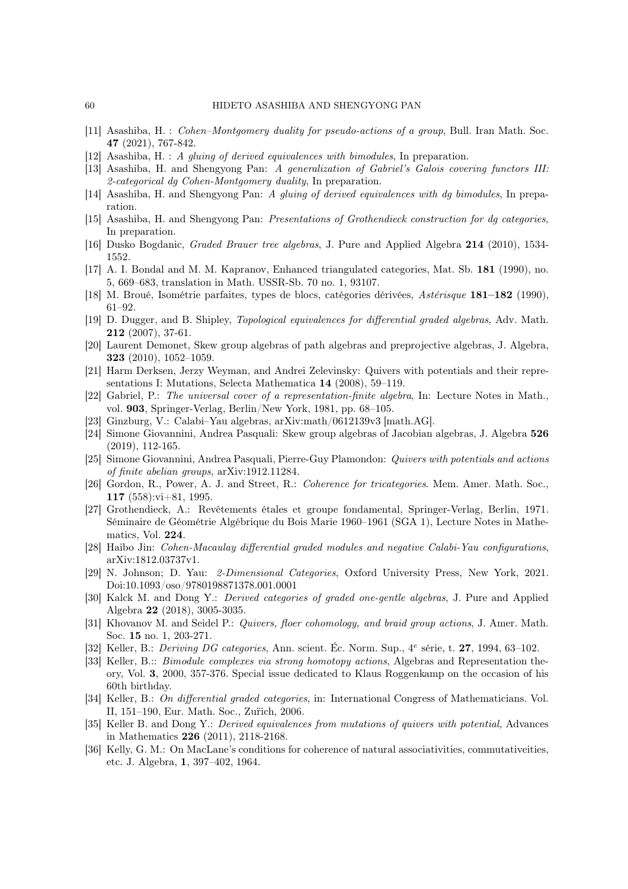- [11] Asashiba, H. : *Cohen–Montgomery duality for pseudo-actions of a group*, Bull. Iran Math. Soc. **47** (2021), 767-842.
- [12] Asashiba, H. : *A gluing of derived equivalences with bimodules*, In preparation.
- [13] Asashiba, H. and Shengyong Pan: *A generalization of Gabriel's Galois covering functors III: 2-categorical dg Cohen-Montgomery duality*, In preparation.
- [14] Asashiba, H. and Shengyong Pan: *A gluing of derived equivalences with dg bimodules*, In preparation.
- [15] Asashiba, H. and Shengyong Pan: *Presentations of Grothendieck construction for dg categories*, In preparation.
- [16] Dusko Bogdanic, *Graded Brauer tree algebras*, J. Pure and Applied Algebra **214** (2010), 1534-1552.
- [17] A. I. Bondal and M. M. Kapranov, Enhanced triangulated categories, Mat. Sb. **181** (1990), no. 5, 669–683, translation in Math. USSR-Sb. 70 no. 1, 93107.
- [18] M. Broué, Isométrie parfaites, types de blocs, catégories dérivées, *Astérisque* **181–182** (1990), 61–92.
- [19] D. Dugger, and B. Shipley, *Topological equivalences for differential graded algebras*, Adv. Math. **212** (2007), 37-61.
- [20] Laurent Demonet, Skew group algebras of path algebras and preprojective algebras, J. Algebra, **323** (2010), 1052–1059.
- [21] Harm Derksen, Jerzy Weyman, and Andrei Zelevinsky: Quivers with potentials and their representations I: Mutations, Selecta Mathematica **14** (2008), 59–119.
- [22] Gabriel, P.: *The universal cover of a representation-finite algebra*, In: Lecture Notes in Math., vol. **903**, Springer-Verlag, Berlin/New York, 1981, pp. 68–105.
- [23] Ginzburg, V.: Calabi–Yau algebras, arXiv:math/0612139v3 [math.AG].
- [24] Simone Giovannini, Andrea Pasquali: Skew group algebras of Jacobian algebras, J. Algebra **526** (2019), 112-165.
- [25] Simone Giovannini, Andrea Pasquali, Pierre-Guy Plamondon: *Quivers with potentials and actions of finite abelian groups*, arXiv:1912.11284.
- [26] Gordon, R., Power, A. J. and Street, R.: *Coherence for tricategories*. Mem. Amer. Math. Soc., **117** (558):vi+81, 1995.
- [27] Grothendieck, A.: Revêtements étales et groupe fondamental, Springer-Verlag, Berlin, 1971. Séminaire de Géométrie Algébrique du Bois Marie 1960–1961 (SGA 1), Lecture Notes in Mathematics, Vol. **224**.
- [28] Haibo Jin: *Cohen-Macaulay differential graded modules and negative Calabi-Yau configurations*, arXiv:1812.03737v1.
- [29] N. Johnson; D. Yau: *2-Dimensional Categories*, Oxford University Press, New York, 2021. Doi:10.1093/oso/9780198871378.001.0001
- [30] Kalck M. and Dong Y.: *Derived categories of graded one-gentle algebras*, J. Pure and Applied Algebra **22** (2018), 3005-3035.
- [31] Khovanov M. and Seidel P.: *Quivers, floer cohomology, and braid group actions*, J. Amer. Math. Soc. **15** no. 1, 203-271.
- [32] Keller, B.: *Deriving DG categories*, Ann. scient. Éc. Norm. Sup., $4^e$ série, t. **27**, 1994, 63–102.
- [33] Keller, B.:: *Bimodule complexes via strong homotopy actions*, Algebras and Representation theory, Vol. **3**, 2000, 357-376. Special issue dedicated to Klaus Roggenkamp on the occasion of his 60th birthday.
- [34] Keller, B.: *On differential graded categories*, in: International Congress of Mathematicians. Vol. II, 151–190, Eur. Math. Soc., Zuřich, 2006.
- [35] Keller B. and Dong Y.: *Derived equivalences from mutations of quivers with potential,* Advances in Mathematics **226** (2011), 2118-2168.
- [36] Kelly, G. M.: On MacLane's conditions for coherence of natural associativities, commutativeities, etc. J. Algebra, **1**, 397–402, 1964.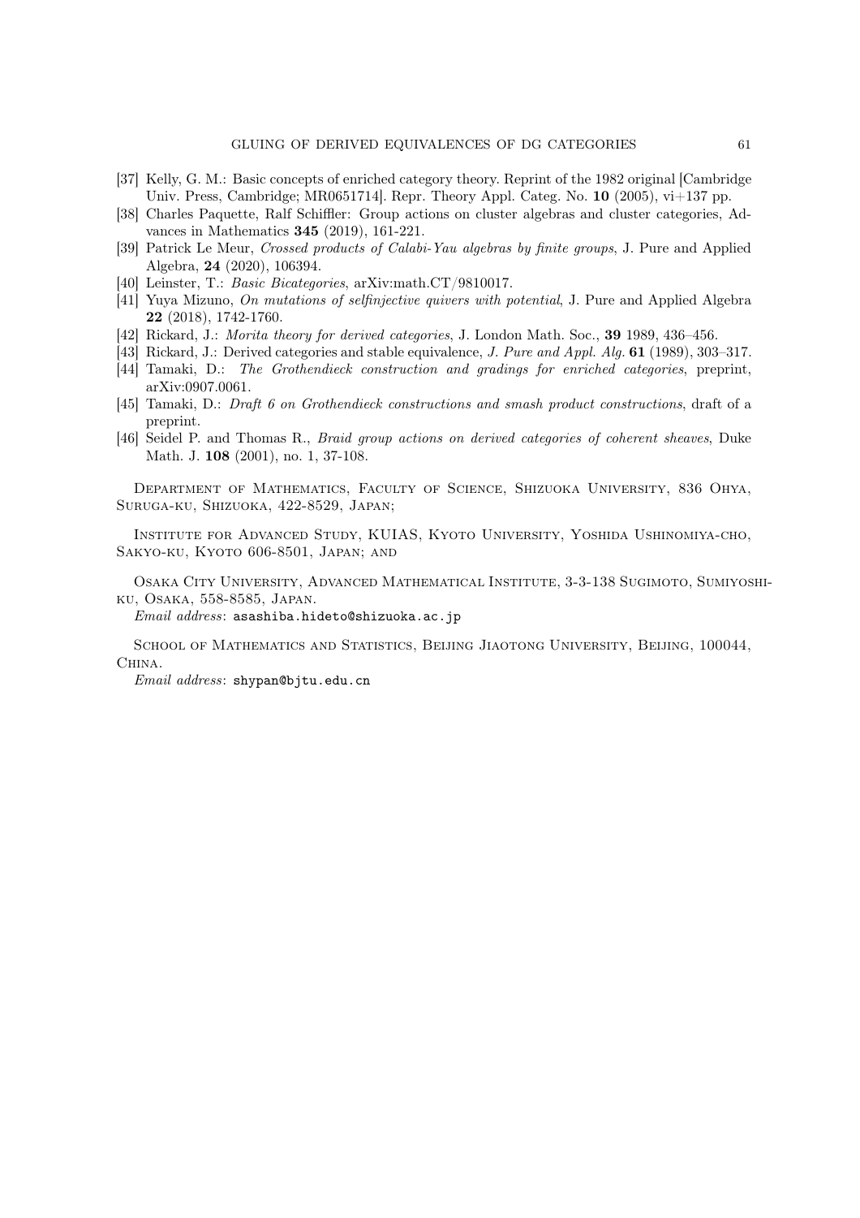[37] Kelly, G. M.: Basic concepts of enriched category theory. Reprint of the 1982 original [Cambridge Univ. Press, Cambridge; MR0651714]. Repr. Theory Appl. Categ. No. **10** (2005), vi+137 pp.

[38] Charles Paquette, Ralf Schiffler: Group actions on cluster algebras and cluster categories, Advances in Mathematics **345** (2019), 161-221.

[39] Patrick Le Meur, *Crossed products of Calabi-Yau algebras by finite groups*, J. Pure and Applied Algebra, **24** (2020), 106394.

[40] Leinster, T.: *Basic Bicategories*, arXiv:math.CT/9810017.

[41] Yuya Mizuno, *On mutations of selfinjective quivers with potential*, J. Pure and Applied Algebra **22** (2018), 1742-1760.

[42] Rickard, J.: *Morita theory for derived categories*, J. London Math. Soc., **39** 1989, 436–456.

[43] Rickard, J.: Derived categories and stable equivalence, *J. Pure and Appl. Alg.* **61** (1989), 303–317.

[44] Tamaki, D.: *The Grothendieck construction and gradings for enriched categories*, preprint, arXiv:0907.0061.

[45] Tamaki, D.: *Draft 6 on Grothendieck constructions and smash product constructions*, draft of a preprint.

[46] Seidel P. and Thomas R., *Braid group actions on derived categories of coherent sheaves*, Duke Math. J. **108** (2001), no. 1, 37-108.

Department of Mathematics, Faculty of Science, Shizuoka University, 836 Ohya, Suruga-ku, Shizuoka, 422-8529, Japan;

Institute for Advanced Study, KUIAS, Kyoto University, Yoshida Ushinomiya-cho, Sakyo-ku, Kyoto 606-8501, Japan; and

Osaka City University, Advanced Mathematical Institute, 3-3-138 Sugimoto, Sumiyoshi-ku, Osaka, 558-8585, Japan.

*Email address*: asashiba.hideto@shizuoka.ac.jp

School of Mathematics and Statistics, Beijing Jiaotong University, Beijing, 100044, China.

*Email address*: shypan@bjtu.edu.cn